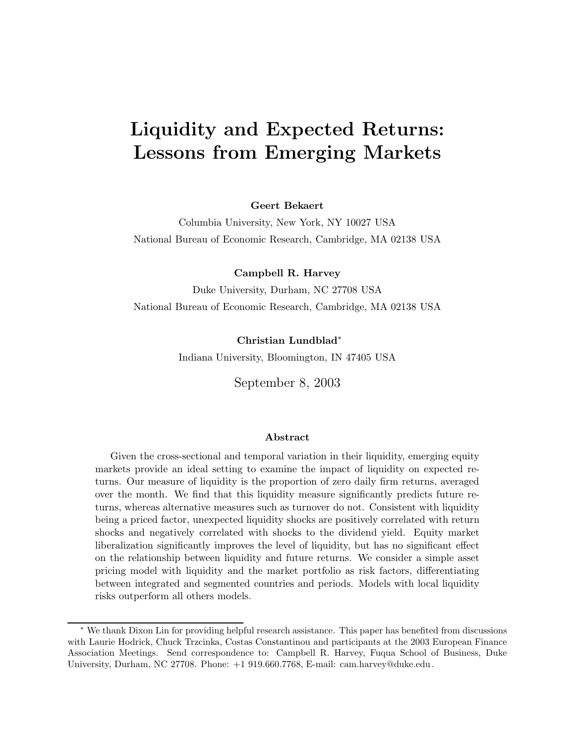# Liquidity and Expected Returns: Lessons from Emerging Markets

**Geert Bekaert**

Columbia University, New York, NY 10027 USA

National Bureau of Economic Research, Cambridge, MA 02138 USA

**Campbell R. Harvey**

Duke University, Durham, NC 27708 USA

National Bureau of Economic Research, Cambridge, MA 02138 USA

**Christian Lundblad***

Indiana University, Bloomington, IN 47405 USA

September 8, 2003

## Abstract

Given the cross-sectional and temporal variation in their liquidity, emerging equity markets provide an ideal setting to examine the impact of liquidity on expected returns. Our measure of liquidity is the proportion of zero daily firm returns, averaged over the month. We find that this liquidity measure significantly predicts future returns, whereas alternative measures such as turnover do not. Consistent with liquidity being a priced factor, unexpected liquidity shocks are positively correlated with return shocks and negatively correlated with shocks to the dividend yield. Equity market liberalization significantly improves the level of liquidity, but has no significant effect on the relationship between liquidity and future returns. We consider a simple asset pricing model with liquidity and the market portfolio as risk factors, differentiating between integrated and segmented countries and periods. Models with local liquidity risks outperform all others models.

---

* We thank Dixon Lin for providing helpful research assistance. This paper has benefited from discussions with Laurie Hodrick, Chuck Trzcinka, Costas Constantinou and participants at the 2003 European Finance Association Meetings. Send correspondence to: Campbell R. Harvey, Fuqua School of Business, Duke University, Durham, NC 27708. Phone: +1 919.660.7768, E-mail: cam.harvey@duke.edu.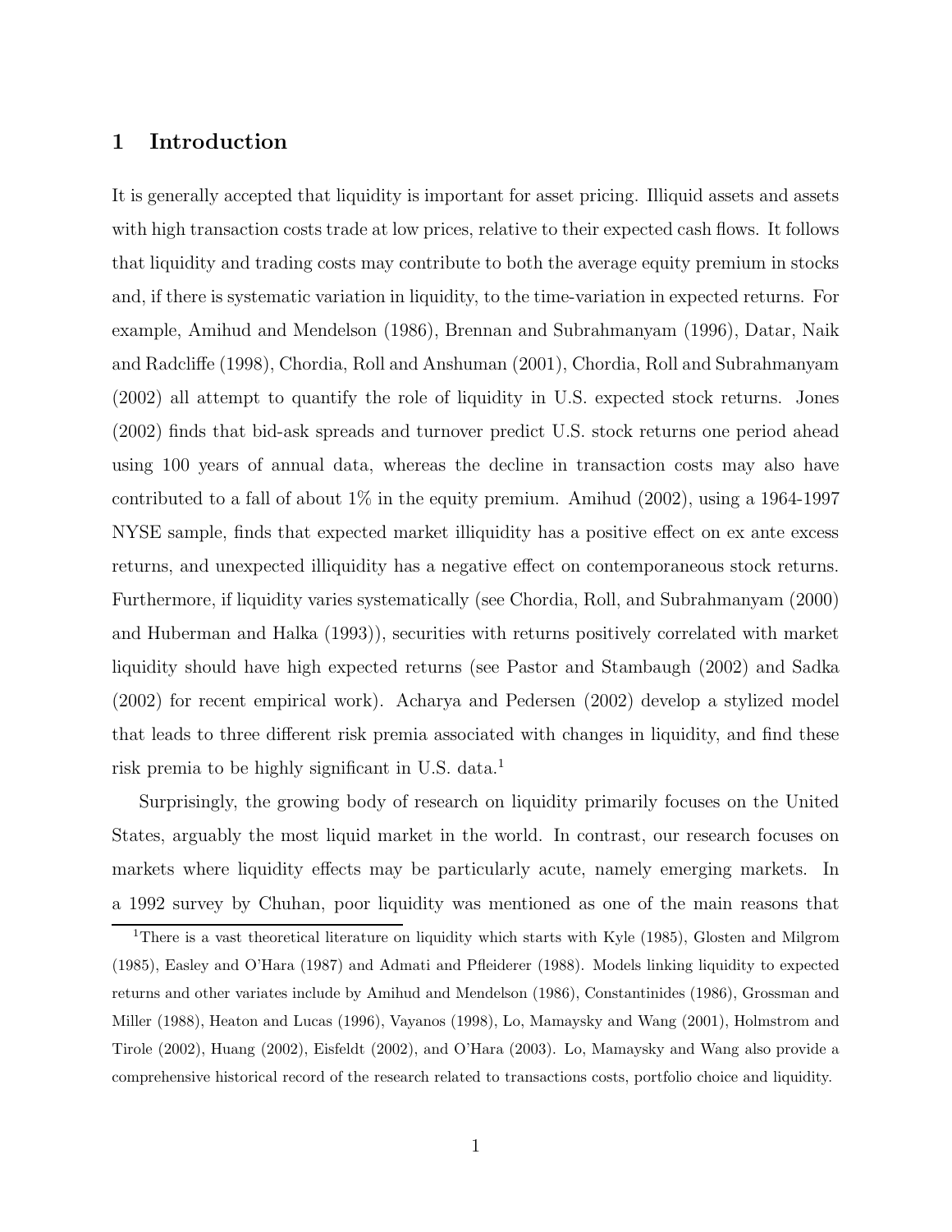# 1 Introduction

It is generally accepted that liquidity is important for asset pricing. Illiquid assets and assets with high transaction costs trade at low prices, relative to their expected cash flows. It follows that liquidity and trading costs may contribute to both the average equity premium in stocks and, if there is systematic variation in liquidity, to the time-variation in expected returns. For example, Amihud and Mendelson (1986), Brennan and Subrahmanyam (1996), Datar, Naik and Radcliffe (1998), Chordia, Roll and Anshuman (2001), Chordia, Roll and Subrahmanyam (2002) all attempt to quantify the role of liquidity in U.S. expected stock returns. Jones (2002) finds that bid-ask spreads and turnover predict U.S. stock returns one period ahead using 100 years of annual data, whereas the decline in transaction costs may also have contributed to a fall of about 1% in the equity premium. Amihud (2002), using a 1964-1997 NYSE sample, finds that expected market illiquidity has a positive effect on ex ante excess returns, and unexpected illiquidity has a negative effect on contemporaneous stock returns. Furthermore, if liquidity varies systematically (see Chordia, Roll, and Subrahmanyam (2000) and Huberman and Halka (1993)), securities with returns positively correlated with market liquidity should have high expected returns (see Pastor and Stambaugh (2002) and Sadka (2002) for recent empirical work). Acharya and Pedersen (2002) develop a stylized model that leads to three different risk premia associated with changes in liquidity, and find these risk premia to be highly significant in U.S. data.[1]

Surprisingly, the growing body of research on liquidity primarily focuses on the United States, arguably the most liquid market in the world. In contrast, our research focuses on markets where liquidity effects may be particularly acute, namely emerging markets. In a 1992 survey by Chuhan, poor liquidity was mentioned as one of the main reasons that

[1] There is a vast theoretical literature on liquidity which starts with Kyle (1985), Glosten and Milgrom (1985), Easley and O'Hara (1987) and Admati and Pfleiderer (1988). Models linking liquidity to expected returns and other variates include by Amihud and Mendelson (1986), Constantinides (1986), Grossman and Miller (1988), Heaton and Lucas (1996), Vayanos (1998), Lo, Mamaysky and Wang (2001), Holmstrom and Tirole (2002), Huang (2002), Eisfeldt (2002), and O'Hara (2003). Lo, Mamaysky and Wang also provide a comprehensive historical record of the research related to transactions costs, portfolio choice and liquidity.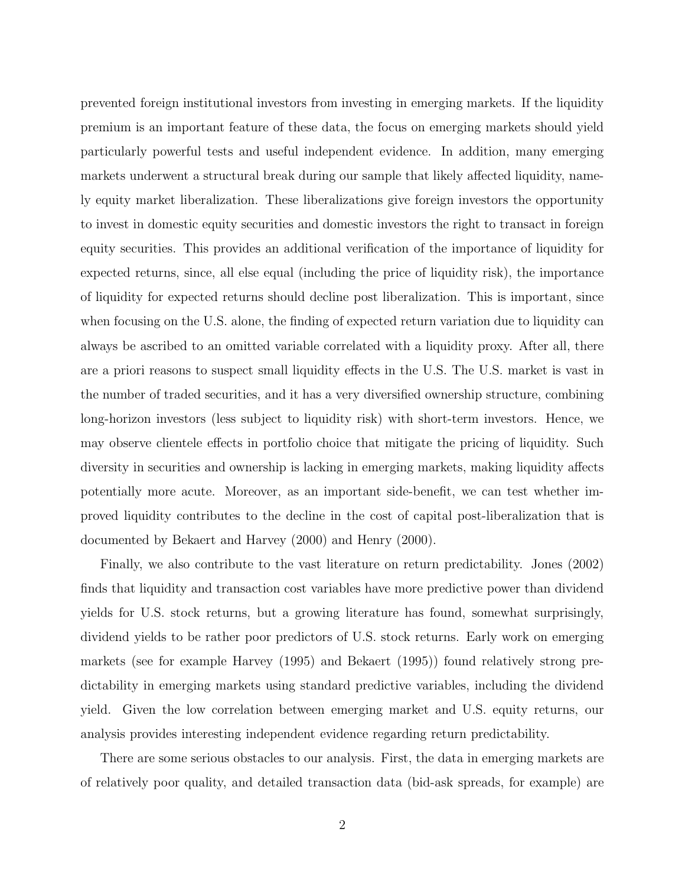prevented foreign institutional investors from investing in emerging markets. If the liquidity premium is an important feature of these data, the focus on emerging markets should yield particularly powerful tests and useful independent evidence. In addition, many emerging markets underwent a structural break during our sample that likely affected liquidity, namely equity market liberalization. These liberalizations give foreign investors the opportunity to invest in domestic equity securities and domestic investors the right to transact in foreign equity securities. This provides an additional verification of the importance of liquidity for expected returns, since, all else equal (including the price of liquidity risk), the importance of liquidity for expected returns should decline post liberalization. This is important, since when focusing on the U.S. alone, the finding of expected return variation due to liquidity can always be ascribed to an omitted variable correlated with a liquidity proxy. After all, there are a priori reasons to suspect small liquidity effects in the U.S. The U.S. market is vast in the number of traded securities, and it has a very diversified ownership structure, combining long-horizon investors (less subject to liquidity risk) with short-term investors. Hence, we may observe clientele effects in portfolio choice that mitigate the pricing of liquidity. Such diversity in securities and ownership is lacking in emerging markets, making liquidity affects potentially more acute. Moreover, as an important side-benefit, we can test whether improved liquidity contributes to the decline in the cost of capital post-liberalization that is documented by Bekaert and Harvey (2000) and Henry (2000).

Finally, we also contribute to the vast literature on return predictability. Jones (2002) finds that liquidity and transaction cost variables have more predictive power than dividend yields for U.S. stock returns, but a growing literature has found, somewhat surprisingly, dividend yields to be rather poor predictors of U.S. stock returns. Early work on emerging markets (see for example Harvey (1995) and Bekaert (1995)) found relatively strong predictability in emerging markets using standard predictive variables, including the dividend yield. Given the low correlation between emerging market and U.S. equity returns, our analysis provides interesting independent evidence regarding return predictability.

There are some serious obstacles to our analysis. First, the data in emerging markets are of relatively poor quality, and detailed transaction data (bid-ask spreads, for example) are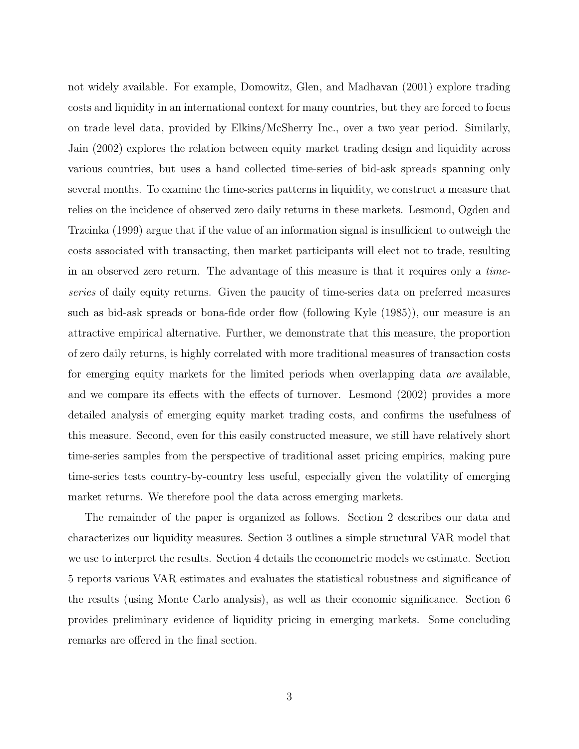not widely available. For example, Domowitz, Glen, and Madhavan (2001) explore trading costs and liquidity in an international context for many countries, but they are forced to focus on trade level data, provided by Elkins/McSherry Inc., over a two year period. Similarly, Jain (2002) explores the relation between equity market trading design and liquidity across various countries, but uses a hand collected time-series of bid-ask spreads spanning only several months. To examine the time-series patterns in liquidity, we construct a measure that relies on the incidence of observed zero daily returns in these markets. Lesmond, Ogden and Trzcinka (1999) argue that if the value of an information signal is insufficient to outweigh the costs associated with transacting, then market participants will elect not to trade, resulting in an observed zero return. The advantage of this measure is that it requires only a *time-series* of daily equity returns. Given the paucity of time-series data on preferred measures such as bid-ask spreads or bona-fide order flow (following Kyle (1985)), our measure is an attractive empirical alternative. Further, we demonstrate that this measure, the proportion of zero daily returns, is highly correlated with more traditional measures of transaction costs for emerging equity markets for the limited periods when overlapping data *are* available, and we compare its effects with the effects of turnover. Lesmond (2002) provides a more detailed analysis of emerging equity market trading costs, and confirms the usefulness of this measure. Second, even for this easily constructed measure, we still have relatively short time-series samples from the perspective of traditional asset pricing empirics, making pure time-series tests country-by-country less useful, especially given the volatility of emerging market returns. We therefore pool the data across emerging markets.

The remainder of the paper is organized as follows. Section 2 describes our data and characterizes our liquidity measures. Section 3 outlines a simple structural VAR model that we use to interpret the results. Section 4 details the econometric models we estimate. Section 5 reports various VAR estimates and evaluates the statistical robustness and significance of the results (using Monte Carlo analysis), as well as their economic significance. Section 6 provides preliminary evidence of liquidity pricing in emerging markets. Some concluding remarks are offered in the final section.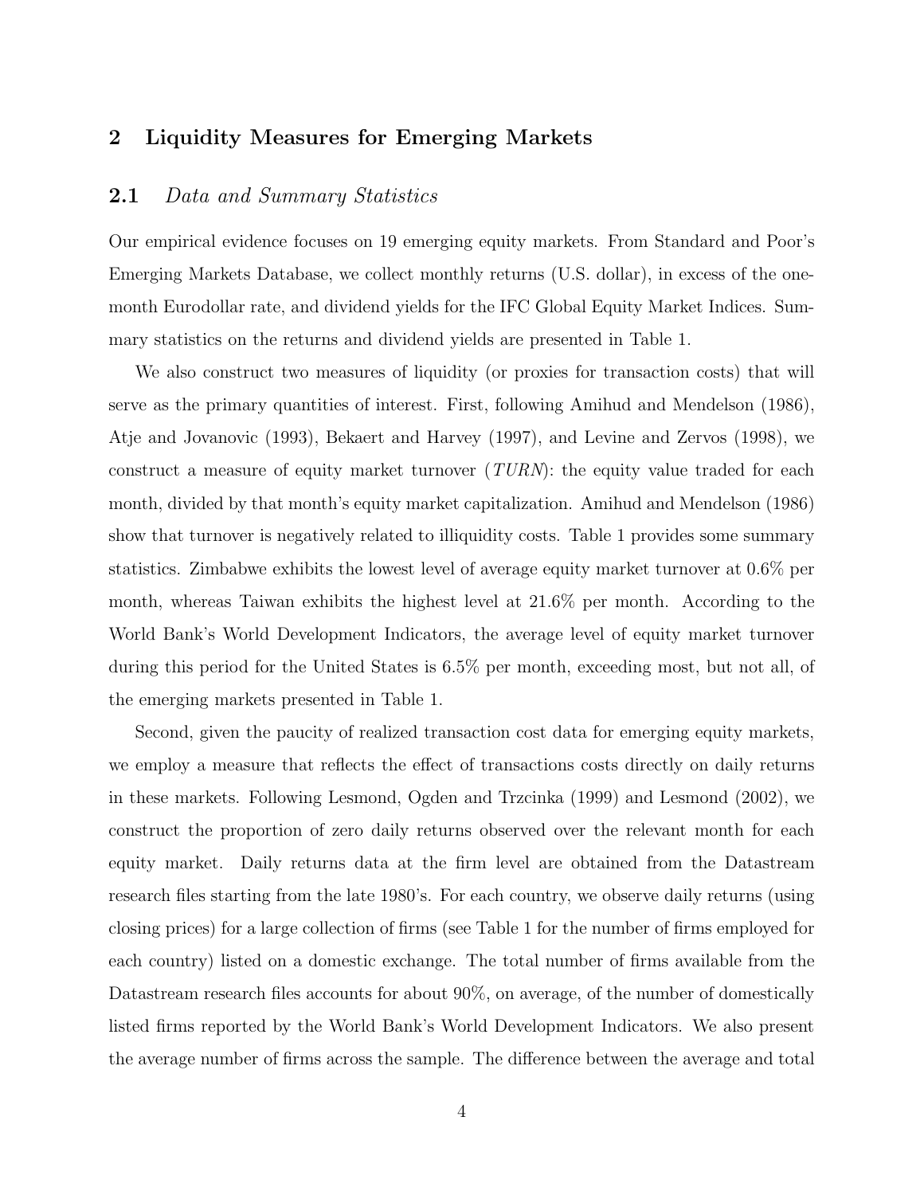## 2 Liquidity Measures for Emerging Markets

### 2.1 *Data and Summary Statistics*

Our empirical evidence focuses on 19 emerging equity markets. From Standard and Poor's Emerging Markets Database, we collect monthly returns (U.S. dollar), in excess of the one-month Eurodollar rate, and dividend yields for the IFC Global Equity Market Indices. Summary statistics on the returns and dividend yields are presented in Table 1.

We also construct two measures of liquidity (or proxies for transaction costs) that will serve as the primary quantities of interest. First, following Amihud and Mendelson (1986), Atje and Jovanovic (1993), Bekaert and Harvey (1997), and Levine and Zervos (1998), we construct a measure of equity market turnover (*TURN*): the equity value traded for each month, divided by that month's equity market capitalization. Amihud and Mendelson (1986) show that turnover is negatively related to illiquidity costs. Table 1 provides some summary statistics. Zimbabwe exhibits the lowest level of average equity market turnover at 0.6% per month, whereas Taiwan exhibits the highest level at 21.6% per month. According to the World Bank's World Development Indicators, the average level of equity market turnover during this period for the United States is 6.5% per month, exceeding most, but not all, of the emerging markets presented in Table 1.

Second, given the paucity of realized transaction cost data for emerging equity markets, we employ a measure that reflects the effect of transactions costs directly on daily returns in these markets. Following Lesmond, Ogden and Trzcinka (1999) and Lesmond (2002), we construct the proportion of zero daily returns observed over the relevant month for each equity market. Daily returns data at the firm level are obtained from the Datastream research files starting from the late 1980's. For each country, we observe daily returns (using closing prices) for a large collection of firms (see Table 1 for the number of firms employed for each country) listed on a domestic exchange. The total number of firms available from the Datastream research files accounts for about 90%, on average, of the number of domestically listed firms reported by the World Bank's World Development Indicators. We also present the average number of firms across the sample. The difference between the average and total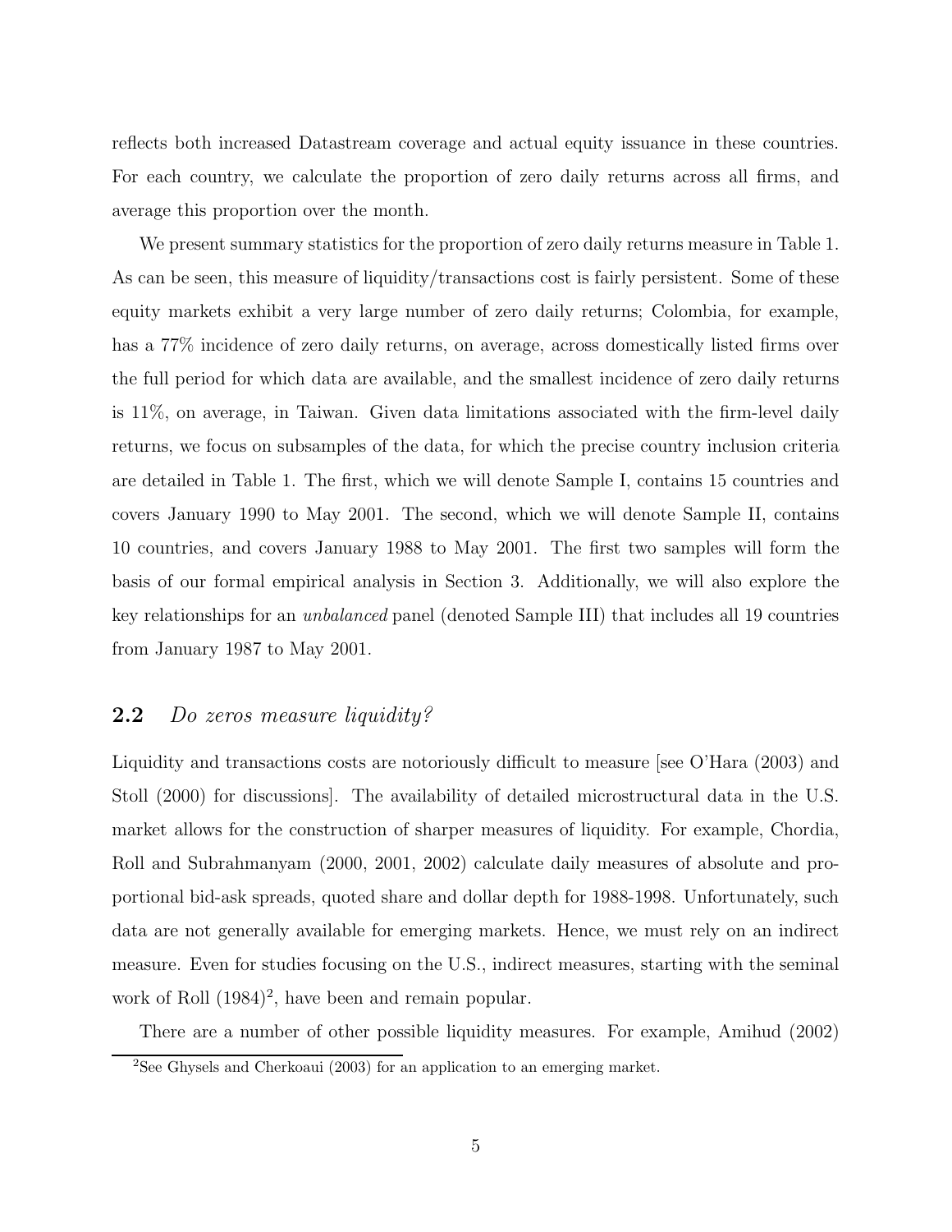reflects both increased Datastream coverage and actual equity issuance in these countries. For each country, we calculate the proportion of zero daily returns across all firms, and average this proportion over the month.

We present summary statistics for the proportion of zero daily returns measure in Table 1. As can be seen, this measure of liquidity/transactions cost is fairly persistent. Some of these equity markets exhibit a very large number of zero daily returns; Colombia, for example, has a 77% incidence of zero daily returns, on average, across domestically listed firms over the full period for which data are available, and the smallest incidence of zero daily returns is 11%, on average, in Taiwan. Given data limitations associated with the firm-level daily returns, we focus on subsamples of the data, for which the precise country inclusion criteria are detailed in Table 1. The first, which we will denote Sample I, contains 15 countries and covers January 1990 to May 2001. The second, which we will denote Sample II, contains 10 countries, and covers January 1988 to May 2001. The first two samples will form the basis of our formal empirical analysis in Section 3. Additionally, we will also explore the key relationships for an *unbalanced* panel (denoted Sample III) that includes all 19 countries from January 1987 to May 2001.

## 2.2 *Do zeros measure liquidity?*

Liquidity and transactions costs are notoriously difficult to measure [see O'Hara (2003) and Stoll (2000) for discussions]. The availability of detailed microstructural data in the U.S. market allows for the construction of sharper measures of liquidity. For example, Chordia, Roll and Subrahmanyam (2000, 2001, 2002) calculate daily measures of absolute and proportional bid-ask spreads, quoted share and dollar depth for 1988-1998. Unfortunately, such data are not generally available for emerging markets. Hence, we must rely on an indirect measure. Even for studies focusing on the U.S., indirect measures, starting with the seminal work of Roll (1984)[2], have been and remain popular.

There are a number of other possible liquidity measures. For example, Amihud (2002)

[2]See Ghysels and Cherkaoui (2003) for an application to an emerging market.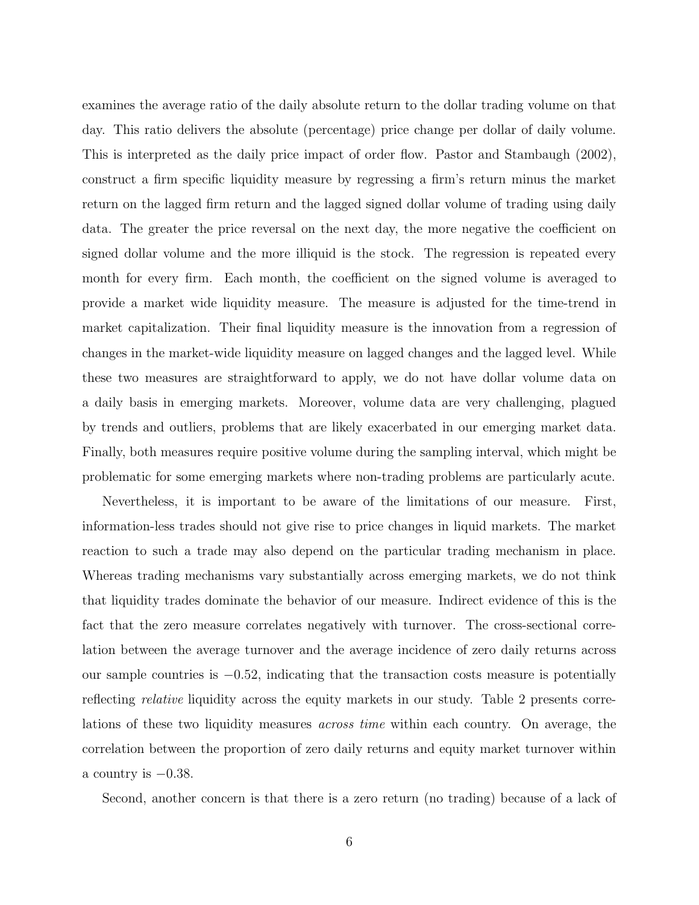examines the average ratio of the daily absolute return to the dollar trading volume on that day. This ratio delivers the absolute (percentage) price change per dollar of daily volume. This is interpreted as the daily price impact of order flow. Pastor and Stambaugh (2002), construct a firm specific liquidity measure by regressing a firm's return minus the market return on the lagged firm return and the lagged signed dollar volume of trading using daily data. The greater the price reversal on the next day, the more negative the coefficient on signed dollar volume and the more illiquid is the stock. The regression is repeated every month for every firm. Each month, the coefficient on the signed volume is averaged to provide a market wide liquidity measure. The measure is adjusted for the time-trend in market capitalization. Their final liquidity measure is the innovation from a regression of changes in the market-wide liquidity measure on lagged changes and the lagged level. While these two measures are straightforward to apply, we do not have dollar volume data on a daily basis in emerging markets. Moreover, volume data are very challenging, plagued by trends and outliers, problems that are likely exacerbated in our emerging market data. Finally, both measures require positive volume during the sampling interval, which might be problematic for some emerging markets where non-trading problems are particularly acute.

Nevertheless, it is important to be aware of the limitations of our measure. First, information-less trades should not give rise to price changes in liquid markets. The market reaction to such a trade may also depend on the particular trading mechanism in place. Whereas trading mechanisms vary substantially across emerging markets, we do not think that liquidity trades dominate the behavior of our measure. Indirect evidence of this is the fact that the zero measure correlates negatively with turnover. The cross-sectional correlation between the average turnover and the average incidence of zero daily returns across our sample countries is $-0.52$, indicating that the transaction costs measure is potentially reflecting *relative* liquidity across the equity markets in our study. Table 2 presents correlations of these two liquidity measures *across time* within each country. On average, the correlation between the proportion of zero daily returns and equity market turnover within a country is $-0.38$.

Second, another concern is that there is a zero return (no trading) because of a lack of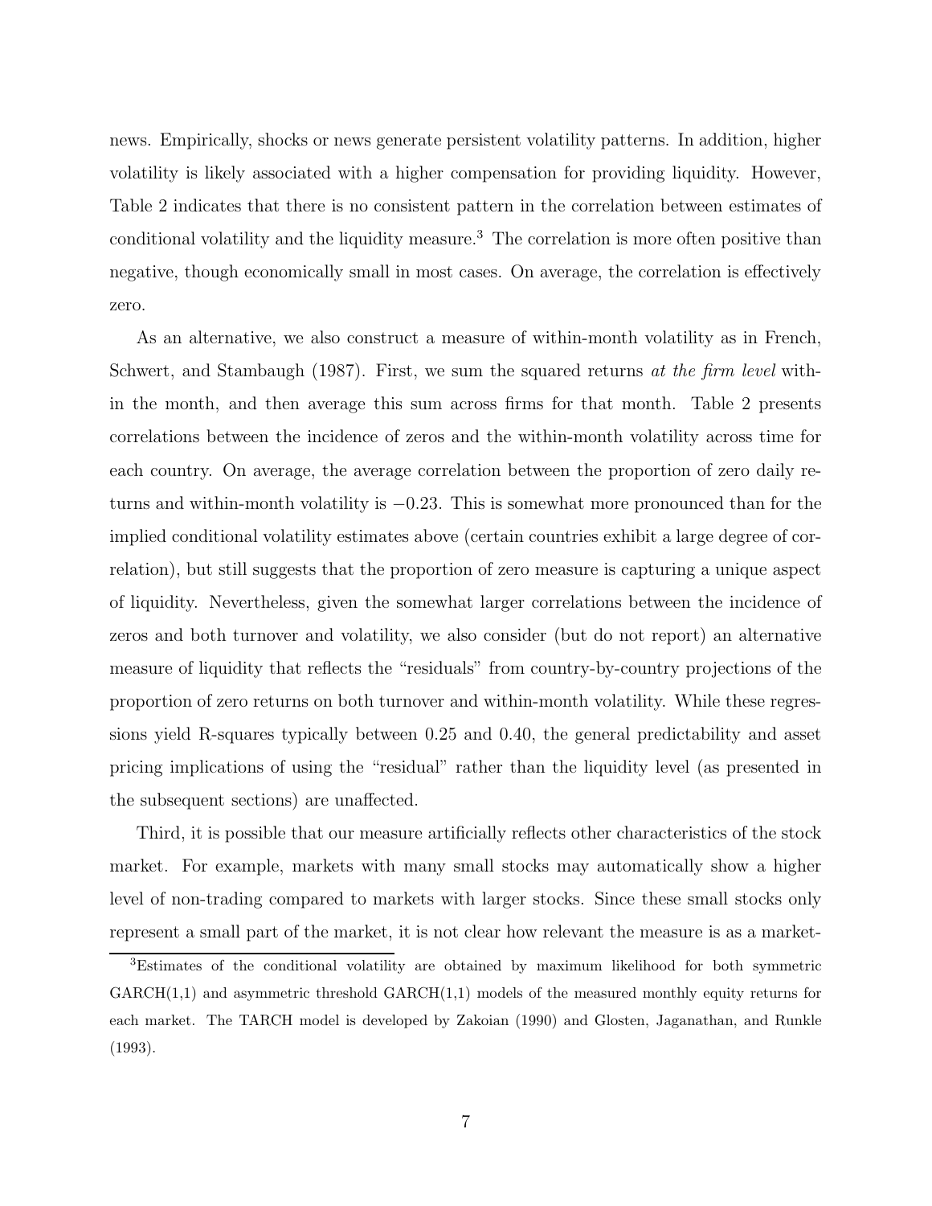news. Empirically, shocks or news generate persistent volatility patterns. In addition, higher volatility is likely associated with a higher compensation for providing liquidity. However, Table 2 indicates that there is no consistent pattern in the correlation between estimates of conditional volatility and the liquidity measure.[3] The correlation is more often positive than negative, though economically small in most cases. On average, the correlation is effectively zero.

As an alternative, we also construct a measure of within-month volatility as in French, Schwert, and Stambaugh (1987). First, we sum the squared returns *at the firm level* within the month, and then average this sum across firms for that month. Table 2 presents correlations between the incidence of zeros and the within-month volatility across time for each country. On average, the average correlation between the proportion of zero daily returns and within-month volatility is $-0.23$. This is somewhat more pronounced than for the implied conditional volatility estimates above (certain countries exhibit a large degree of correlation), but still suggests that the proportion of zero measure is capturing a unique aspect of liquidity. Nevertheless, given the somewhat larger correlations between the incidence of zeros and both turnover and volatility, we also consider (but do not report) an alternative measure of liquidity that reflects the "residuals" from country-by-country projections of the proportion of zero returns on both turnover and within-month volatility. While these regressions yield R-squares typically between 0.25 and 0.40, the general predictability and asset pricing implications of using the "residual" rather than the liquidity level (as presented in the subsequent sections) are unaffected.

Third, it is possible that our measure artificially reflects other characteristics of the stock market. For example, markets with many small stocks may automatically show a higher level of non-trading compared to markets with larger stocks. Since these small stocks only represent a small part of the market, it is not clear how relevant the measure is as a market-

[3] Estimates of the conditional volatility are obtained by maximum likelihood for both symmetric GARCH(1,1) and asymmetric threshold GARCH(1,1) models of the measured monthly equity returns for each market. The TARCH model is developed by Zakoian (1990) and Glosten, Jaganathan, and Runkle (1993).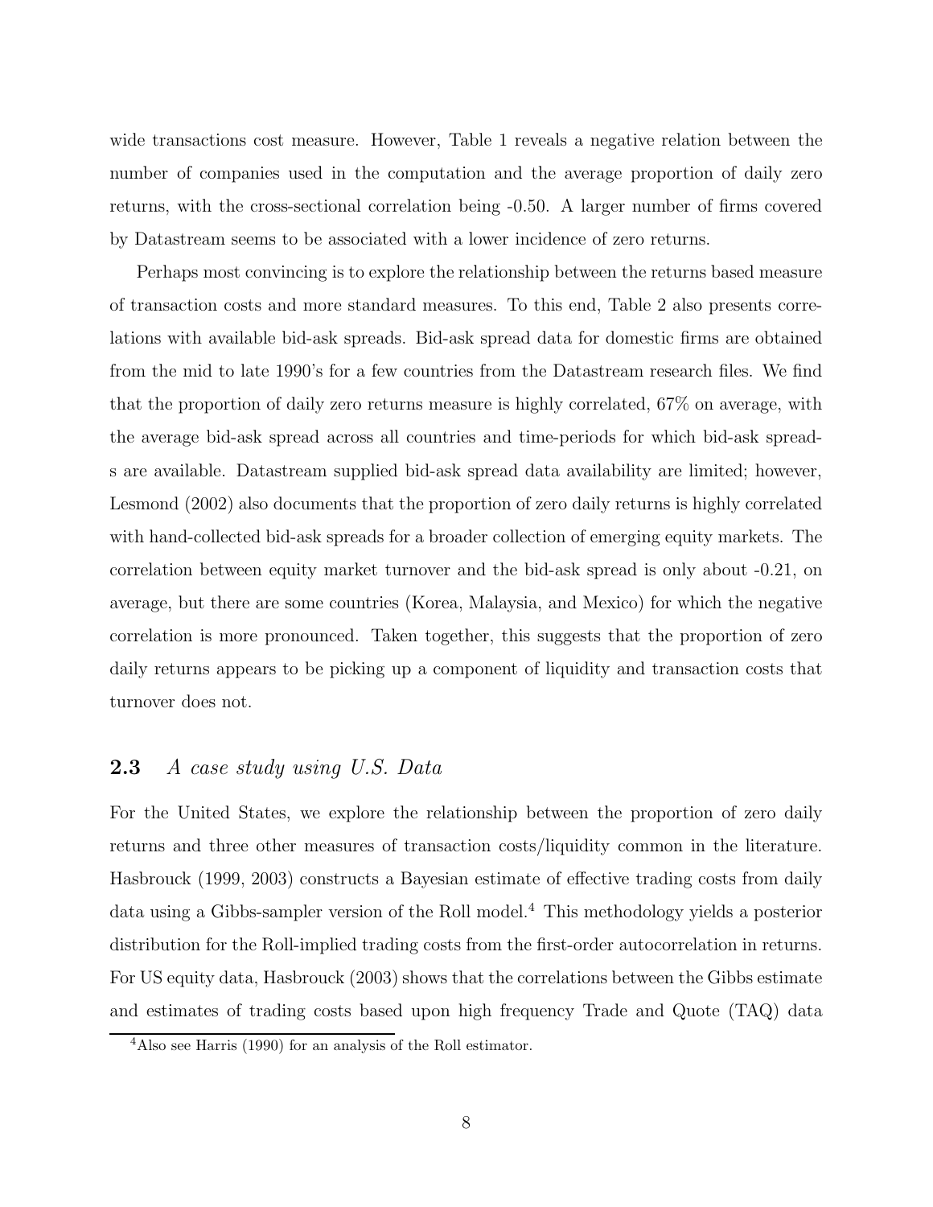wide transactions cost measure. However, Table 1 reveals a negative relation between the number of companies used in the computation and the average proportion of daily zero returns, with the cross-sectional correlation being -0.50. A larger number of firms covered by Datastream seems to be associated with a lower incidence of zero returns.

Perhaps most convincing is to explore the relationship between the returns based measure of transaction costs and more standard measures. To this end, Table 2 also presents correlations with available bid-ask spreads. Bid-ask spread data for domestic firms are obtained from the mid to late 1990's for a few countries from the Datastream research files. We find that the proportion of daily zero returns measure is highly correlated, 67% on average, with the average bid-ask spread across all countries and time-periods for which bid-ask spreads are available. Datastream supplied bid-ask spread data availability are limited; however, Lesmond (2002) also documents that the proportion of zero daily returns is highly correlated with hand-collected bid-ask spreads for a broader collection of emerging equity markets. The correlation between equity market turnover and the bid-ask spread is only about -0.21, on average, but there are some countries (Korea, Malaysia, and Mexico) for which the negative correlation is more pronounced. Taken together, this suggests that the proportion of zero daily returns appears to be picking up a component of liquidity and transaction costs that turnover does not.

## 2.3 *A case study using U.S. Data*

For the United States, we explore the relationship between the proportion of zero daily returns and three other measures of transaction costs/liquidity common in the literature. Hasbrouck (1999, 2003) constructs a Bayesian estimate of effective trading costs from daily data using a Gibbs-sampler version of the Roll model.[4] This methodology yields a posterior distribution for the Roll-implied trading costs from the first-order autocorrelation in returns. For US equity data, Hasbrouck (2003) shows that the correlations between the Gibbs estimate and estimates of trading costs based upon high frequency Trade and Quote (TAQ) data

[4] Also see Harris (1990) for an analysis of the Roll estimator.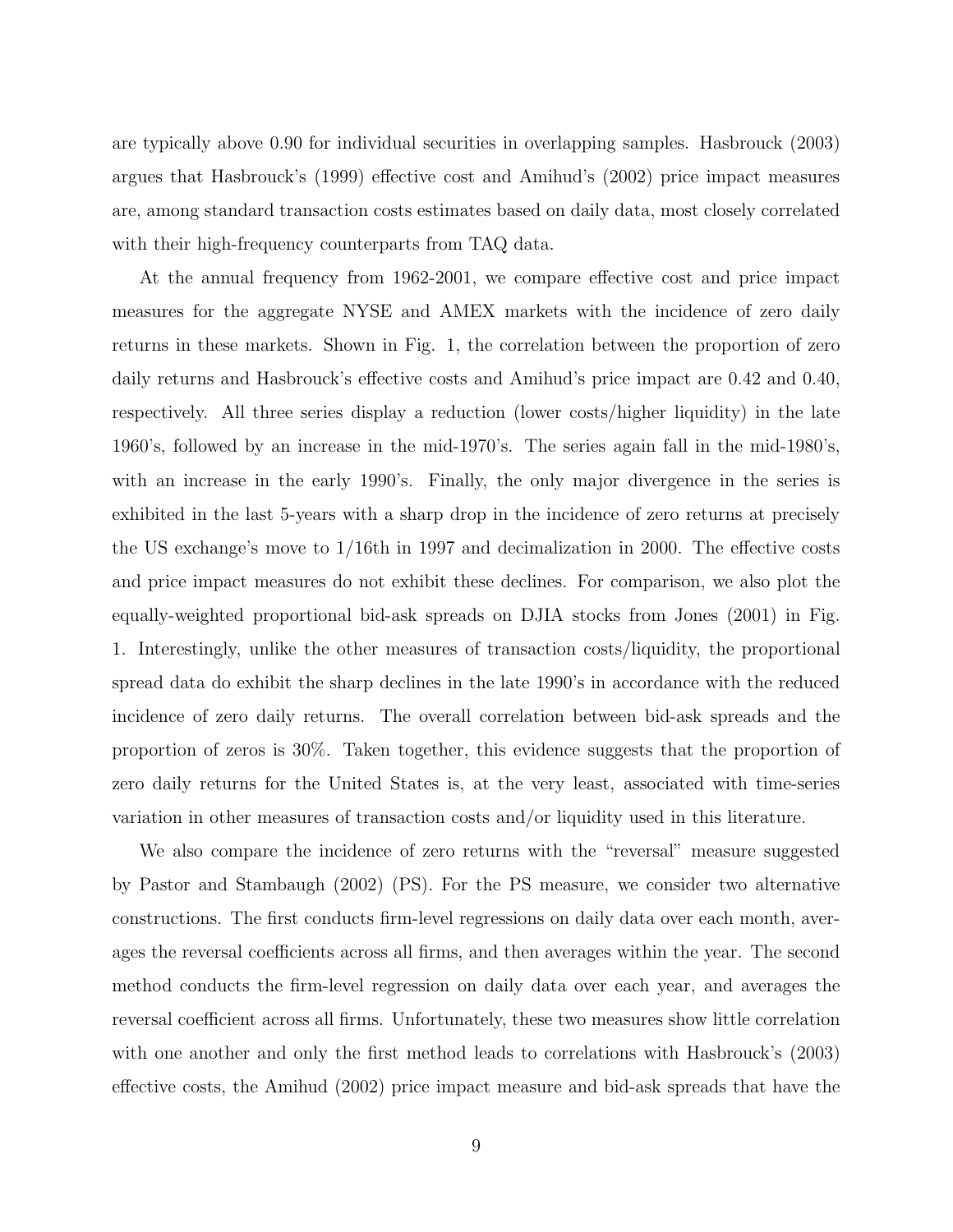are typically above 0.90 for individual securities in overlapping samples. Hasbrouck (2003) argues that Hasbrouck's (1999) effective cost and Amihud's (2002) price impact measures are, among standard transaction costs estimates based on daily data, most closely correlated with their high-frequency counterparts from TAQ data.

At the annual frequency from 1962-2001, we compare effective cost and price impact measures for the aggregate NYSE and AMEX markets with the incidence of zero daily returns in these markets. Shown in Fig. 1, the correlation between the proportion of zero daily returns and Hasbrouck's effective costs and Amihud's price impact are 0.42 and 0.40, respectively. All three series display a reduction (lower costs/higher liquidity) in the late 1960's, followed by an increase in the mid-1970's. The series again fall in the mid-1980's, with an increase in the early 1990's. Finally, the only major divergence in the series is exhibited in the last 5-years with a sharp drop in the incidence of zero returns at precisely the US exchange's move to 1/16th in 1997 and decimalization in 2000. The effective costs and price impact measures do not exhibit these declines. For comparison, we also plot the equally-weighted proportional bid-ask spreads on DJIA stocks from Jones (2001) in Fig. 1. Interestingly, unlike the other measures of transaction costs/liquidity, the proportional spread data do exhibit the sharp declines in the late 1990's in accordance with the reduced incidence of zero daily returns. The overall correlation between bid-ask spreads and the proportion of zeros is 30%. Taken together, this evidence suggests that the proportion of zero daily returns for the United States is, at the very least, associated with time-series variation in other measures of transaction costs and/or liquidity used in this literature.

We also compare the incidence of zero returns with the "reversal" measure suggested by Pastor and Stambaugh (2002) (PS). For the PS measure, we consider two alternative constructions. The first conducts firm-level regressions on daily data over each month, averages the reversal coefficients across all firms, and then averages within the year. The second method conducts the firm-level regression on daily data over each year, and averages the reversal coefficient across all firms. Unfortunately, these two measures show little correlation with one another and only the first method leads to correlations with Hasbrouck's (2003) effective costs, the Amihud (2002) price impact measure and bid-ask spreads that have the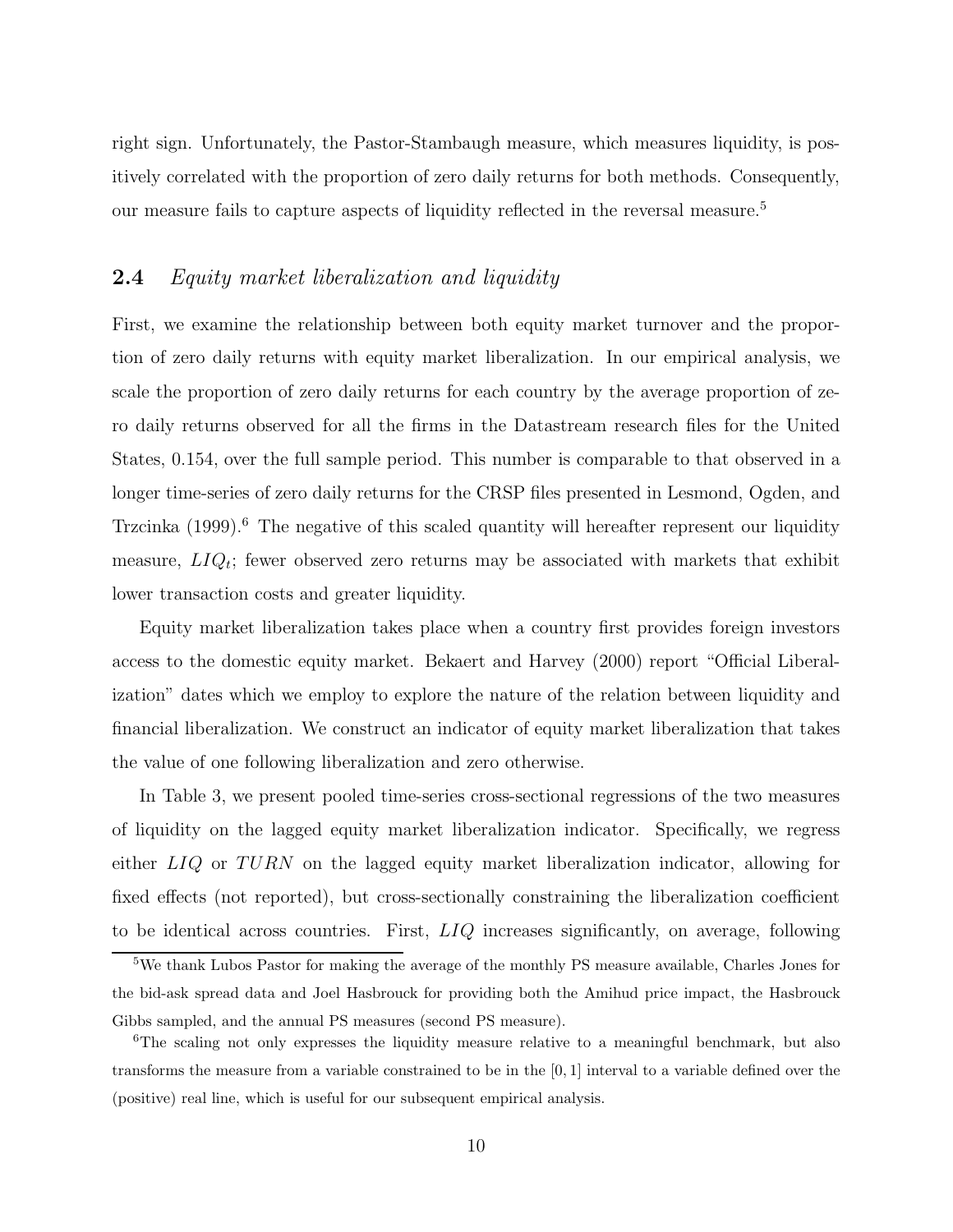right sign. Unfortunately, the Pastor-Stambaugh measure, which measures liquidity, is positively correlated with the proportion of zero daily returns for both methods. Consequently, our measure fails to capture aspects of liquidity reflected in the reversal measure.[5]

## 2.4 *Equity market liberalization and liquidity*

First, we examine the relationship between both equity market turnover and the proportion of zero daily returns with equity market liberalization. In our empirical analysis, we scale the proportion of zero daily returns for each country by the average proportion of zero daily returns observed for all the firms in the Datastream research files for the United States, 0.154, over the full sample period. This number is comparable to that observed in a longer time-series of zero daily returns for the CRSP files presented in Lesmond, Ogden, and Trzcinka (1999).[6] The negative of this scaled quantity will hereafter represent our liquidity measure, $LIQ_t$; fewer observed zero returns may be associated with markets that exhibit lower transaction costs and greater liquidity.

Equity market liberalization takes place when a country first provides foreign investors access to the domestic equity market. Bekaert and Harvey (2000) report "Official Liberalization" dates which we employ to explore the nature of the relation between liquidity and financial liberalization. We construct an indicator of equity market liberalization that takes the value of one following liberalization and zero otherwise.

In Table 3, we present pooled time-series cross-sectional regressions of the two measures of liquidity on the lagged equity market liberalization indicator. Specifically, we regress either $LIQ$ or $TURN$ on the lagged equity market liberalization indicator, allowing for fixed effects (not reported), but cross-sectionally constraining the liberalization coefficient to be identical across countries. First, $LIQ$ increases significantly, on average, following

[5] We thank Lubos Pastor for making the average of the monthly PS measure available, Charles Jones for the bid-ask spread data and Joel Hasbrouck for providing both the Amihud price impact, the Hasbrouck Gibbs sampled, and the annual PS measures (second PS measure).

[6] The scaling not only expresses the liquidity measure relative to a meaningful benchmark, but also transforms the measure from a variable constrained to be in the $[0, 1]$ interval to a variable defined over the (positive) real line, which is useful for our subsequent empirical analysis.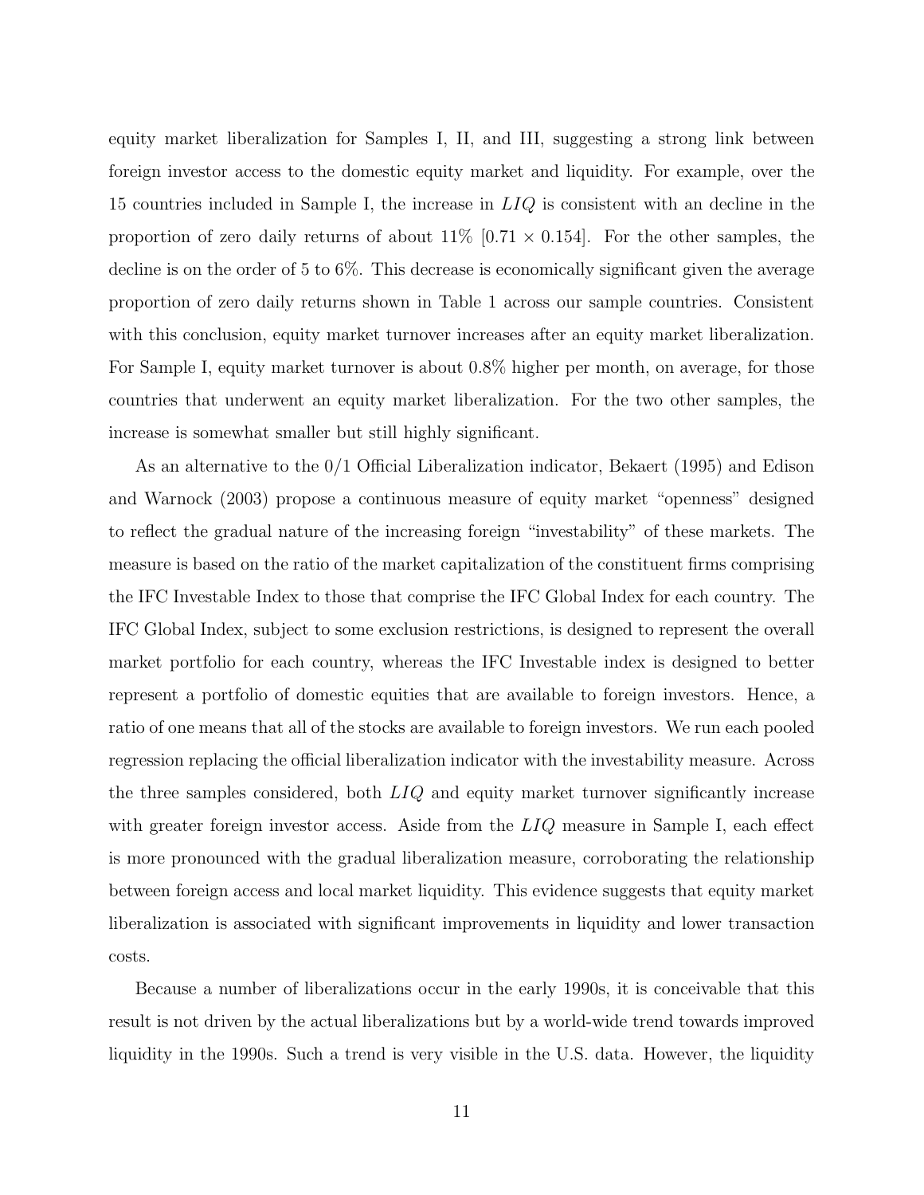equity market liberalization for Samples I, II, and III, suggesting a strong link between foreign investor access to the domestic equity market and liquidity. For example, over the 15 countries included in Sample I, the increase in $LIQ$ is consistent with an decline in the proportion of zero daily returns of about 11% [$0.71 \times 0.154$]. For the other samples, the decline is on the order of 5 to 6%. This decrease is economically significant given the average proportion of zero daily returns shown in Table 1 across our sample countries. Consistent with this conclusion, equity market turnover increases after an equity market liberalization. For Sample I, equity market turnover is about 0.8% higher per month, on average, for those countries that underwent an equity market liberalization. For the two other samples, the increase is somewhat smaller but still highly significant.

As an alternative to the 0/1 Official Liberalization indicator, Bekaert (1995) and Edison and Warnock (2003) propose a continuous measure of equity market "openness" designed to reflect the gradual nature of the increasing foreign "investability" of these markets. The measure is based on the ratio of the market capitalization of the constituent firms comprising the IFC Investable Index to those that comprise the IFC Global Index for each country. The IFC Global Index, subject to some exclusion restrictions, is designed to represent the overall market portfolio for each country, whereas the IFC Investable index is designed to better represent a portfolio of domestic equities that are available to foreign investors. Hence, a ratio of one means that all of the stocks are available to foreign investors. We run each pooled regression replacing the official liberalization indicator with the investability measure. Across the three samples considered, both $LIQ$ and equity market turnover significantly increase with greater foreign investor access. Aside from the $LIQ$ measure in Sample I, each effect is more pronounced with the gradual liberalization measure, corroborating the relationship between foreign access and local market liquidity. This evidence suggests that equity market liberalization is associated with significant improvements in liquidity and lower transaction costs.

Because a number of liberalizations occur in the early 1990s, it is conceivable that this result is not driven by the actual liberalizations but by a world-wide trend towards improved liquidity in the 1990s. Such a trend is very visible in the U.S. data. However, the liquidity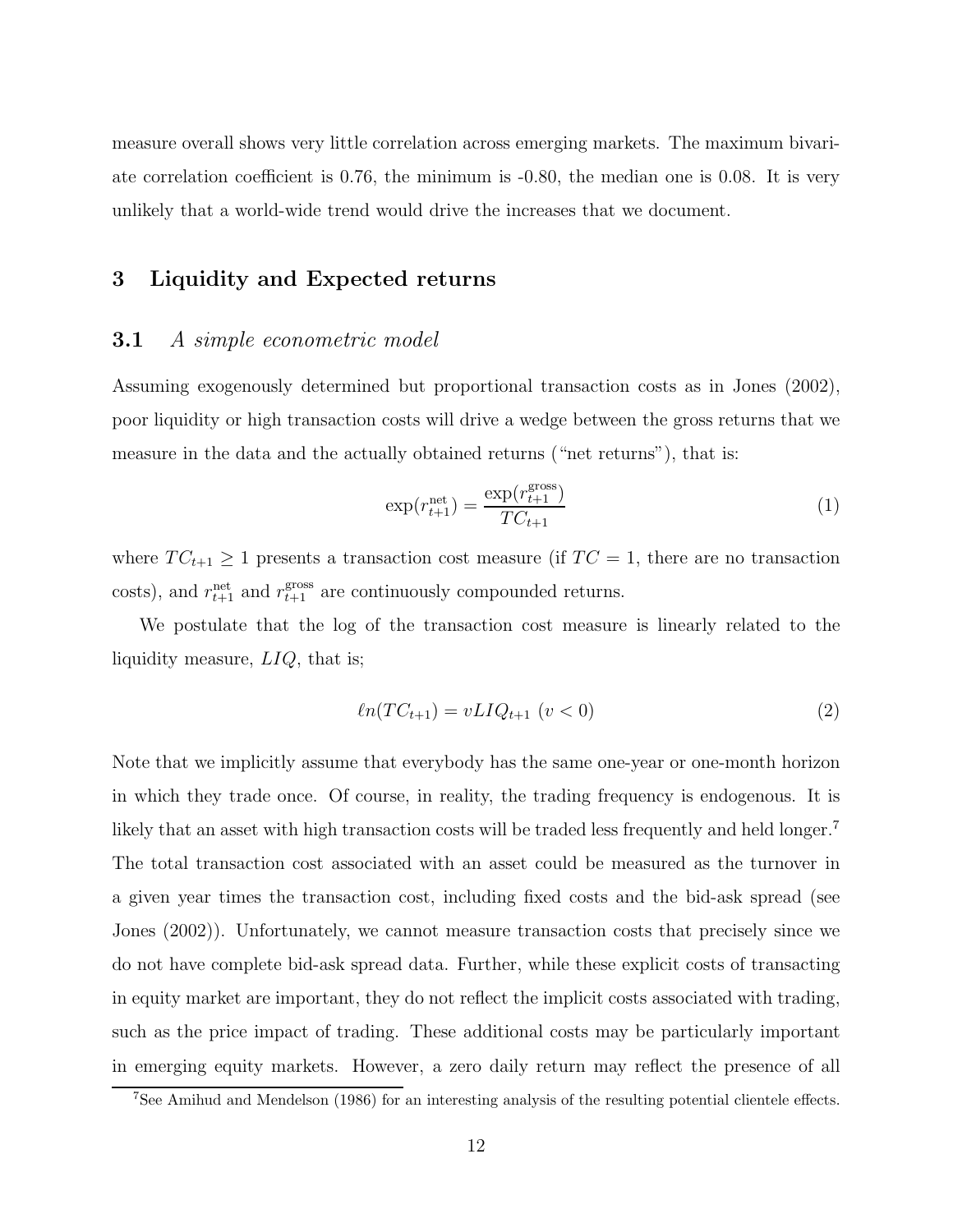measure overall shows very little correlation across emerging markets. The maximum bivariate correlation coefficient is 0.76, the minimum is -0.80, the median one is 0.08. It is very unlikely that a world-wide trend would drive the increases that we document.

## 3 Liquidity and Expected returns

### 3.1 *A simple econometric model*

Assuming exogenously determined but proportional transaction costs as in Jones (2002), poor liquidity or high transaction costs will drive a wedge between the gross returns that we measure in the data and the actually obtained returns ("net returns"), that is:

$$\exp(r_{t+1}^{\text{net}}) = \frac{\exp(r_{t+1}^{\text{gross}})}{TC_{t+1}} \tag{1}$$

where $TC_{t+1} \geq 1$ presents a transaction cost measure (if $TC = 1$, there are no transaction costs), and $r_{t+1}^{\text{net}}$ and $r_{t+1}^{\text{gross}}$ are continuously compounded returns.

We postulate that the log of the transaction cost measure is linearly related to the liquidity measure, $LIQ$, that is;

$$\ell n(TC_{t+1}) = vLIQ_{t+1} \ (v < 0) \tag{2}$$

Note that we implicitly assume that everybody has the same one-year or one-month horizon in which they trade once. Of course, in reality, the trading frequency is endogenous. It is likely that an asset with high transaction costs will be traded less frequently and held longer.[7] The total transaction cost associated with an asset could be measured as the turnover in a given year times the transaction cost, including fixed costs and the bid-ask spread (see Jones (2002)). Unfortunately, we cannot measure transaction costs that precisely since we do not have complete bid-ask spread data. Further, while these explicit costs of transacting in equity market are important, they do not reflect the implicit costs associated with trading, such as the price impact of trading. These additional costs may be particularly important in emerging equity markets. However, a zero daily return may reflect the presence of all

[7] See Amihud and Mendelson (1986) for an interesting analysis of the resulting potential clientele effects.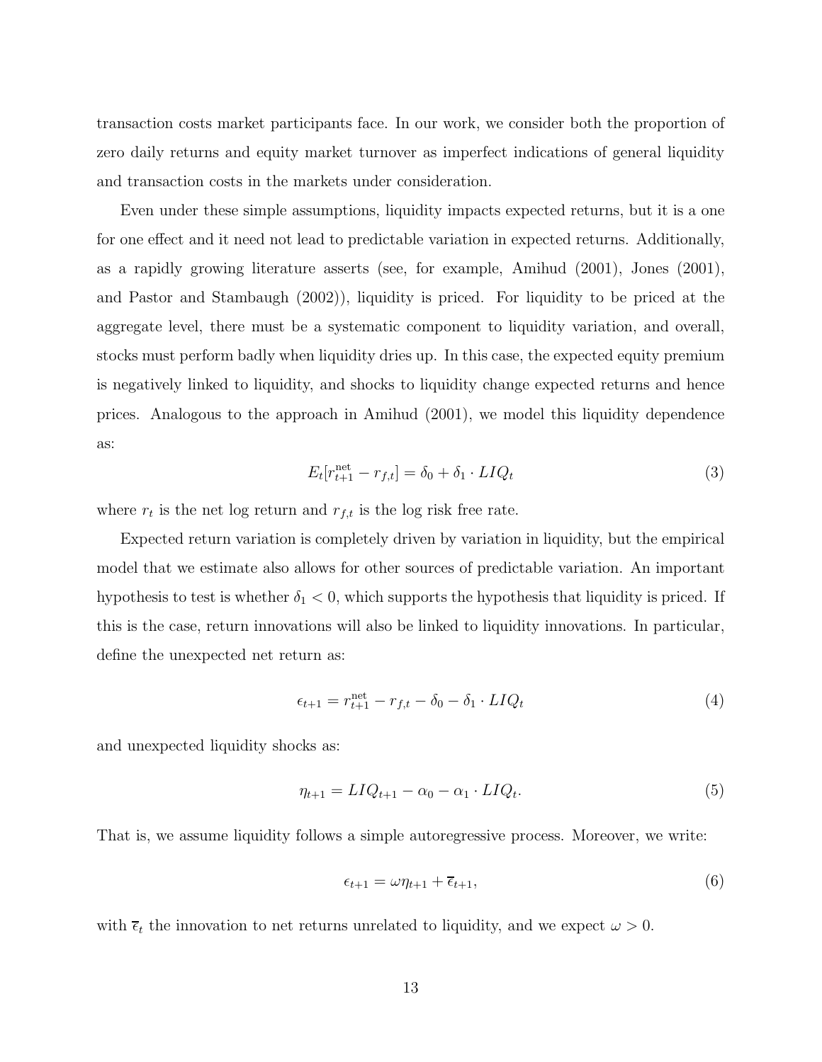transaction costs market participants face. In our work, we consider both the proportion of zero daily returns and equity market turnover as imperfect indications of general liquidity and transaction costs in the markets under consideration.

Even under these simple assumptions, liquidity impacts expected returns, but it is a one for one effect and it need not lead to predictable variation in expected returns. Additionally, as a rapidly growing literature asserts (see, for example, Amihud (2001), Jones (2001), and Pastor and Stambaugh (2002)), liquidity is priced. For liquidity to be priced at the aggregate level, there must be a systematic component to liquidity variation, and overall, stocks must perform badly when liquidity dries up. In this case, the expected equity premium is negatively linked to liquidity, and shocks to liquidity change expected returns and hence prices. Analogous to the approach in Amihud (2001), we model this liquidity dependence as:

$$E_t[r_{t+1}^{\text{net}} - r_{f,t}] = \delta_0 + \delta_1 \cdot LIQ_t \tag{3}$$

where $r_t$ is the net log return and $r_{f,t}$ is the log risk free rate.

Expected return variation is completely driven by variation in liquidity, but the empirical model that we estimate also allows for other sources of predictable variation. An important hypothesis to test is whether $\delta_1 < 0$, which supports the hypothesis that liquidity is priced. If this is the case, return innovations will also be linked to liquidity innovations. In particular, define the unexpected net return as:

$$\epsilon_{t+1} = r_{t+1}^{\text{net}} - r_{f,t} - \delta_0 - \delta_1 \cdot LIQ_t \tag{4}$$

and unexpected liquidity shocks as:

$$\eta_{t+1} = LIQ_{t+1} - \alpha_0 - \alpha_1 \cdot LIQ_t. \tag{5}$$

That is, we assume liquidity follows a simple autoregressive process. Moreover, we write:

$$\epsilon_{t+1} = \omega\eta_{t+1} + \overline{\epsilon}_{t+1}, \tag{6}$$

with $\overline{\epsilon}_t$ the innovation to net returns unrelated to liquidity, and we expect $\omega > 0$.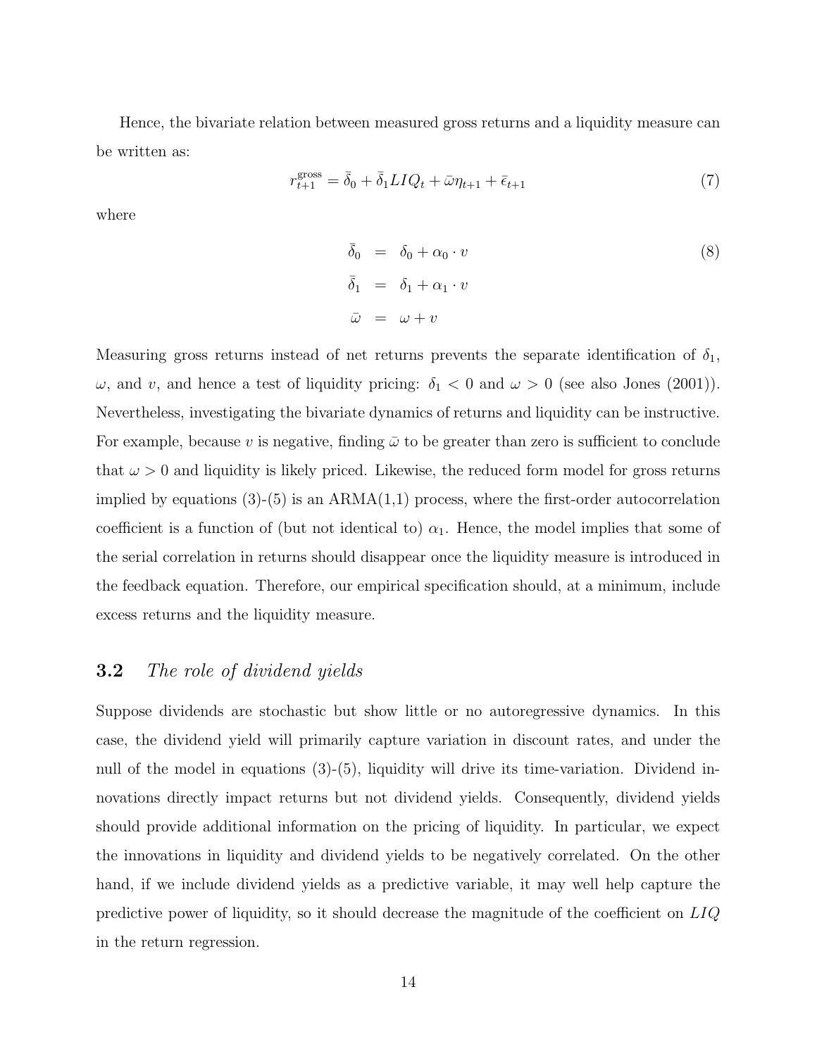Hence, the bivariate relation between measured gross returns and a liquidity measure can be written as:

$$r_{t+1}^{\text{gross}} = \bar{\delta}_0 + \bar{\delta}_1 LIQ_t + \bar{\omega}\eta_{t+1} + \bar{\epsilon}_{t+1} \tag{7}$$

where

$$\begin{aligned} \bar{\delta}_0 &= \delta_0 + \alpha_0 \cdot v \\ \bar{\delta}_1 &= \delta_1 + \alpha_1 \cdot v \\ \bar{\omega} &= \omega + v \end{aligned} \tag{8}$$

Measuring gross returns instead of net returns prevents the separate identification of $\delta_1$, $\omega$, and $v$, and hence a test of liquidity pricing: $\delta_1 < 0$ and $\omega > 0$ (see also Jones (2001)). Nevertheless, investigating the bivariate dynamics of returns and liquidity can be instructive. For example, because $v$ is negative, finding $\bar{\omega}$ to be greater than zero is sufficient to conclude that $\omega > 0$ and liquidity is likely priced. Likewise, the reduced form model for gross returns implied by equations (3)-(5) is an ARMA(1,1) process, where the first-order autocorrelation coefficient is a function of (but not identical to) $\alpha_1$. Hence, the model implies that some of the serial correlation in returns should disappear once the liquidity measure is introduced in the feedback equation. Therefore, our empirical specification should, at a minimum, include excess returns and the liquidity measure.

## 3.2 *The role of dividend yields*

Suppose dividends are stochastic but show little or no autoregressive dynamics. In this case, the dividend yield will primarily capture variation in discount rates, and under the null of the model in equations (3)-(5), liquidity will drive its time-variation. Dividend innovations directly impact returns but not dividend yields. Consequently, dividend yields should provide additional information on the pricing of liquidity. In particular, we expect the innovations in liquidity and dividend yields to be negatively correlated. On the other hand, if we include dividend yields as a predictive variable, it may well help capture the predictive power of liquidity, so it should decrease the magnitude of the coefficient on $LIQ$ in the return regression.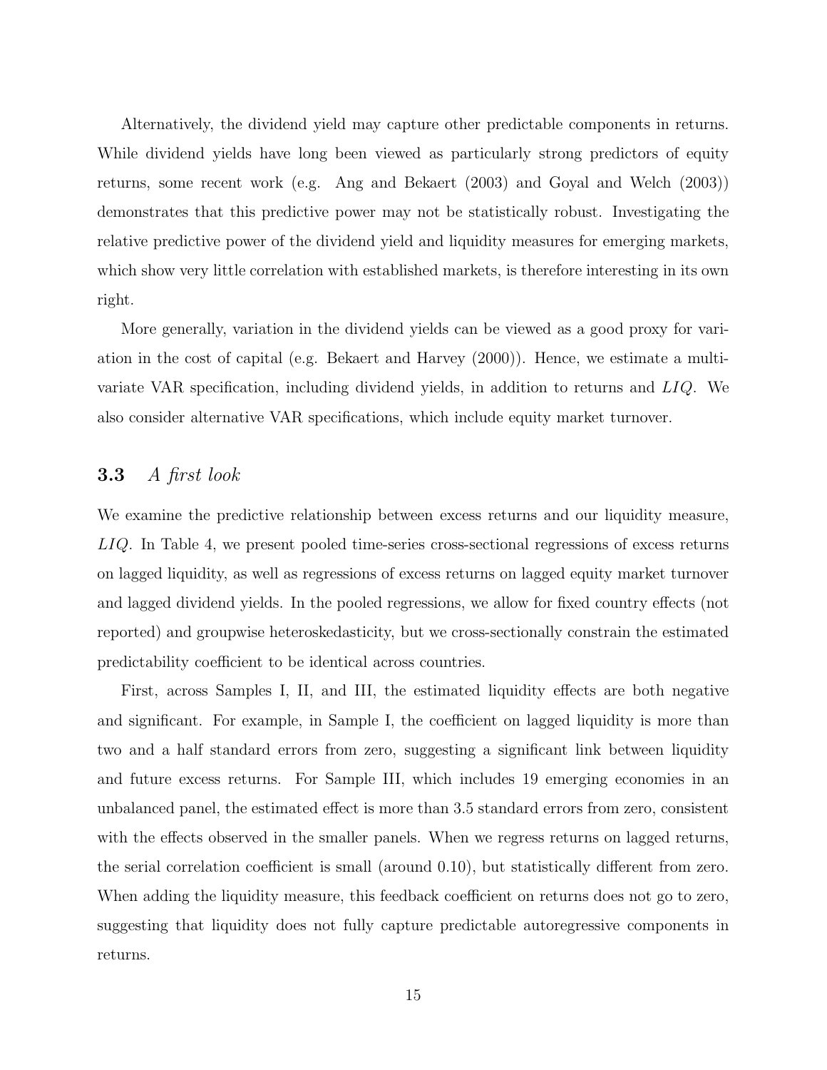Alternatively, the dividend yield may capture other predictable components in returns. While dividend yields have long been viewed as particularly strong predictors of equity returns, some recent work (e.g. Ang and Bekaert (2003) and Goyal and Welch (2003)) demonstrates that this predictive power may not be statistically robust. Investigating the relative predictive power of the dividend yield and liquidity measures for emerging markets, which show very little correlation with established markets, is therefore interesting in its own right.

More generally, variation in the dividend yields can be viewed as a good proxy for variation in the cost of capital (e.g. Bekaert and Harvey (2000)). Hence, we estimate a multivariate VAR specification, including dividend yields, in addition to returns and $LIQ$. We also consider alternative VAR specifications, which include equity market turnover.

### 3.3 *A first look*

We examine the predictive relationship between excess returns and our liquidity measure, $LIQ$. In Table 4, we present pooled time-series cross-sectional regressions of excess returns on lagged liquidity, as well as regressions of excess returns on lagged equity market turnover and lagged dividend yields. In the pooled regressions, we allow for fixed country effects (not reported) and groupwise heteroskedasticity, but we cross-sectionally constrain the estimated predictability coefficient to be identical across countries.

First, across Samples I, II, and III, the estimated liquidity effects are both negative and significant. For example, in Sample I, the coefficient on lagged liquidity is more than two and a half standard errors from zero, suggesting a significant link between liquidity and future excess returns. For Sample III, which includes 19 emerging economies in an unbalanced panel, the estimated effect is more than 3.5 standard errors from zero, consistent with the effects observed in the smaller panels. When we regress returns on lagged returns, the serial correlation coefficient is small (around 0.10), but statistically different from zero. When adding the liquidity measure, this feedback coefficient on returns does not go to zero, suggesting that liquidity does not fully capture predictable autoregressive components in returns.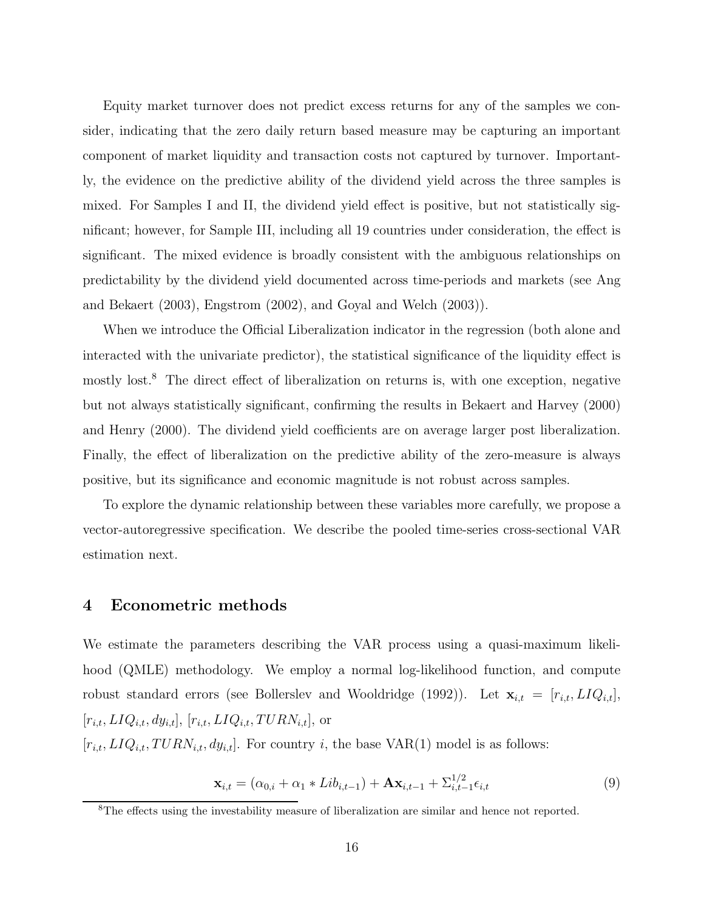Equity market turnover does not predict excess returns for any of the samples we consider, indicating that the zero daily return based measure may be capturing an important component of market liquidity and transaction costs not captured by turnover. Importantly, the evidence on the predictive ability of the dividend yield across the three samples is mixed. For Samples I and II, the dividend yield effect is positive, but not statistically significant; however, for Sample III, including all 19 countries under consideration, the effect is significant. The mixed evidence is broadly consistent with the ambiguous relationships on predictability by the dividend yield documented across time-periods and markets (see Ang and Bekaert (2003), Engstrom (2002), and Goyal and Welch (2003)).

When we introduce the Official Liberalization indicator in the regression (both alone and interacted with the univariate predictor), the statistical significance of the liquidity effect is mostly lost.[8] The direct effect of liberalization on returns is, with one exception, negative but not always statistically significant, confirming the results in Bekaert and Harvey (2000) and Henry (2000). The dividend yield coefficients are on average larger post liberalization. Finally, the effect of liberalization on the predictive ability of the zero-measure is always positive, but its significance and economic magnitude is not robust across samples.

To explore the dynamic relationship between these variables more carefully, we propose a vector-autoregressive specification. We describe the pooled time-series cross-sectional VAR estimation next.

## 4 Econometric methods

We estimate the parameters describing the VAR process using a quasi-maximum likelihood (QMLE) methodology. We employ a normal log-likelihood function, and compute robust standard errors (see Bollerslev and Wooldridge (1992)). Let $\mathbf{x}_{i,t} = [r_{i,t}, LIQ_{i,t}]$, $[r_{i,t}, LIQ_{i,t}, dy_{i,t}]$, $[r_{i,t}, LIQ_{i,t}, TURN_{i,t}]$, or $[r_{i,t}, LIQ_{i,t}, TURN_{i,t}, dy_{i,t}]$. For country $i$, the base VAR(1) model is as follows:

$$\mathbf{x}_{i,t} = (\alpha_{0,i} + \alpha_1 * Lib_{i,t-1}) + \mathbf{A}\mathbf{x}_{i,t-1} + \Sigma_{i,t-1}^{1/2}\epsilon_{i,t} \tag{9}$$

[8] The effects using the investability measure of liberalization are similar and hence not reported.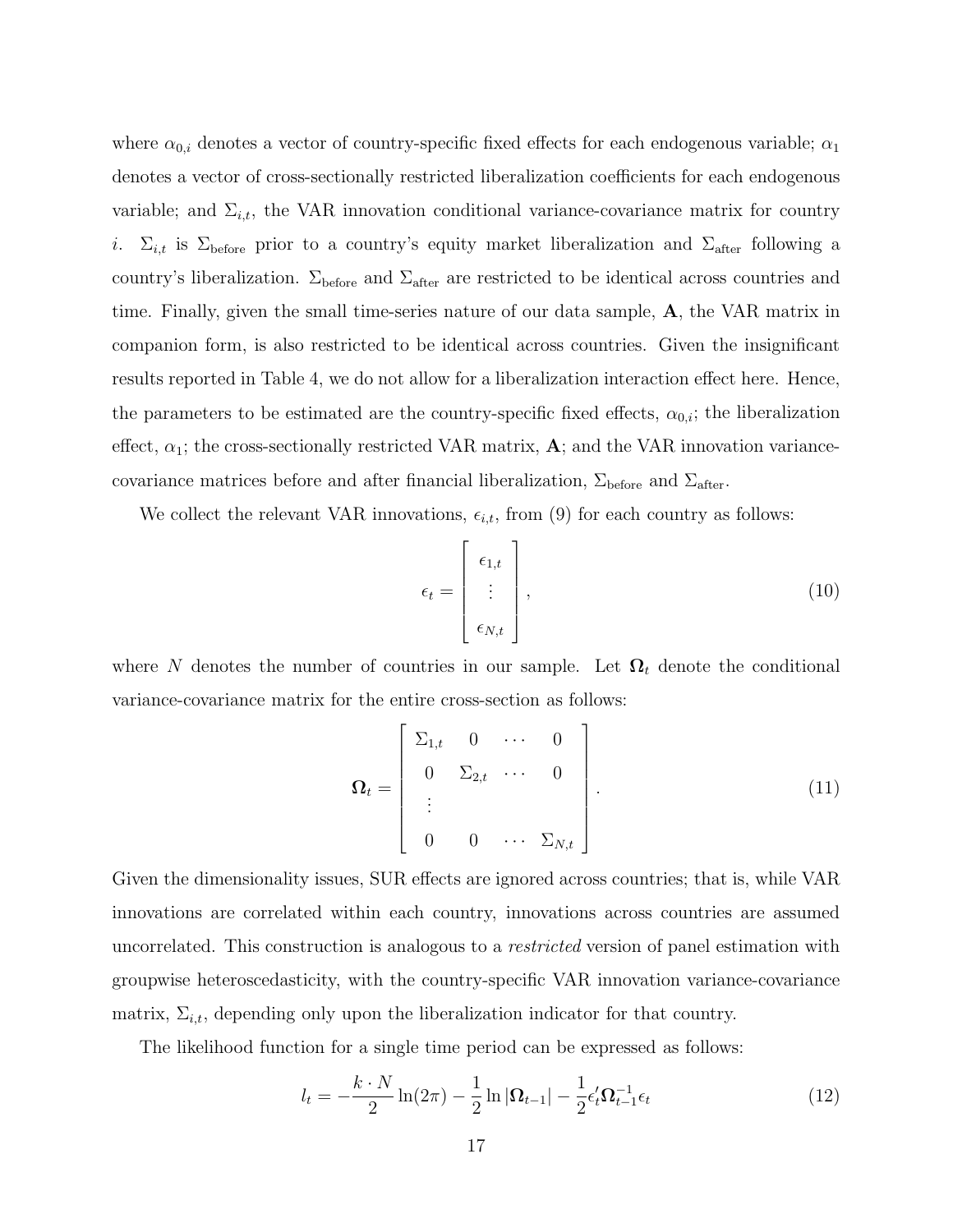where $\alpha_{0,i}$ denotes a vector of country-specific fixed effects for each endogenous variable; $\alpha_1$ denotes a vector of cross-sectionally restricted liberalization coefficients for each endogenous variable; and $\Sigma_{i,t}$, the VAR innovation conditional variance-covariance matrix for country $i$. $\Sigma_{i,t}$ is $\Sigma_{\text{before}}$ prior to a country's equity market liberalization and $\Sigma_{\text{after}}$ following a country's liberalization. $\Sigma_{\text{before}}$ and $\Sigma_{\text{after}}$ are restricted to be identical across countries and time. Finally, given the small time-series nature of our data sample, $\mathbf{A}$, the VAR matrix in companion form, is also restricted to be identical across countries. Given the insignificant results reported in Table 4, we do not allow for a liberalization interaction effect here. Hence, the parameters to be estimated are the country-specific fixed effects, $\alpha_{0,i}$; the liberalization effect, $\alpha_1$; the cross-sectionally restricted VAR matrix, $\mathbf{A}$; and the VAR innovation variance-covariance matrices before and after financial liberalization, $\Sigma_{\text{before}}$ and $\Sigma_{\text{after}}$.

We collect the relevant VAR innovations, $\epsilon_{i,t}$, from (9) for each country as follows:

$$\epsilon_t = \begin{bmatrix} \epsilon_{1,t} \\ \vdots \\ \epsilon_{N,t} \end{bmatrix}, \tag{10}$$

where $N$ denotes the number of countries in our sample. Let $\mathbf{\Omega}_t$ denote the conditional variance-covariance matrix for the entire cross-section as follows:

$$\mathbf{\Omega}_t = \begin{bmatrix} \Sigma_{1,t} & 0 & \cdots & 0 \\ 0 & \Sigma_{2,t} & \cdots & 0 \\ \vdots & & & \\ 0 & 0 & \cdots & \Sigma_{N,t} \end{bmatrix}. \tag{11}$$

Given the dimensionality issues, SUR effects are ignored across countries; that is, while VAR innovations are correlated within each country, innovations across countries are assumed uncorrelated. This construction is analogous to a *restricted* version of panel estimation with groupwise heteroscedasticity, with the country-specific VAR innovation variance-covariance matrix, $\Sigma_{i,t}$, depending only upon the liberalization indicator for that country.

The likelihood function for a single time period can be expressed as follows:

$$l_t = -\frac{k \cdot N}{2} \ln(2\pi) - \frac{1}{2} \ln |\mathbf{\Omega}_{t-1}| - \frac{1}{2} \epsilon_t' \mathbf{\Omega}_{t-1}^{-1} \epsilon_t \tag{12}$$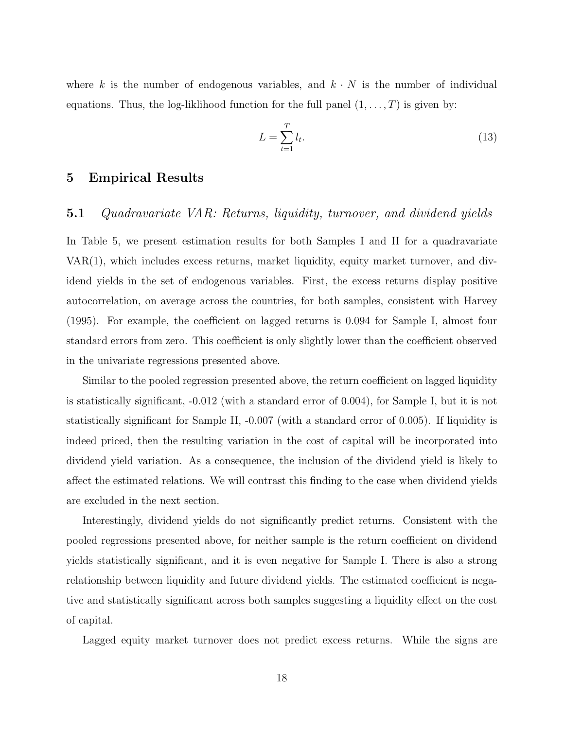where $k$ is the number of endogenous variables, and $k \cdot N$ is the number of individual equations. Thus, the log-liklihood function for the full panel $(1, \ldots, T)$ is given by:

$$L = \sum_{t=1}^{T} l_t. \tag{13}$$

## 5 Empirical Results

### 5.1 *Quadravariate VAR: Returns, liquidity, turnover, and dividend yields*

In Table 5, we present estimation results for both Samples I and II for a quadravariate VAR(1), which includes excess returns, market liquidity, equity market turnover, and dividend yields in the set of endogenous variables. First, the excess returns display positive autocorrelation, on average across the countries, for both samples, consistent with Harvey (1995). For example, the coefficient on lagged returns is 0.094 for Sample I, almost four standard errors from zero. This coefficient is only slightly lower than the coefficient observed in the univariate regressions presented above.

Similar to the pooled regression presented above, the return coefficient on lagged liquidity is statistically significant, -0.012 (with a standard error of 0.004), for Sample I, but it is not statistically significant for Sample II, -0.007 (with a standard error of 0.005). If liquidity is indeed priced, then the resulting variation in the cost of capital will be incorporated into dividend yield variation. As a consequence, the inclusion of the dividend yield is likely to affect the estimated relations. We will contrast this finding to the case when dividend yields are excluded in the next section.

Interestingly, dividend yields do not significantly predict returns. Consistent with the pooled regressions presented above, for neither sample is the return coefficient on dividend yields statistically significant, and it is even negative for Sample I. There is also a strong relationship between liquidity and future dividend yields. The estimated coefficient is negative and statistically significant across both samples suggesting a liquidity effect on the cost of capital.

Lagged equity market turnover does not predict excess returns. While the signs are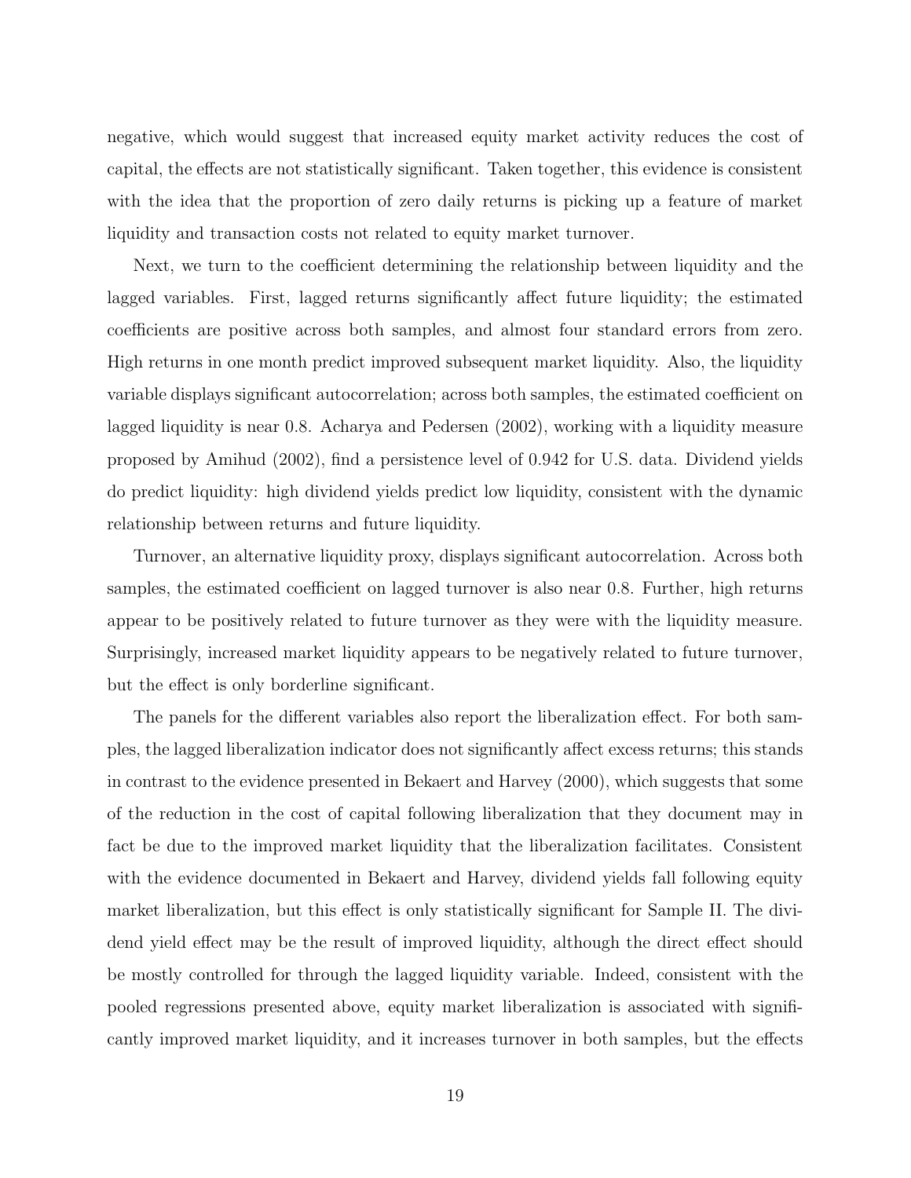negative, which would suggest that increased equity market activity reduces the cost of capital, the effects are not statistically significant. Taken together, this evidence is consistent with the idea that the proportion of zero daily returns is picking up a feature of market liquidity and transaction costs not related to equity market turnover.

Next, we turn to the coefficient determining the relationship between liquidity and the lagged variables. First, lagged returns significantly affect future liquidity; the estimated coefficients are positive across both samples, and almost four standard errors from zero. High returns in one month predict improved subsequent market liquidity. Also, the liquidity variable displays significant autocorrelation; across both samples, the estimated coefficient on lagged liquidity is near 0.8. Acharya and Pedersen (2002), working with a liquidity measure proposed by Amihud (2002), find a persistence level of 0.942 for U.S. data. Dividend yields do predict liquidity: high dividend yields predict low liquidity, consistent with the dynamic relationship between returns and future liquidity.

Turnover, an alternative liquidity proxy, displays significant autocorrelation. Across both samples, the estimated coefficient on lagged turnover is also near 0.8. Further, high returns appear to be positively related to future turnover as they were with the liquidity measure. Surprisingly, increased market liquidity appears to be negatively related to future turnover, but the effect is only borderline significant.

The panels for the different variables also report the liberalization effect. For both samples, the lagged liberalization indicator does not significantly affect excess returns; this stands in contrast to the evidence presented in Bekaert and Harvey (2000), which suggests that some of the reduction in the cost of capital following liberalization that they document may in fact be due to the improved market liquidity that the liberalization facilitates. Consistent with the evidence documented in Bekaert and Harvey, dividend yields fall following equity market liberalization, but this effect is only statistically significant for Sample II. The dividend yield effect may be the result of improved liquidity, although the direct effect should be mostly controlled for through the lagged liquidity variable. Indeed, consistent with the pooled regressions presented above, equity market liberalization is associated with significantly improved market liquidity, and it increases turnover in both samples, but the effects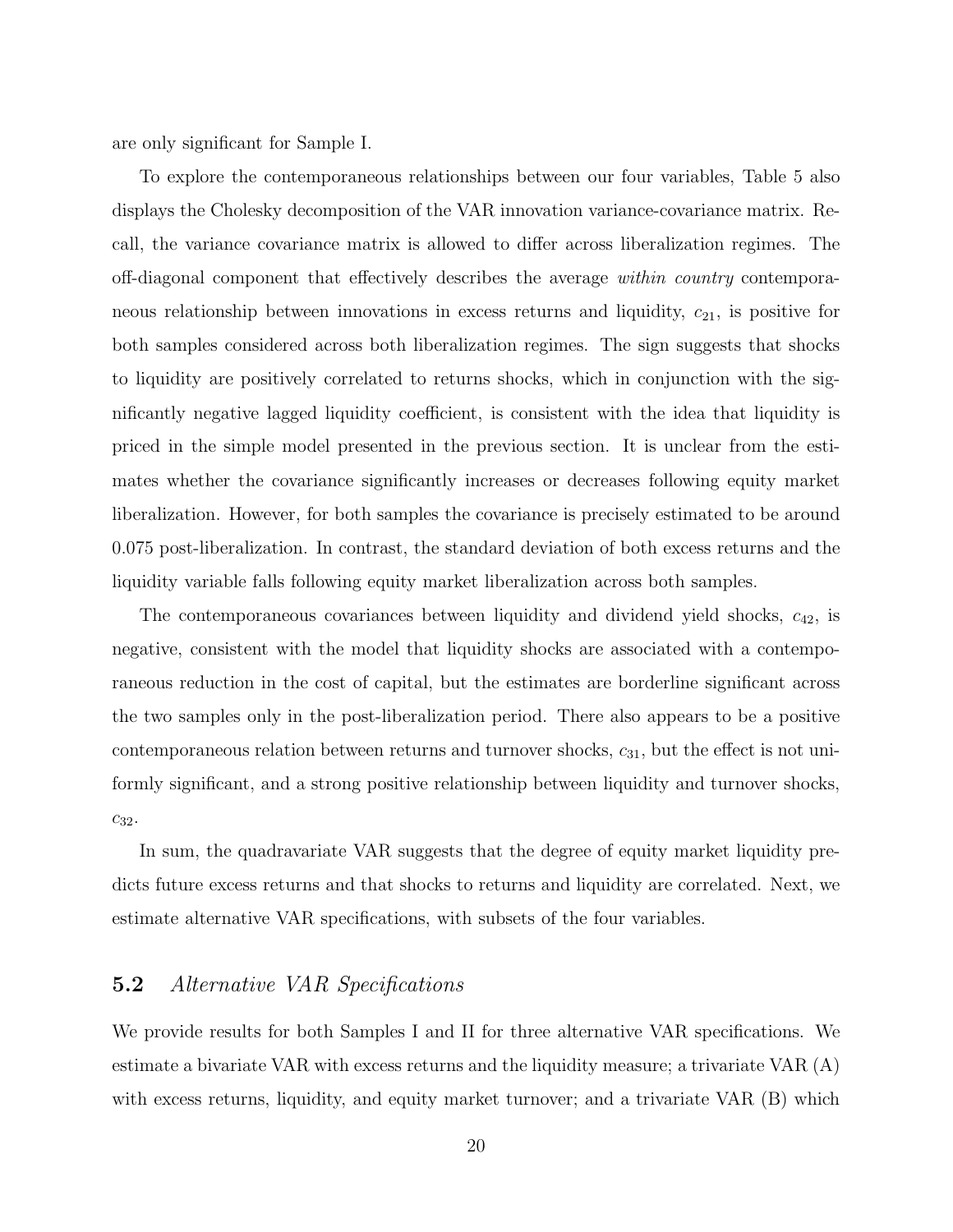are only significant for Sample I.

To explore the contemporaneous relationships between our four variables, Table 5 also displays the Cholesky decomposition of the VAR innovation variance-covariance matrix. Recall, the variance covariance matrix is allowed to differ across liberalization regimes. The off-diagonal component that effectively describes the average *within country* contemporaneous relationship between innovations in excess returns and liquidity, $c_{21}$, is positive for both samples considered across both liberalization regimes. The sign suggests that shocks to liquidity are positively correlated to returns shocks, which in conjunction with the significantly negative lagged liquidity coefficient, is consistent with the idea that liquidity is priced in the simple model presented in the previous section. It is unclear from the estimates whether the covariance significantly increases or decreases following equity market liberalization. However, for both samples the covariance is precisely estimated to be around 0.075 post-liberalization. In contrast, the standard deviation of both excess returns and the liquidity variable falls following equity market liberalization across both samples.

The contemporaneous covariances between liquidity and dividend yield shocks, $c_{42}$, is negative, consistent with the model that liquidity shocks are associated with a contemporaneous reduction in the cost of capital, but the estimates are borderline significant across the two samples only in the post-liberalization period. There also appears to be a positive contemporaneous relation between returns and turnover shocks, $c_{31}$, but the effect is not uniformly significant, and a strong positive relationship between liquidity and turnover shocks, $c_{32}$.

In sum, the quadravariate VAR suggests that the degree of equity market liquidity predicts future excess returns and that shocks to returns and liquidity are correlated. Next, we estimate alternative VAR specifications, with subsets of the four variables.

## 5.2 *Alternative VAR Specifications*

We provide results for both Samples I and II for three alternative VAR specifications. We estimate a bivariate VAR with excess returns and the liquidity measure; a trivariate VAR (A) with excess returns, liquidity, and equity market turnover; and a trivariate VAR (B) which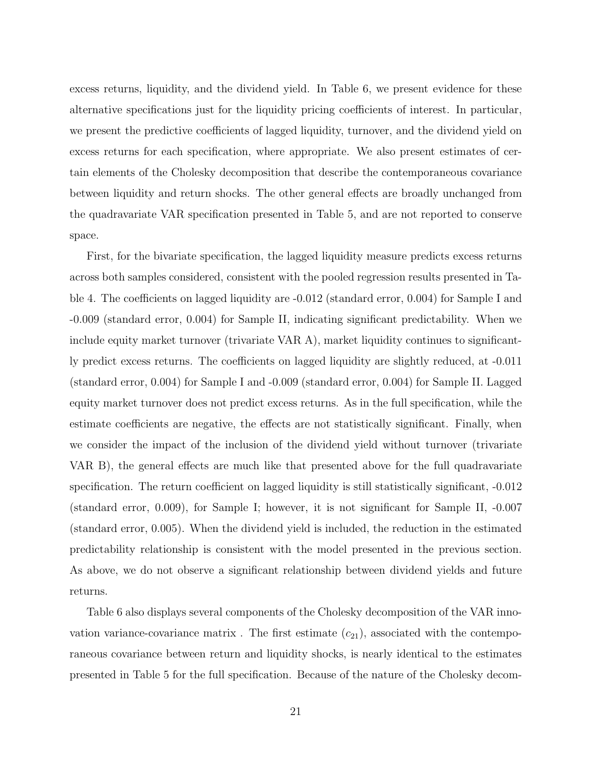excess returns, liquidity, and the dividend yield. In Table 6, we present evidence for these alternative specifications just for the liquidity pricing coefficients of interest. In particular, we present the predictive coefficients of lagged liquidity, turnover, and the dividend yield on excess returns for each specification, where appropriate. We also present estimates of certain elements of the Cholesky decomposition that describe the contemporaneous covariance between liquidity and return shocks. The other general effects are broadly unchanged from the quadravariate VAR specification presented in Table 5, and are not reported to conserve space.

First, for the bivariate specification, the lagged liquidity measure predicts excess returns across both samples considered, consistent with the pooled regression results presented in Table 4. The coefficients on lagged liquidity are -0.012 (standard error, 0.004) for Sample I and -0.009 (standard error, 0.004) for Sample II, indicating significant predictability. When we include equity market turnover (trivariate VAR A), market liquidity continues to significantly predict excess returns. The coefficients on lagged liquidity are slightly reduced, at -0.011 (standard error, 0.004) for Sample I and -0.009 (standard error, 0.004) for Sample II. Lagged equity market turnover does not predict excess returns. As in the full specification, while the estimate coefficients are negative, the effects are not statistically significant. Finally, when we consider the impact of the inclusion of the dividend yield without turnover (trivariate VAR B), the general effects are much like that presented above for the full quadravariate specification. The return coefficient on lagged liquidity is still statistically significant, -0.012 (standard error, 0.009), for Sample I; however, it is not significant for Sample II, -0.007 (standard error, 0.005). When the dividend yield is included, the reduction in the estimated predictability relationship is consistent with the model presented in the previous section. As above, we do not observe a significant relationship between dividend yields and future returns.

Table 6 also displays several components of the Cholesky decomposition of the VAR innovation variance-covariance matrix . The first estimate ($c_{21}$), associated with the contemporaneous covariance between return and liquidity shocks, is nearly identical to the estimates presented in Table 5 for the full specification. Because of the nature of the Cholesky decom-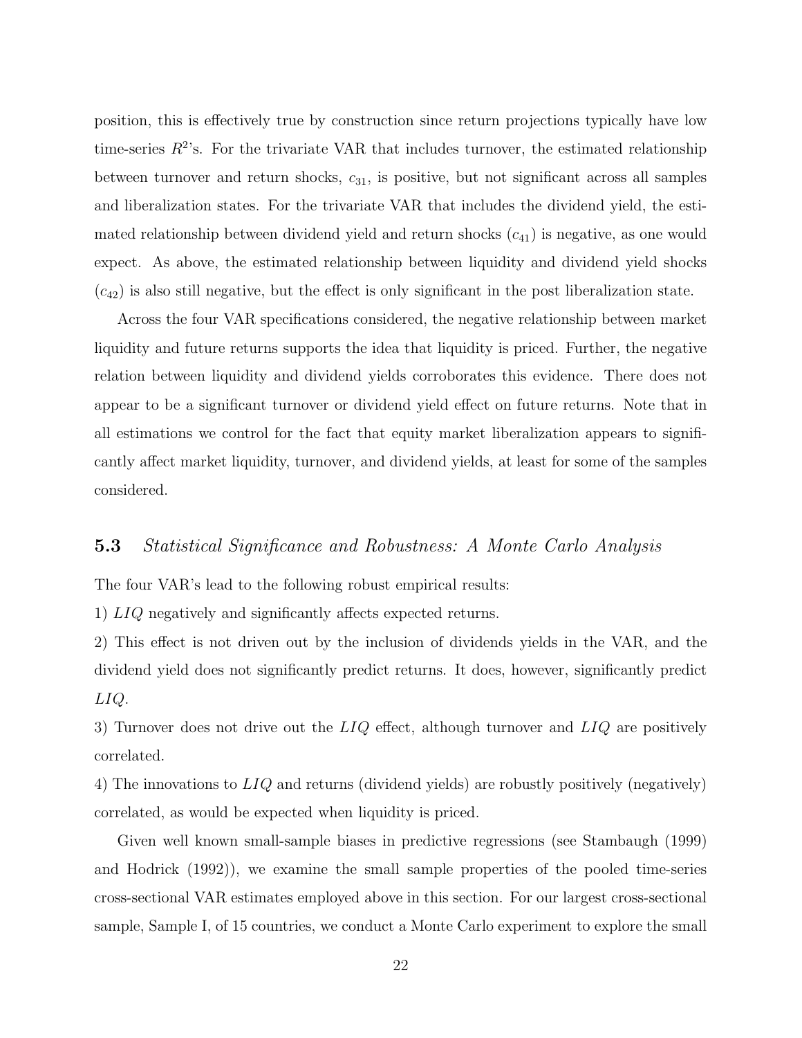position, this is effectively true by construction since return projections typically have low time-series $R^2$'s. For the trivariate VAR that includes turnover, the estimated relationship between turnover and return shocks, $c_{31}$, is positive, but not significant across all samples and liberalization states. For the trivariate VAR that includes the dividend yield, the estimated relationship between dividend yield and return shocks ($c_{41}$) is negative, as one would expect. As above, the estimated relationship between liquidity and dividend yield shocks ($c_{42}$) is also still negative, but the effect is only significant in the post liberalization state.

Across the four VAR specifications considered, the negative relationship between market liquidity and future returns supports the idea that liquidity is priced. Further, the negative relation between liquidity and dividend yields corroborates this evidence. There does not appear to be a significant turnover or dividend yield effect on future returns. Note that in all estimations we control for the fact that equity market liberalization appears to significantly affect market liquidity, turnover, and dividend yields, at least for some of the samples considered.

## 5.3 *Statistical Significance and Robustness: A Monte Carlo Analysis*

The four VAR's lead to the following robust empirical results:

1) $LIQ$ negatively and significantly affects expected returns.

2) This effect is not driven out by the inclusion of dividends yields in the VAR, and the dividend yield does not significantly predict returns. It does, however, significantly predict $LIQ$.

3) Turnover does not drive out the $LIQ$ effect, although turnover and $LIQ$ are positively correlated.

4) The innovations to $LIQ$ and returns (dividend yields) are robustly positively (negatively) correlated, as would be expected when liquidity is priced.

Given well known small-sample biases in predictive regressions (see Stambaugh (1999) and Hodrick (1992)), we examine the small sample properties of the pooled time-series cross-sectional VAR estimates employed above in this section. For our largest cross-sectional sample, Sample I, of 15 countries, we conduct a Monte Carlo experiment to explore the small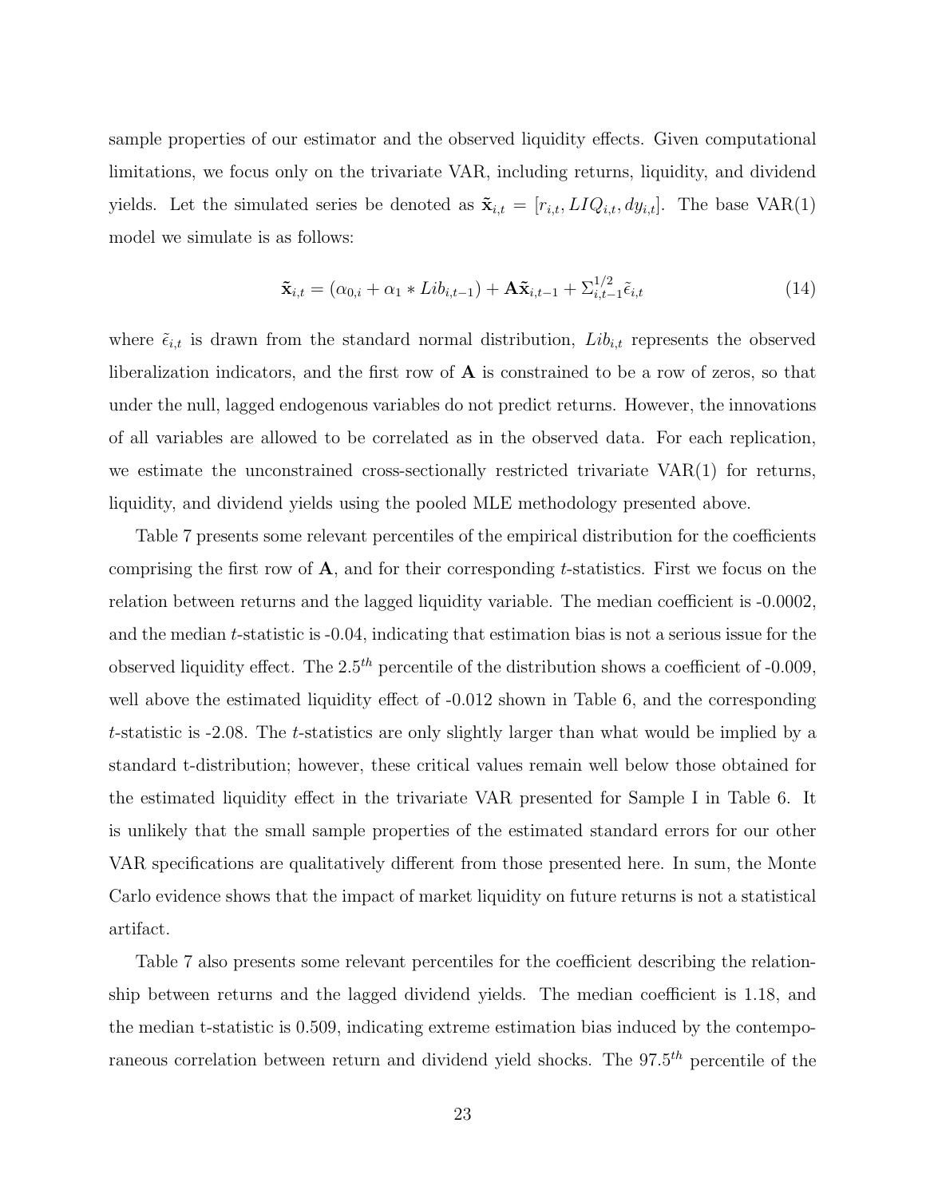sample properties of our estimator and the observed liquidity effects. Given computational limitations, we focus only on the trivariate VAR, including returns, liquidity, and dividend yields. Let the simulated series be denoted as $\tilde{\mathbf{x}}_{i,t} = [r_{i,t}, LIQ_{i,t}, dy_{i,t}]$. The base VAR(1) model we simulate is as follows:

$$\tilde{\mathbf{x}}_{i,t} = (\alpha_{0,i} + \alpha_1 * Lib_{i,t-1}) + \mathbf{A}\tilde{\mathbf{x}}_{i,t-1} + \Sigma_{i,t-1}^{1/2}\tilde{\epsilon}_{i,t} \tag{14}$$

where $\tilde{\epsilon}_{i,t}$ is drawn from the standard normal distribution, $Lib_{i,t}$ represents the observed liberalization indicators, and the first row of $\mathbf{A}$ is constrained to be a row of zeros, so that under the null, lagged endogenous variables do not predict returns. However, the innovations of all variables are allowed to be correlated as in the observed data. For each replication, we estimate the unconstrained cross-sectionally restricted trivariate VAR(1) for returns, liquidity, and dividend yields using the pooled MLE methodology presented above.

Table 7 presents some relevant percentiles of the empirical distribution for the coefficients comprising the first row of $\mathbf{A}$, and for their corresponding $t$-statistics. First we focus on the relation between returns and the lagged liquidity variable. The median coefficient is -0.0002, and the median $t$-statistic is -0.04, indicating that estimation bias is not a serious issue for the observed liquidity effect. The $2.5^{th}$ percentile of the distribution shows a coefficient of -0.009, well above the estimated liquidity effect of -0.012 shown in Table 6, and the corresponding $t$-statistic is -2.08. The $t$-statistics are only slightly larger than what would be implied by a standard t-distribution; however, these critical values remain well below those obtained for the estimated liquidity effect in the trivariate VAR presented for Sample I in Table 6. It is unlikely that the small sample properties of the estimated standard errors for our other VAR specifications are qualitatively different from those presented here. In sum, the Monte Carlo evidence shows that the impact of market liquidity on future returns is not a statistical artifact.

Table 7 also presents some relevant percentiles for the coefficient describing the relationship between returns and the lagged dividend yields. The median coefficient is 1.18, and the median t-statistic is 0.509, indicating extreme estimation bias induced by the contemporaneous correlation between return and dividend yield shocks. The $97.5^{th}$ percentile of the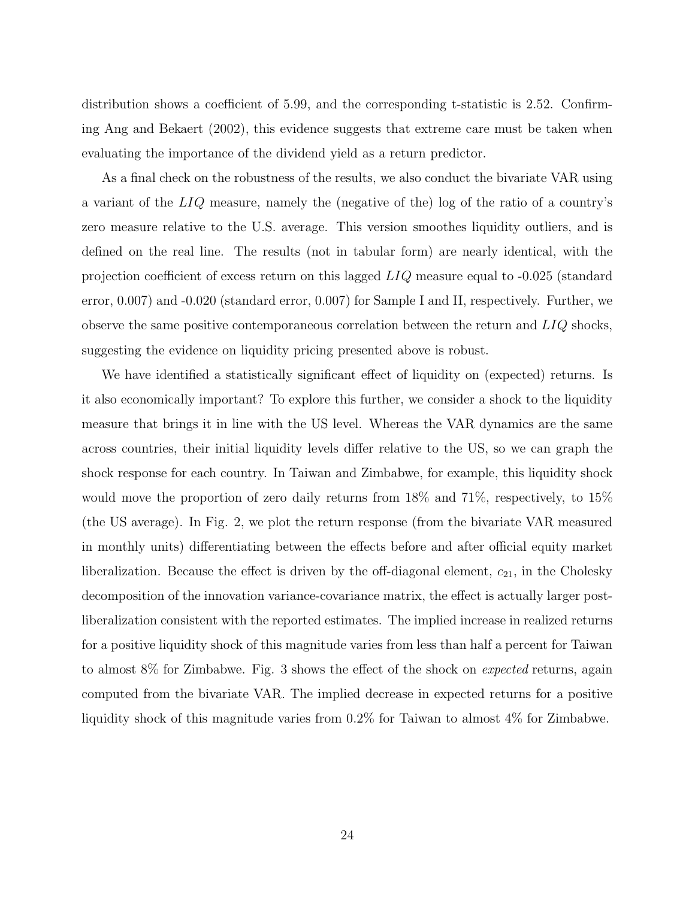distribution shows a coefficient of 5.99, and the corresponding t-statistic is 2.52. Confirming Ang and Bekaert (2002), this evidence suggests that extreme care must be taken when evaluating the importance of the dividend yield as a return predictor.

As a final check on the robustness of the results, we also conduct the bivariate VAR using a variant of the $LIQ$ measure, namely the (negative of the) log of the ratio of a country's zero measure relative to the U.S. average. This version smoothes liquidity outliers, and is defined on the real line. The results (not in tabular form) are nearly identical, with the projection coefficient of excess return on this lagged $LIQ$ measure equal to -0.025 (standard error, 0.007) and -0.020 (standard error, 0.007) for Sample I and II, respectively. Further, we observe the same positive contemporaneous correlation between the return and $LIQ$ shocks, suggesting the evidence on liquidity pricing presented above is robust.

We have identified a statistically significant effect of liquidity on (expected) returns. Is it also economically important? To explore this further, we consider a shock to the liquidity measure that brings it in line with the US level. Whereas the VAR dynamics are the same across countries, their initial liquidity levels differ relative to the US, so we can graph the shock response for each country. In Taiwan and Zimbabwe, for example, this liquidity shock would move the proportion of zero daily returns from 18% and 71%, respectively, to 15% (the US average). In Fig. 2, we plot the return response (from the bivariate VAR measured in monthly units) differentiating between the effects before and after official equity market liberalization. Because the effect is driven by the off-diagonal element, $c_{21}$, in the Cholesky decomposition of the innovation variance-covariance matrix, the effect is actually larger post-liberalization consistent with the reported estimates. The implied increase in realized returns for a positive liquidity shock of this magnitude varies from less than half a percent for Taiwan to almost 8% for Zimbabwe. Fig. 3 shows the effect of the shock on *expected* returns, again computed from the bivariate VAR. The implied decrease in expected returns for a positive liquidity shock of this magnitude varies from 0.2% for Taiwan to almost 4% for Zimbabwe.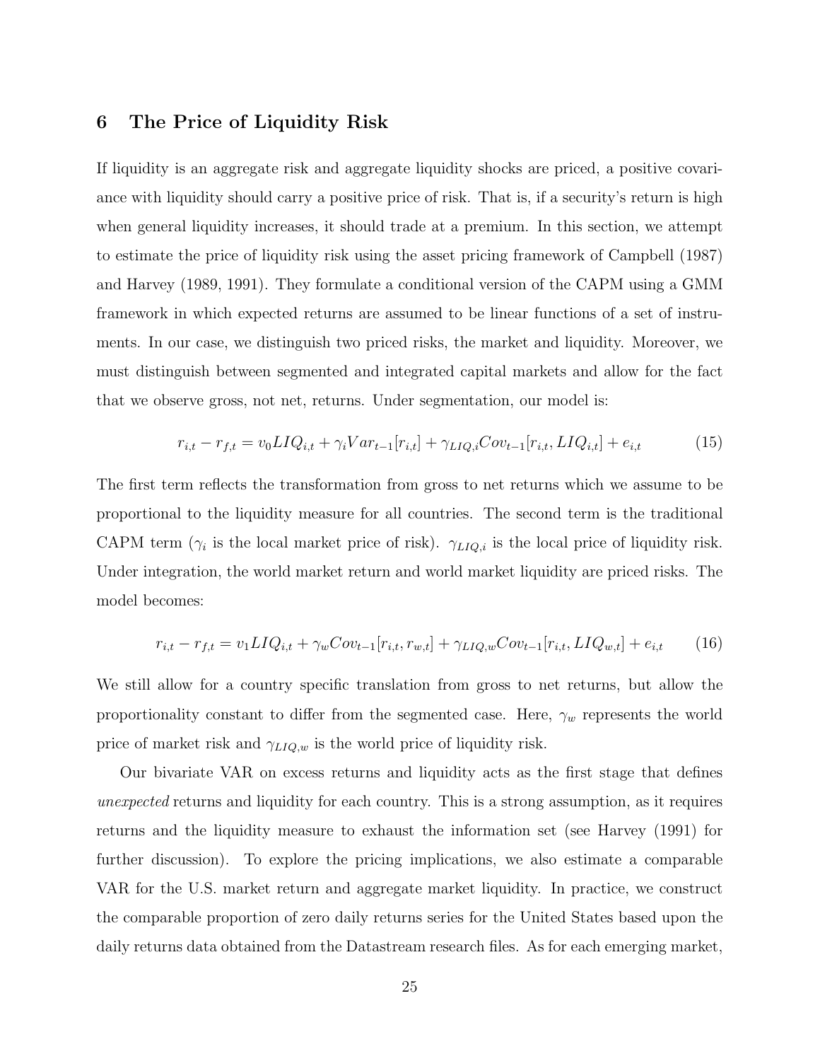## 6 The Price of Liquidity Risk

If liquidity is an aggregate risk and aggregate liquidity shocks are priced, a positive covariance with liquidity should carry a positive price of risk. That is, if a security's return is high when general liquidity increases, it should trade at a premium. In this section, we attempt to estimate the price of liquidity risk using the asset pricing framework of Campbell (1987) and Harvey (1989, 1991). They formulate a conditional version of the CAPM using a GMM framework in which expected returns are assumed to be linear functions of a set of instruments. In our case, we distinguish two priced risks, the market and liquidity. Moreover, we must distinguish between segmented and integrated capital markets and allow for the fact that we observe gross, not net, returns. Under segmentation, our model is:

$$r_{i,t} - r_{f,t} = v_0 LIQ_{i,t} + \gamma_i Var_{t-1}[r_{i,t}] + \gamma_{LIQ,i} Cov_{t-1}[r_{i,t}, LIQ_{i,t}] + e_{i,t} \tag{15}$$

The first term reflects the transformation from gross to net returns which we assume to be proportional to the liquidity measure for all countries. The second term is the traditional CAPM term ($\gamma_i$ is the local market price of risk). $\gamma_{LIQ,i}$ is the local price of liquidity risk. Under integration, the world market return and world market liquidity are priced risks. The model becomes:

$$r_{i,t} - r_{f,t} = v_1 LIQ_{i,t} + \gamma_w Cov_{t-1}[r_{i,t}, r_{w,t}] + \gamma_{LIQ,w} Cov_{t-1}[r_{i,t}, LIQ_{w,t}] + e_{i,t} \tag{16}$$

We still allow for a country specific translation from gross to net returns, but allow the proportionality constant to differ from the segmented case. Here, $\gamma_w$ represents the world price of market risk and $\gamma_{LIQ,w}$ is the world price of liquidity risk.

Our bivariate VAR on excess returns and liquidity acts as the first stage that defines *unexpected* returns and liquidity for each country. This is a strong assumption, as it requires returns and the liquidity measure to exhaust the information set (see Harvey (1991) for further discussion). To explore the pricing implications, we also estimate a comparable VAR for the U.S. market return and aggregate market liquidity. In practice, we construct the comparable proportion of zero daily returns series for the United States based upon the daily returns data obtained from the Datastream research files. As for each emerging market,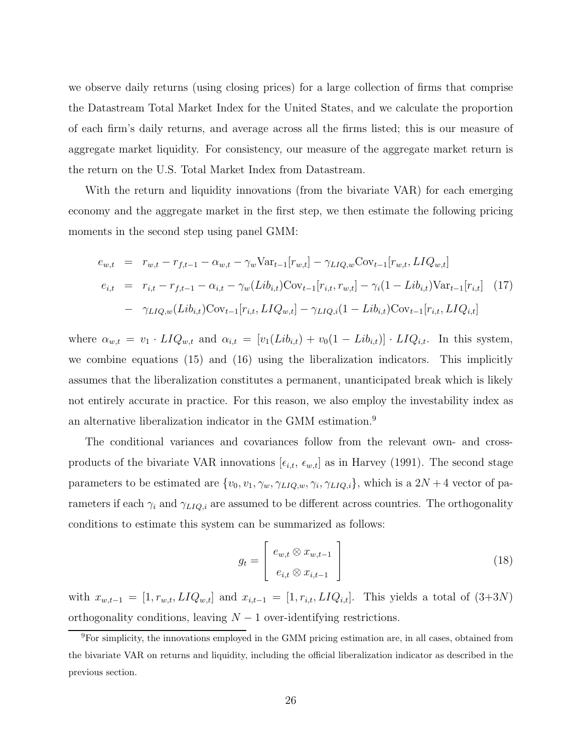we observe daily returns (using closing prices) for a large collection of firms that comprise the Datastream Total Market Index for the United States, and we calculate the proportion of each firm's daily returns, and average across all the firms listed; this is our measure of aggregate market liquidity. For consistency, our measure of the aggregate market return is the return on the U.S. Total Market Index from Datastream.

With the return and liquidity innovations (from the bivariate VAR) for each emerging economy and the aggregate market in the first step, we then estimate the following pricing moments in the second step using panel GMM:

$$
\begin{aligned}
e_{w,t} &= r_{w,t} - r_{f,t-1} - \alpha_{w,t} - \gamma_w \mathrm{Var}_{t-1}[r_{w,t}] - \gamma_{LIQ,w} \mathrm{Cov}_{t-1}[r_{w,t}, LIQ_{w,t}] \\
e_{i,t} &= r_{i,t} - r_{f,t-1} - \alpha_{i,t} - \gamma_w (Lib_{i,t}) \mathrm{Cov}_{t-1}[r_{i,t}, r_{w,t}] - \gamma_i (1 - Lib_{i,t}) \mathrm{Var}_{t-1}[r_{i,t}] \\
&- \gamma_{LIQ,w} (Lib_{i,t}) \mathrm{Cov}_{t-1}[r_{i,t}, LIQ_{w,t}] - \gamma_{LIQ,i} (1 - Lib_{i,t}) \mathrm{Cov}_{t-1}[r_{i,t}, LIQ_{i,t}]
\end{aligned} \tag{17}
$$

where $\alpha_{w,t} = v_1 \cdot LIQ_{w,t}$ and $\alpha_{i,t} = [v_1(Lib_{i,t}) + v_0(1 - Lib_{i,t})] \cdot LIQ_{i,t}$. In this system, we combine equations (15) and (16) using the liberalization indicators. This implicitly assumes that the liberalization constitutes a permanent, unanticipated break which is likely not entirely accurate in practice. For this reason, we also employ the investability index as an alternative liberalization indicator in the GMM estimation.[9]

The conditional variances and covariances follow from the relevant own- and cross-products of the bivariate VAR innovations $[\epsilon_{i,t}, \epsilon_{w,t}]$ as in Harvey (1991). The second stage parameters to be estimated are $\{v_0, v_1, \gamma_w, \gamma_{LIQ,w}, \gamma_i, \gamma_{LIQ,i}\}$, which is a $2N + 4$ vector of parameters if each $\gamma_i$ and $\gamma_{LIQ,i}$ are assumed to be different across countries. The orthogonality conditions to estimate this system can be summarized as follows:

$$
g_t = \begin{bmatrix} e_{w,t} \otimes x_{w,t-1} \\ e_{i,t} \otimes x_{i,t-1} \end{bmatrix} \tag{18}
$$

with $x_{w,t-1} = [1, r_{w,t}, LIQ_{w,t}]$ and $x_{i,t-1} = [1, r_{i,t}, LIQ_{i,t}]$. This yields a total of (3+3$N$) orthogonality conditions, leaving $N - 1$ over-identifying restrictions.

[9] For simplicity, the innovations employed in the GMM pricing estimation are, in all cases, obtained from the bivariate VAR on returns and liquidity, including the official liberalization indicator as described in the previous section.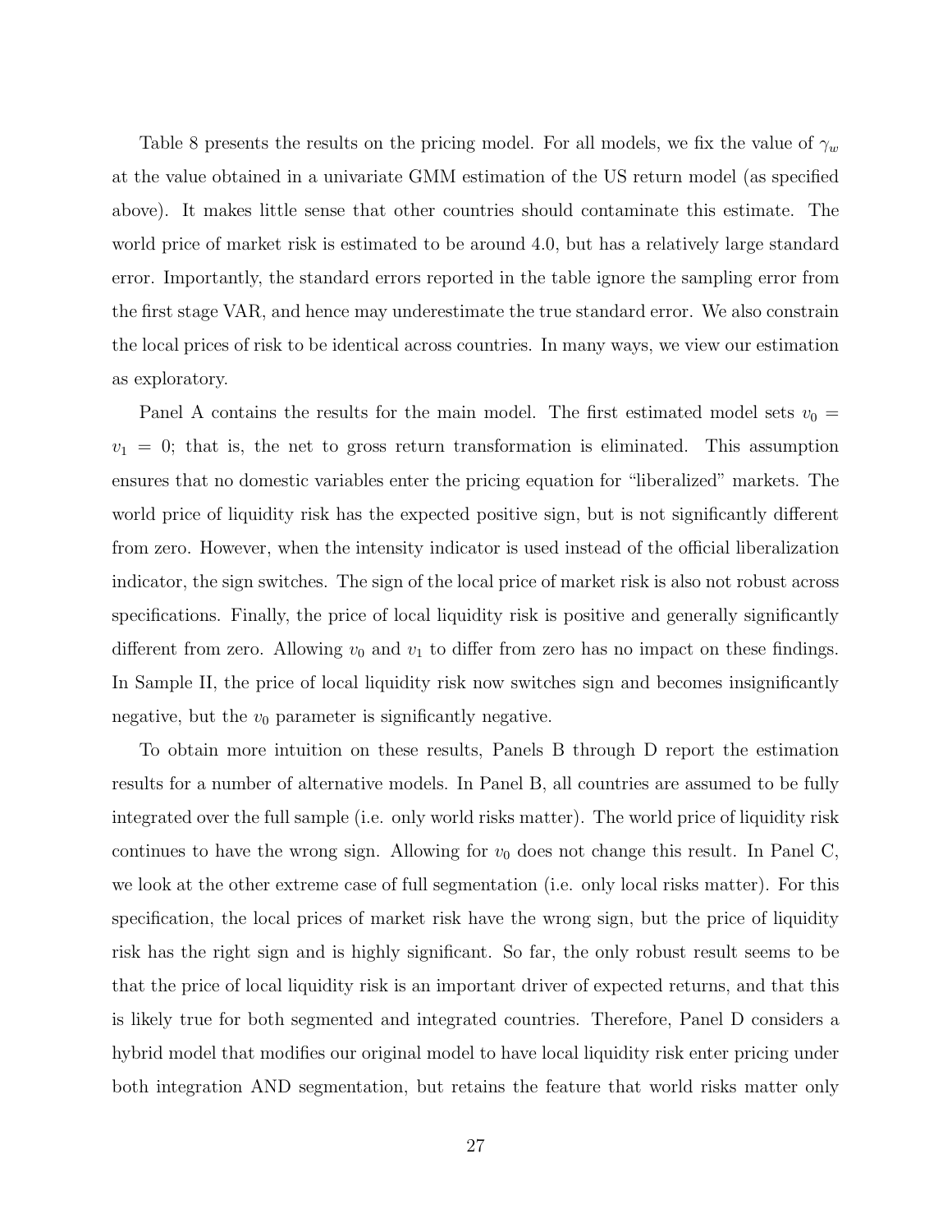Table 8 presents the results on the pricing model. For all models, we fix the value of $\gamma_w$ at the value obtained in a univariate GMM estimation of the US return model (as specified above). It makes little sense that other countries should contaminate this estimate. The world price of market risk is estimated to be around 4.0, but has a relatively large standard error. Importantly, the standard errors reported in the table ignore the sampling error from the first stage VAR, and hence may underestimate the true standard error. We also constrain the local prices of risk to be identical across countries. In many ways, we view our estimation as exploratory.

Panel A contains the results for the main model. The first estimated model sets $v_0 = v_1 = 0$; that is, the net to gross return transformation is eliminated. This assumption ensures that no domestic variables enter the pricing equation for "liberalized" markets. The world price of liquidity risk has the expected positive sign, but is not significantly different from zero. However, when the intensity indicator is used instead of the official liberalization indicator, the sign switches. The sign of the local price of market risk is also not robust across specifications. Finally, the price of local liquidity risk is positive and generally significantly different from zero. Allowing $v_0$ and $v_1$ to differ from zero has no impact on these findings. In Sample II, the price of local liquidity risk now switches sign and becomes insignificantly negative, but the $v_0$ parameter is significantly negative.

To obtain more intuition on these results, Panels B through D report the estimation results for a number of alternative models. In Panel B, all countries are assumed to be fully integrated over the full sample (i.e. only world risks matter). The world price of liquidity risk continues to have the wrong sign. Allowing for $v_0$ does not change this result. In Panel C, we look at the other extreme case of full segmentation (i.e. only local risks matter). For this specification, the local prices of market risk have the wrong sign, but the price of liquidity risk has the right sign and is highly significant. So far, the only robust result seems to be that the price of local liquidity risk is an important driver of expected returns, and that this is likely true for both segmented and integrated countries. Therefore, Panel D considers a hybrid model that modifies our original model to have local liquidity risk enter pricing under both integration AND segmentation, but retains the feature that world risks matter only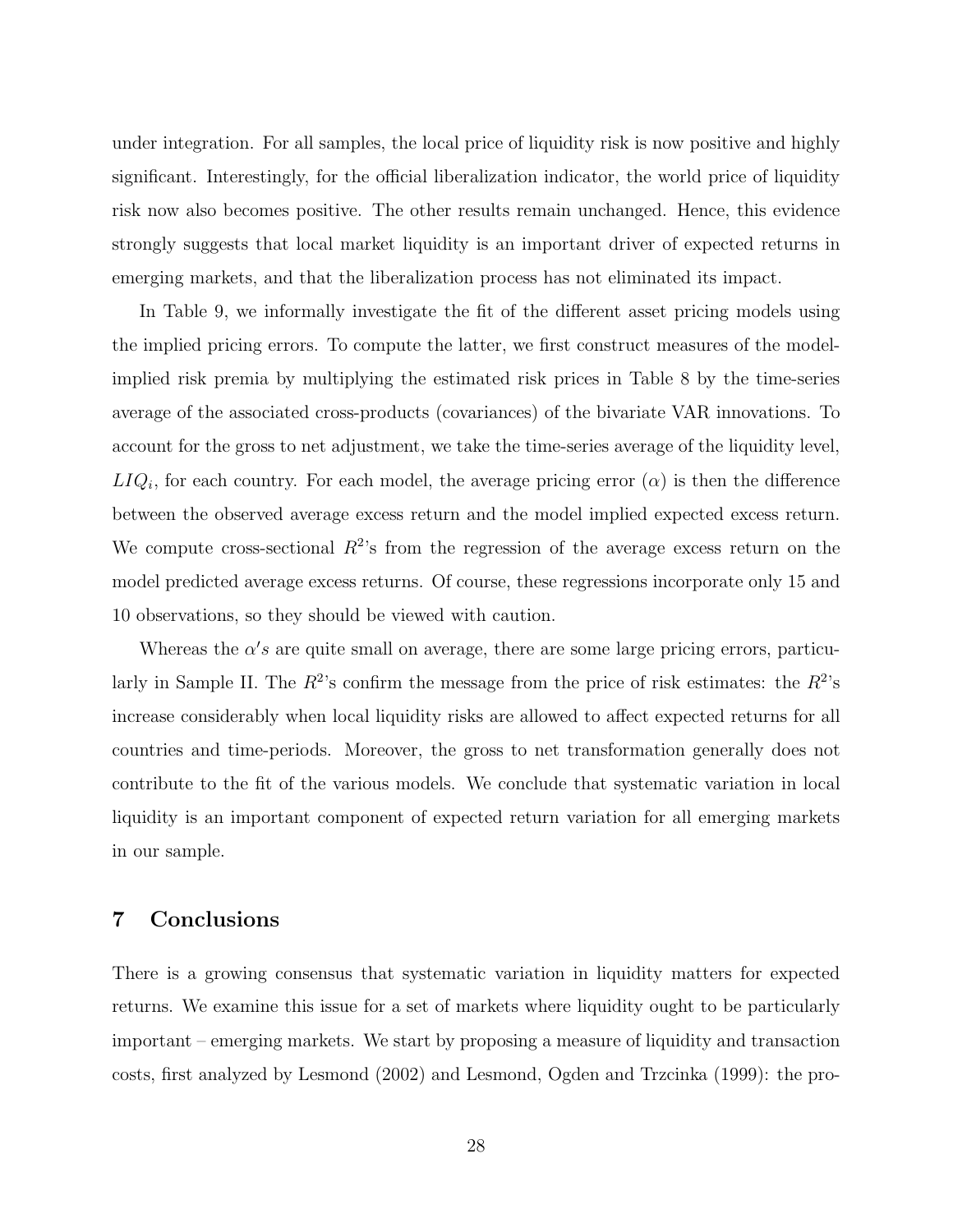under integration. For all samples, the local price of liquidity risk is now positive and highly significant. Interestingly, for the official liberalization indicator, the world price of liquidity risk now also becomes positive. The other results remain unchanged. Hence, this evidence strongly suggests that local market liquidity is an important driver of expected returns in emerging markets, and that the liberalization process has not eliminated its impact.

In Table 9, we informally investigate the fit of the different asset pricing models using the implied pricing errors. To compute the latter, we first construct measures of the model-implied risk premia by multiplying the estimated risk prices in Table 8 by the time-series average of the associated cross-products (covariances) of the bivariate VAR innovations. To account for the gross to net adjustment, we take the time-series average of the liquidity level, $LIQ_i$, for each country. For each model, the average pricing error ($\alpha$) is then the difference between the observed average excess return and the model implied expected excess return. We compute cross-sectional $R^2$'s from the regression of the average excess return on the model predicted average excess returns. Of course, these regressions incorporate only 15 and 10 observations, so they should be viewed with caution.

Whereas the $\alpha's$ are quite small on average, there are some large pricing errors, particularly in Sample II. The $R^2$'s confirm the message from the price of risk estimates: the $R^2$'s increase considerably when local liquidity risks are allowed to affect expected returns for all countries and time-periods. Moreover, the gross to net transformation generally does not contribute to the fit of the various models. We conclude that systematic variation in local liquidity is an important component of expected return variation for all emerging markets in our sample.

## 7 Conclusions

There is a growing consensus that systematic variation in liquidity matters for expected returns. We examine this issue for a set of markets where liquidity ought to be particularly important – emerging markets. We start by proposing a measure of liquidity and transaction costs, first analyzed by Lesmond (2002) and Lesmond, Ogden and Trzcinka (1999): the pro-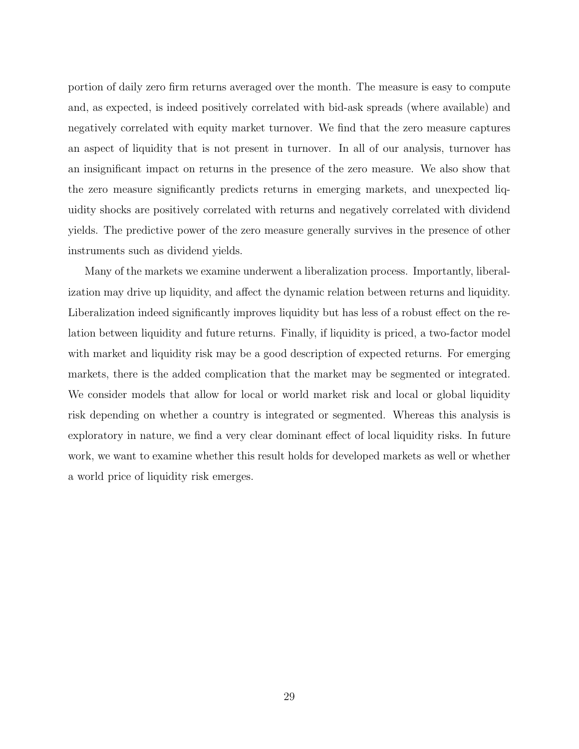portion of daily zero firm returns averaged over the month. The measure is easy to compute and, as expected, is indeed positively correlated with bid-ask spreads (where available) and negatively correlated with equity market turnover. We find that the zero measure captures an aspect of liquidity that is not present in turnover. In all of our analysis, turnover has an insignificant impact on returns in the presence of the zero measure. We also show that the zero measure significantly predicts returns in emerging markets, and unexpected liquidity shocks are positively correlated with returns and negatively correlated with dividend yields. The predictive power of the zero measure generally survives in the presence of other instruments such as dividend yields.

Many of the markets we examine underwent a liberalization process. Importantly, liberalization may drive up liquidity, and affect the dynamic relation between returns and liquidity. Liberalization indeed significantly improves liquidity but has less of a robust effect on the relation between liquidity and future returns. Finally, if liquidity is priced, a two-factor model with market and liquidity risk may be a good description of expected returns. For emerging markets, there is the added complication that the market may be segmented or integrated. We consider models that allow for local or world market risk and local or global liquidity risk depending on whether a country is integrated or segmented. Whereas this analysis is exploratory in nature, we find a very clear dominant effect of local liquidity risks. In future work, we want to examine whether this result holds for developed markets as well or whether a world price of liquidity risk emerges.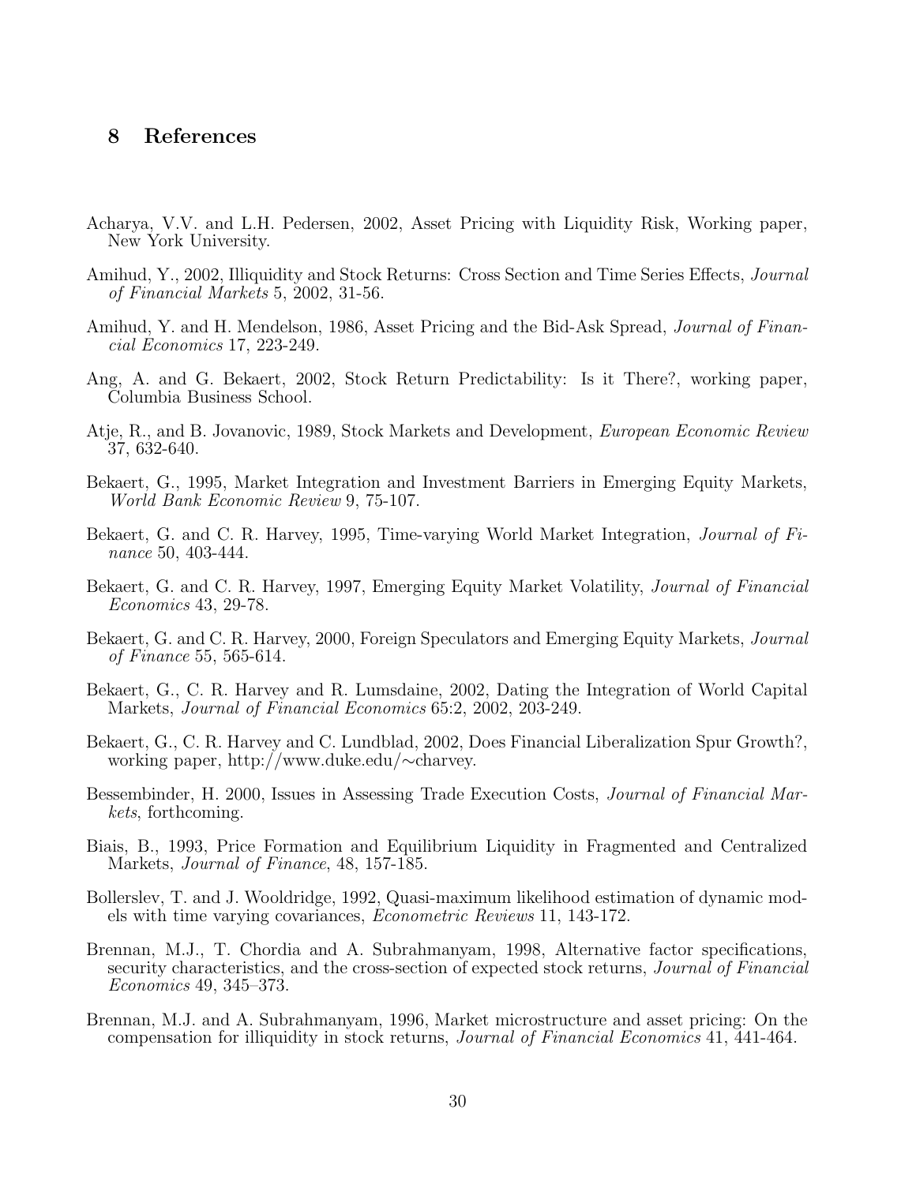# 8 References

Acharya, V.V. and L.H. Pedersen, 2002, Asset Pricing with Liquidity Risk, Working paper, New York University.

Amihud, Y., 2002, Illiquidity and Stock Returns: Cross Section and Time Series Effects, *Journal of Financial Markets* 5, 2002, 31-56.

Amihud, Y. and H. Mendelson, 1986, Asset Pricing and the Bid-Ask Spread, *Journal of Financial Economics* 17, 223-249.

Ang, A. and G. Bekaert, 2002, Stock Return Predictability: Is it There?, working paper, Columbia Business School.

Atje, R., and B. Jovanovic, 1989, Stock Markets and Development, *European Economic Review* 37, 632-640.

Bekaert, G., 1995, Market Integration and Investment Barriers in Emerging Equity Markets, *World Bank Economic Review* 9, 75-107.

Bekaert, G. and C. R. Harvey, 1995, Time-varying World Market Integration, *Journal of Finance* 50, 403-444.

Bekaert, G. and C. R. Harvey, 1997, Emerging Equity Market Volatility, *Journal of Financial Economics* 43, 29-78.

Bekaert, G. and C. R. Harvey, 2000, Foreign Speculators and Emerging Equity Markets, *Journal of Finance* 55, 565-614.

Bekaert, G., C. R. Harvey and R. Lumsdaine, 2002, Dating the Integration of World Capital Markets, *Journal of Financial Economics* 65:2, 2002, 203-249.

Bekaert, G., C. R. Harvey and C. Lundblad, 2002, Does Financial Liberalization Spur Growth?, working paper, http://www.duke.edu/∼charvey.

Bessembinder, H. 2000, Issues in Assessing Trade Execution Costs, *Journal of Financial Markets*, forthcoming.

Biais, B., 1993, Price Formation and Equilibrium Liquidity in Fragmented and Centralized Markets, *Journal of Finance*, 48, 157-185.

Bollerslev, T. and J. Wooldridge, 1992, Quasi-maximum likelihood estimation of dynamic models with time varying covariances, *Econometric Reviews* 11, 143-172.

Brennan, M.J., T. Chordia and A. Subrahmanyam, 1998, Alternative factor specifications, security characteristics, and the cross-section of expected stock returns, *Journal of Financial Economics* 49, 345–373.

Brennan, M.J. and A. Subrahmanyam, 1996, Market microstructure and asset pricing: On the compensation for illiquidity in stock returns, *Journal of Financial Economics* 41, 441-464.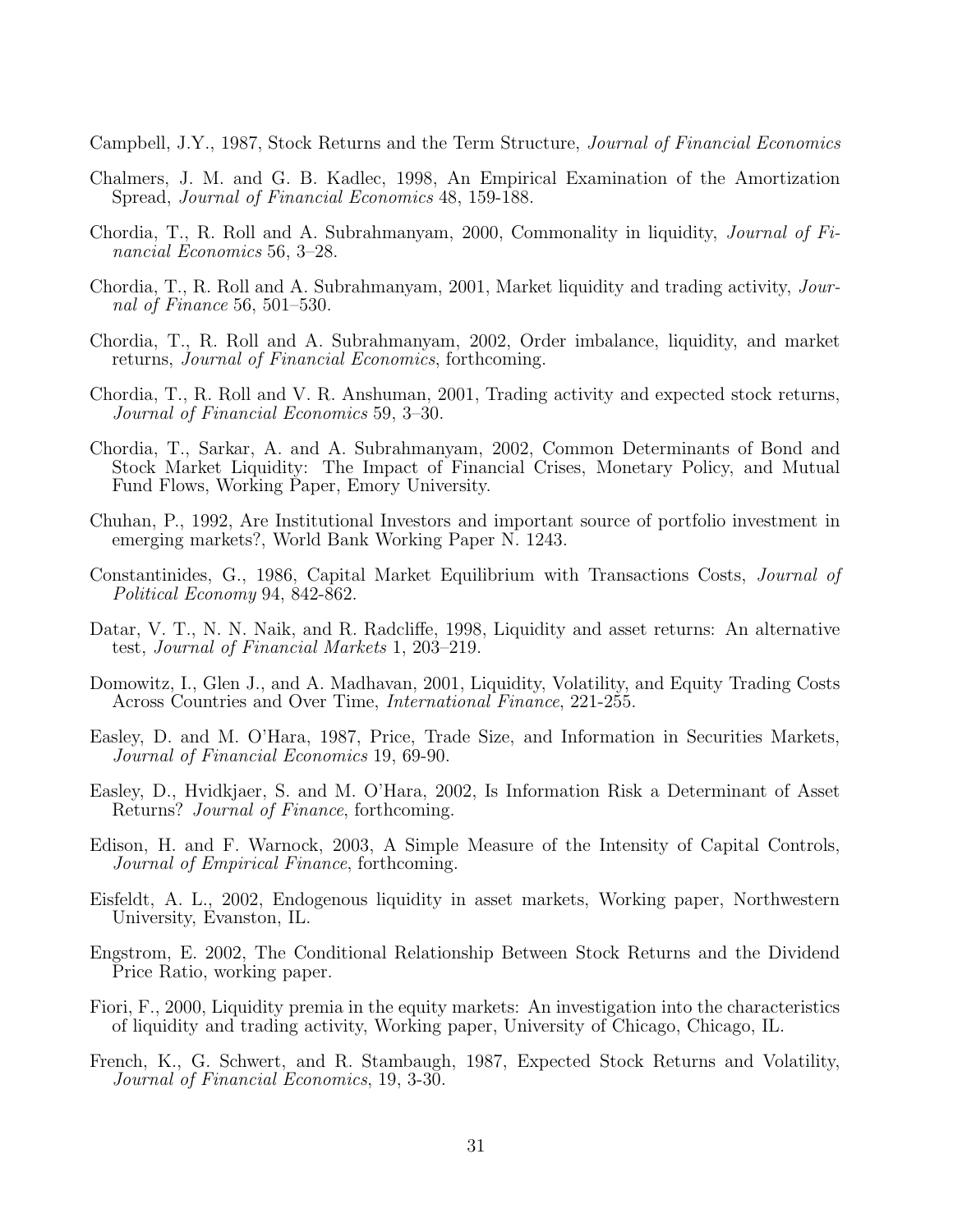Campbell, J.Y., 1987, Stock Returns and the Term Structure, *Journal of Financial Economics*

Chalmers, J. M. and G. B. Kadlec, 1998, An Empirical Examination of the Amortization Spread, *Journal of Financial Economics* 48, 159-188.

Chordia, T., R. Roll and A. Subrahmanyam, 2000, Commonality in liquidity, *Journal of Financial Economics* 56, 3–28.

Chordia, T., R. Roll and A. Subrahmanyam, 2001, Market liquidity and trading activity, *Journal of Finance* 56, 501–530.

Chordia, T., R. Roll and A. Subrahmanyam, 2002, Order imbalance, liquidity, and market returns, *Journal of Financial Economics*, forthcoming.

Chordia, T., R. Roll and V. R. Anshuman, 2001, Trading activity and expected stock returns, *Journal of Financial Economics* 59, 3–30.

Chordia, T., Sarkar, A. and A. Subrahmanyam, 2002, Common Determinants of Bond and Stock Market Liquidity: The Impact of Financial Crises, Monetary Policy, and Mutual Fund Flows, Working Paper, Emory University.

Chuhan, P., 1992, Are Institutional Investors and important source of portfolio investment in emerging markets?, World Bank Working Paper N. 1243.

Constantinides, G., 1986, Capital Market Equilibrium with Transactions Costs, *Journal of Political Economy* 94, 842-862.

Datar, V. T., N. N. Naik, and R. Radcliffe, 1998, Liquidity and asset returns: An alternative test, *Journal of Financial Markets* 1, 203–219.

Domowitz, I., Glen J., and A. Madhavan, 2001, Liquidity, Volatility, and Equity Trading Costs Across Countries and Over Time, *International Finance*, 221-255.

Easley, D. and M. O'Hara, 1987, Price, Trade Size, and Information in Securities Markets, *Journal of Financial Economics* 19, 69-90.

Easley, D., Hvidkjaer, S. and M. O'Hara, 2002, Is Information Risk a Determinant of Asset Returns? *Journal of Finance*, forthcoming.

Edison, H. and F. Warnock, 2003, A Simple Measure of the Intensity of Capital Controls, *Journal of Empirical Finance*, forthcoming.

Eisfeldt, A. L., 2002, Endogenous liquidity in asset markets, Working paper, Northwestern University, Evanston, IL.

Engstrom, E. 2002, The Conditional Relationship Between Stock Returns and the Dividend Price Ratio, working paper.

Fiori, F., 2000, Liquidity premia in the equity markets: An investigation into the characteristics of liquidity and trading activity, Working paper, University of Chicago, Chicago, IL.

French, K., G. Schwert, and R. Stambaugh, 1987, Expected Stock Returns and Volatility, *Journal of Financial Economics*, 19, 3-30.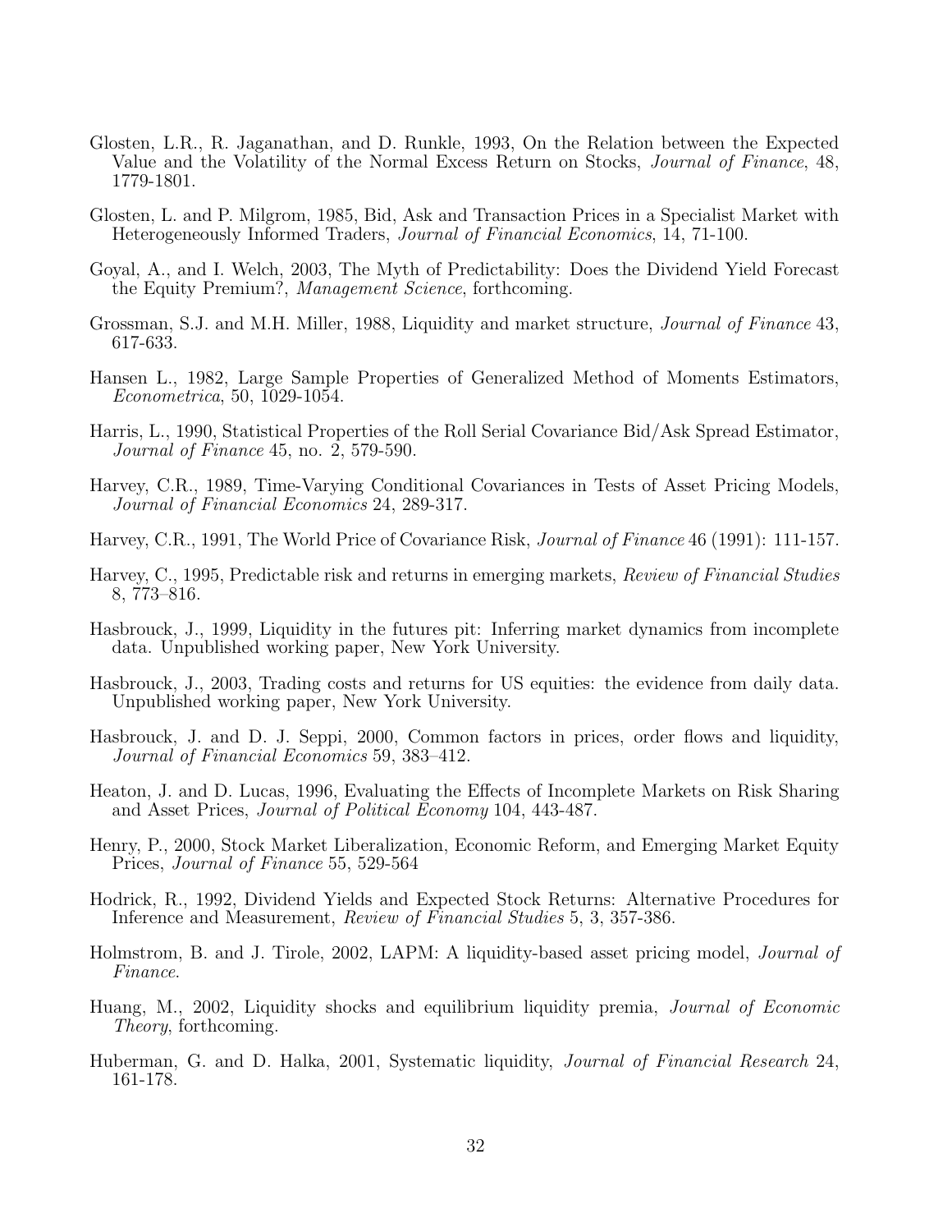Glosten, L.R., R. Jaganathan, and D. Runkle, 1993, On the Relation between the Expected Value and the Volatility of the Normal Excess Return on Stocks, *Journal of Finance*, 48, 1779-1801.

Glosten, L. and P. Milgrom, 1985, Bid, Ask and Transaction Prices in a Specialist Market with Heterogeneously Informed Traders, *Journal of Financial Economics*, 14, 71-100.

Goyal, A., and I. Welch, 2003, The Myth of Predictability: Does the Dividend Yield Forecast the Equity Premium?, *Management Science*, forthcoming.

Grossman, S.J. and M.H. Miller, 1988, Liquidity and market structure, *Journal of Finance* 43, 617-633.

Hansen L., 1982, Large Sample Properties of Generalized Method of Moments Estimators, *Econometrica*, 50, 1029-1054.

Harris, L., 1990, Statistical Properties of the Roll Serial Covariance Bid/Ask Spread Estimator, *Journal of Finance* 45, no. 2, 579-590.

Harvey, C.R., 1989, Time-Varying Conditional Covariances in Tests of Asset Pricing Models, *Journal of Financial Economics* 24, 289-317.

Harvey, C.R., 1991, The World Price of Covariance Risk, *Journal of Finance* 46 (1991): 111-157.

Harvey, C., 1995, Predictable risk and returns in emerging markets, *Review of Financial Studies* 8, 773–816.

Hasbrouck, J., 1999, Liquidity in the futures pit: Inferring market dynamics from incomplete data. Unpublished working paper, New York University.

Hasbrouck, J., 2003, Trading costs and returns for US equities: the evidence from daily data. Unpublished working paper, New York University.

Hasbrouck, J. and D. J. Seppi, 2000, Common factors in prices, order flows and liquidity, *Journal of Financial Economics* 59, 383–412.

Heaton, J. and D. Lucas, 1996, Evaluating the Effects of Incomplete Markets on Risk Sharing and Asset Prices, *Journal of Political Economy* 104, 443-487.

Henry, P., 2000, Stock Market Liberalization, Economic Reform, and Emerging Market Equity Prices, *Journal of Finance* 55, 529-564

Hodrick, R., 1992, Dividend Yields and Expected Stock Returns: Alternative Procedures for Inference and Measurement, *Review of Financial Studies* 5, 3, 357-386.

Holmstrom, B. and J. Tirole, 2002, LAPM: A liquidity-based asset pricing model, *Journal of Finance*.

Huang, M., 2002, Liquidity shocks and equilibrium liquidity premia, *Journal of Economic Theory*, forthcoming.

Huberman, G. and D. Halka, 2001, Systematic liquidity, *Journal of Financial Research* 24, 161-178.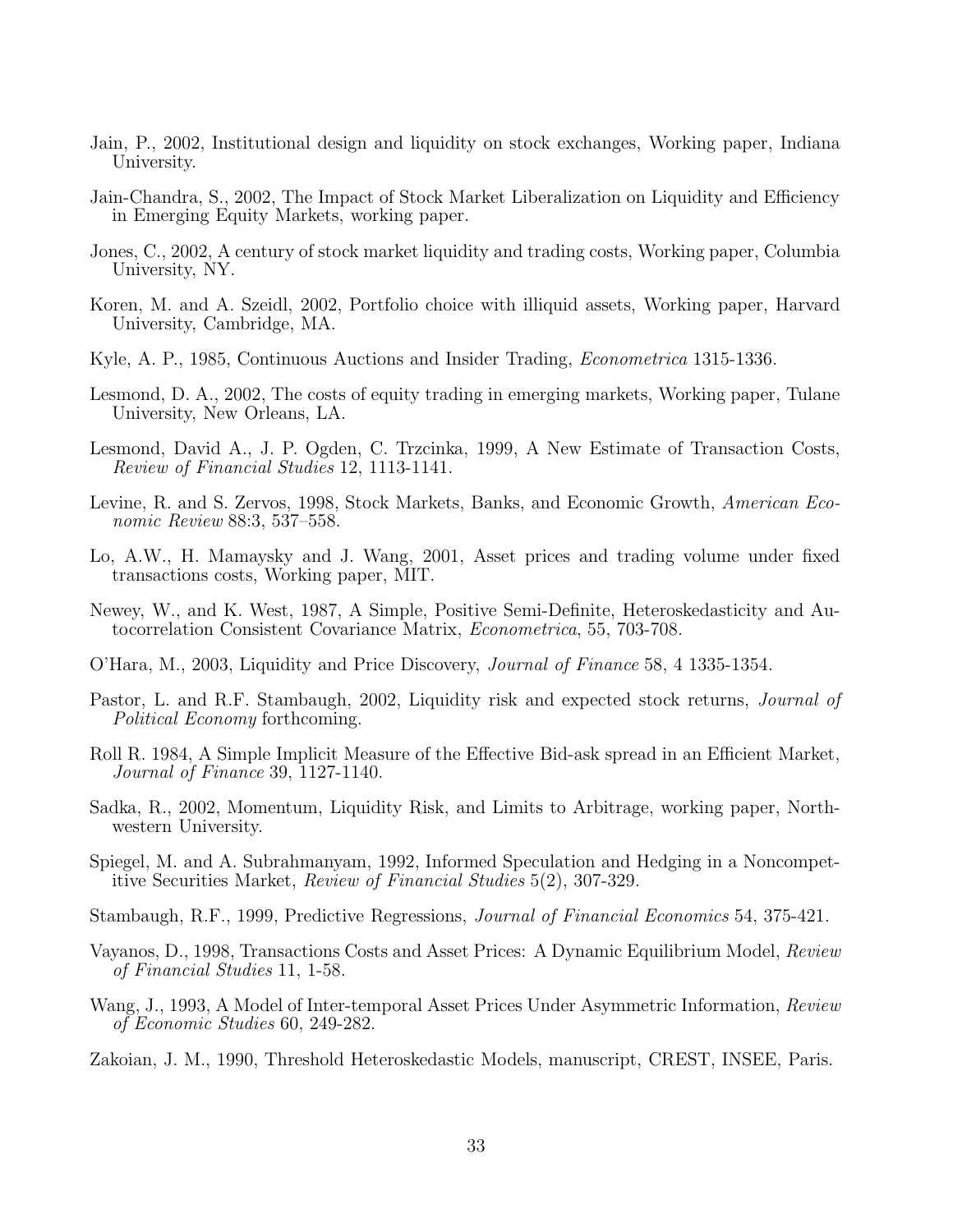Jain, P., 2002, Institutional design and liquidity on stock exchanges, Working paper, Indiana University.

Jain-Chandra, S., 2002, The Impact of Stock Market Liberalization on Liquidity and Efficiency in Emerging Equity Markets, working paper.

Jones, C., 2002, A century of stock market liquidity and trading costs, Working paper, Columbia University, NY.

Koren, M. and A. Szeidl, 2002, Portfolio choice with illiquid assets, Working paper, Harvard University, Cambridge, MA.

Kyle, A. P., 1985, Continuous Auctions and Insider Trading, *Econometrica* 1315-1336.

Lesmond, D. A., 2002, The costs of equity trading in emerging markets, Working paper, Tulane University, New Orleans, LA.

Lesmond, David A., J. P. Ogden, C. Trzcinka, 1999, A New Estimate of Transaction Costs, *Review of Financial Studies* 12, 1113-1141.

Levine, R. and S. Zervos, 1998, Stock Markets, Banks, and Economic Growth, *American Economic Review* 88:3, 537–558.

Lo, A.W., H. Mamaysky and J. Wang, 2001, Asset prices and trading volume under fixed transactions costs, Working paper, MIT.

Newey, W., and K. West, 1987, A Simple, Positive Semi-Definite, Heteroskedasticity and Autocorrelation Consistent Covariance Matrix, *Econometrica*, 55, 703-708.

O'Hara, M., 2003, Liquidity and Price Discovery, *Journal of Finance* 58, 4 1335-1354.

Pastor, L. and R.F. Stambaugh, 2002, Liquidity risk and expected stock returns, *Journal of Political Economy* forthcoming.

Roll R. 1984, A Simple Implicit Measure of the Effective Bid-ask spread in an Efficient Market, *Journal of Finance* 39, 1127-1140.

Sadka, R., 2002, Momentum, Liquidity Risk, and Limits to Arbitrage, working paper, Northwestern University.

Spiegel, M. and A. Subrahmanyam, 1992, Informed Speculation and Hedging in a Noncompetitive Securities Market, *Review of Financial Studies* 5(2), 307-329.

Stambaugh, R.F., 1999, Predictive Regressions, *Journal of Financial Economics* 54, 375-421.

Vayanos, D., 1998, Transactions Costs and Asset Prices: A Dynamic Equilibrium Model, *Review of Financial Studies* 11, 1-58.

Wang, J., 1993, A Model of Inter-temporal Asset Prices Under Asymmetric Information, *Review of Economic Studies* 60, 249-282.

Zakoian, J. M., 1990, Threshold Heteroskedastic Models, manuscript, CREST, INSEE, Paris.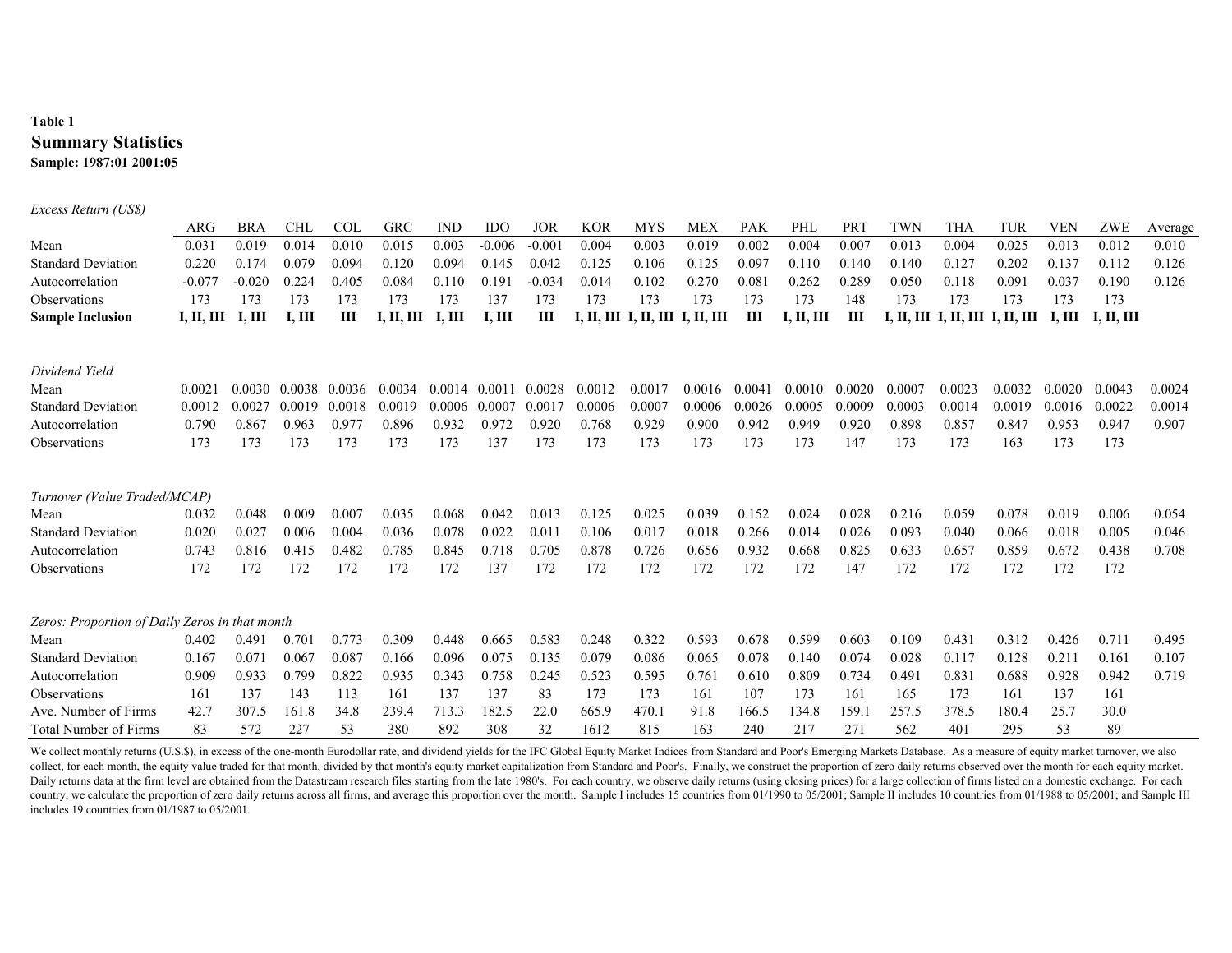**Table 1**
## Summary Statistics
**Sample: 1987:01 2001:05**

*Excess Return (US$)*

| | ARG | BRA | CHL | COL | GRC | IND | IDO | JOR | KOR | MYS | MEX | PAK | PHL | PRT | TWN | THA | TUR | VEN | ZWE | Average |
|---|---|---|---|---|---|---|---|---|---|---|---|---|---|---|---|---|---|---|---|---|
| Mean | 0.031 | 0.019 | 0.014 | 0.010 | 0.015 | 0.003 | -0.006 | -0.001 | 0.004 | 0.003 | 0.019 | 0.002 | 0.004 | 0.007 | 0.013 | 0.004 | 0.025 | 0.013 | 0.012 | 0.010 |
| Standard Deviation | 0.220 | 0.174 | 0.079 | 0.094 | 0.120 | 0.094 | 0.145 | 0.042 | 0.125 | 0.106 | 0.125 | 0.097 | 0.110 | 0.140 | 0.140 | 0.127 | 0.202 | 0.137 | 0.112 | 0.126 |
| Autocorrelation | -0.077 | -0.020 | 0.224 | 0.405 | 0.084 | 0.110 | 0.191 | -0.034 | 0.014 | 0.102 | 0.270 | 0.081 | 0.262 | 0.289 | 0.050 | 0.118 | 0.091 | 0.037 | 0.190 | 0.126 |
| Observations | 173 | 173 | 173 | 173 | 173 | 173 | 137 | 173 | 173 | 173 | 173 | 173 | 173 | 148 | 173 | 173 | 173 | 173 | 173 | |
| **Sample Inclusion** | **I, II, III** | **I, III** | **I, III** | **III** | **I, II, III** | **I, III** | **I, III** | **III** | **I, II, III** | **I, II, III** | **I, II, III** | **III** | **I, II, III** | **III** | **I, II, III** | **I, II, III** | **I, II, III** | **I, III** | **I, II, III** | |

*Dividend Yield*

| | ARG | BRA | CHL | COL | GRC | IND | IDO | JOR | KOR | MYS | MEX | PAK | PHL | PRT | TWN | THA | TUR | VEN | ZWE | Average |
|---|---|---|---|---|---|---|---|---|---|---|---|---|---|---|---|---|---|---|---|---|
| Mean | 0.0021 | 0.0030 | 0.0038 | 0.0036 | 0.0034 | 0.0014 | 0.0011 | 0.0028 | 0.0012 | 0.0017 | 0.0016 | 0.0041 | 0.0010 | 0.0020 | 0.0007 | 0.0023 | 0.0032 | 0.0020 | 0.0043 | 0.0024 |
| Standard Deviation | 0.0012 | 0.0027 | 0.0019 | 0.0018 | 0.0019 | 0.0006 | 0.0007 | 0.0017 | 0.0006 | 0.0007 | 0.0006 | 0.0026 | 0.0005 | 0.0009 | 0.0003 | 0.0014 | 0.0019 | 0.0016 | 0.0022 | 0.0014 |
| Autocorrelation | 0.790 | 0.867 | 0.963 | 0.977 | 0.896 | 0.932 | 0.972 | 0.920 | 0.768 | 0.929 | 0.900 | 0.942 | 0.949 | 0.920 | 0.898 | 0.857 | 0.847 | 0.953 | 0.947 | 0.907 |
| Observations | 173 | 173 | 173 | 173 | 173 | 173 | 137 | 173 | 173 | 173 | 173 | 173 | 173 | 147 | 173 | 173 | 163 | 173 | 173 | |

*Turnover (Value Traded/MCAP)*

| | ARG | BRA | CHL | COL | GRC | IND | IDO | JOR | KOR | MYS | MEX | PAK | PHL | PRT | TWN | THA | TUR | VEN | ZWE | Average |
|---|---|---|---|---|---|---|---|---|---|---|---|---|---|---|---|---|---|---|---|---|
| Mean | 0.032 | 0.048 | 0.009 | 0.007 | 0.035 | 0.068 | 0.042 | 0.013 | 0.125 | 0.025 | 0.039 | 0.152 | 0.024 | 0.028 | 0.216 | 0.059 | 0.078 | 0.019 | 0.006 | 0.054 |
| Standard Deviation | 0.020 | 0.027 | 0.006 | 0.004 | 0.036 | 0.078 | 0.022 | 0.011 | 0.106 | 0.017 | 0.018 | 0.266 | 0.014 | 0.026 | 0.093 | 0.040 | 0.066 | 0.018 | 0.005 | 0.046 |
| Autocorrelation | 0.743 | 0.816 | 0.415 | 0.482 | 0.785 | 0.845 | 0.718 | 0.705 | 0.878 | 0.726 | 0.656 | 0.932 | 0.668 | 0.825 | 0.633 | 0.657 | 0.859 | 0.672 | 0.438 | 0.708 |
| Observations | 172 | 172 | 172 | 172 | 172 | 172 | 137 | 172 | 172 | 172 | 172 | 172 | 172 | 147 | 172 | 172 | 172 | 172 | 172 | |

*Zeros: Proportion of Daily Zeros in that month*

| | ARG | BRA | CHL | COL | GRC | IND | IDO | JOR | KOR | MYS | MEX | PAK | PHL | PRT | TWN | THA | TUR | VEN | ZWE | Average |
|---|---|---|---|---|---|---|---|---|---|---|---|---|---|---|---|---|---|---|---|---|
| Mean | 0.402 | 0.491 | 0.701 | 0.773 | 0.309 | 0.448 | 0.665 | 0.583 | 0.248 | 0.322 | 0.593 | 0.678 | 0.599 | 0.603 | 0.109 | 0.431 | 0.312 | 0.426 | 0.711 | 0.495 |
| Standard Deviation | 0.167 | 0.071 | 0.067 | 0.087 | 0.166 | 0.096 | 0.075 | 0.135 | 0.079 | 0.086 | 0.065 | 0.078 | 0.140 | 0.074 | 0.028 | 0.117 | 0.128 | 0.211 | 0.161 | 0.107 |
| Autocorrelation | 0.909 | 0.933 | 0.799 | 0.822 | 0.935 | 0.343 | 0.758 | 0.245 | 0.523 | 0.595 | 0.761 | 0.610 | 0.809 | 0.734 | 0.491 | 0.831 | 0.688 | 0.928 | 0.942 | 0.719 |
| Observations | 161 | 137 | 143 | 113 | 161 | 137 | 137 | 83 | 173 | 173 | 161 | 107 | 173 | 161 | 165 | 173 | 161 | 137 | 161 | |
| Ave. Number of Firms | 42.7 | 307.5 | 161.8 | 34.8 | 239.4 | 713.3 | 182.5 | 22.0 | 665.9 | 470.1 | 91.8 | 166.5 | 134.8 | 159.1 | 257.5 | 378.5 | 180.4 | 25.7 | 30.0 | |
| Total Number of Firms | 83 | 572 | 227 | 53 | 380 | 892 | 308 | 32 | 1612 | 815 | 163 | 240 | 217 | 271 | 562 | 401 | 295 | 53 | 89 | |

We collect monthly returns (U.S.$), in excess of the one-month Eurodollar rate, and dividend yields for the IFC Global Equity Market Indices from Standard and Poor's Emerging Markets Database. As a measure of equity market turnover, we also collect, for each month, the equity value traded for that month, divided by that month's equity market capitalization from Standard and Poor's. Finally, we construct the proportion of zero daily returns observed over the month for each equity market. Daily returns data at the firm level are obtained from the Datastream research files starting from the late 1980's. For each country, we observe daily returns (using closing prices) for a large collection of firms listed on a domestic exchange. For each country, we calculate the proportion of zero daily returns across all firms, and average this proportion over the month. Sample I includes 15 countries from 01/1990 to 05/2001; Sample II includes 10 countries from 01/1988 to 05/2001; and Sample III includes 19 countries from 01/1987 to 05/2001.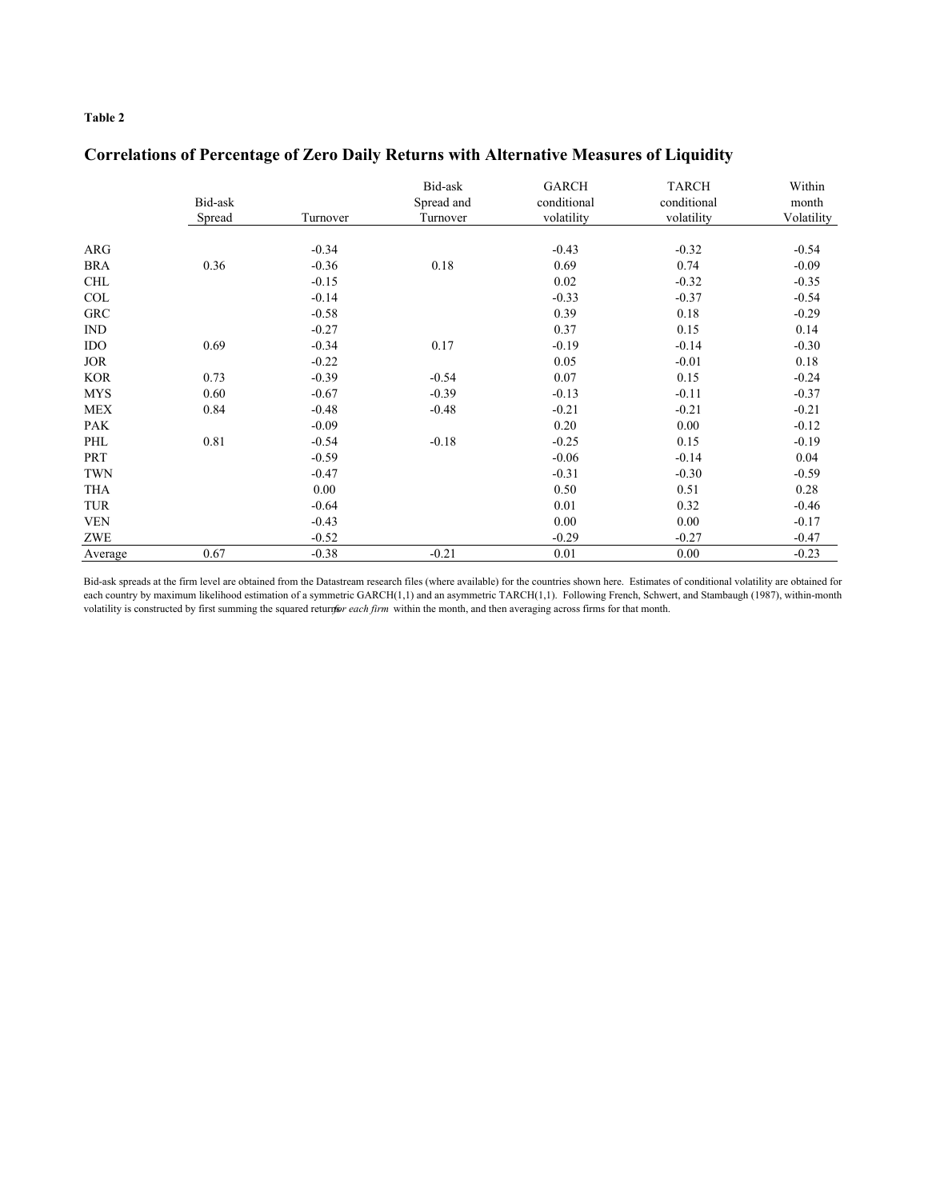**Table 2**

## Correlations of Percentage of Zero Daily Returns with Alternative Measures of Liquidity

| | Bid-ask Spread | Turnover | Bid-ask Spread and Turnover | GARCH conditional volatility | TARCH conditional volatility | Within month Volatility |
|---|---|---|---|---|---|---|
| ARG | | -0.34 | | -0.43 | -0.32 | -0.54 |
| BRA | 0.36 | -0.36 | 0.18 | 0.69 | 0.74 | -0.09 |
| CHL | | -0.15 | | 0.02 | -0.32 | -0.35 |
| COL | | -0.14 | | -0.33 | -0.37 | -0.54 |
| GRC | | -0.58 | | 0.39 | 0.18 | -0.29 |
| IND | | -0.27 | | 0.37 | 0.15 | 0.14 |
| IDO | 0.69 | -0.34 | 0.17 | -0.19 | -0.14 | -0.30 |
| JOR | | -0.22 | | 0.05 | -0.01 | 0.18 |
| KOR | 0.73 | -0.39 | -0.54 | 0.07 | 0.15 | -0.24 |
| MYS | 0.60 | -0.67 | -0.39 | -0.13 | -0.11 | -0.37 |
| MEX | 0.84 | -0.48 | -0.48 | -0.21 | -0.21 | -0.21 |
| PAK | | -0.09 | | 0.20 | 0.00 | -0.12 |
| PHL | 0.81 | -0.54 | -0.18 | -0.25 | 0.15 | -0.19 |
| PRT | | -0.59 | | -0.06 | -0.14 | 0.04 |
| TWN | | -0.47 | | -0.31 | -0.30 | -0.59 |
| THA | | 0.00 | | 0.50 | 0.51 | 0.28 |
| TUR | | -0.64 | | 0.01 | 0.32 | -0.46 |
| VEN | | -0.43 | | 0.00 | 0.00 | -0.17 |
| ZWE | | -0.52 | | -0.29 | -0.27 | -0.47 |
| Average | 0.67 | -0.38 | -0.21 | 0.01 | 0.00 | -0.23 |

Bid-ask spreads at the firm level are obtained from the Datastream research files (where available) for the countries shown here. Estimates of conditional volatility are obtained for each country by maximum likelihood estimation of a symmetric GARCH(1,1) and an asymmetric TARCH(1,1). Following French, Schwert, and Stambaugh (1987), within-month volatility is constructed by first summing the squared returns *for each firm* within the month, and then averaging across firms for that month.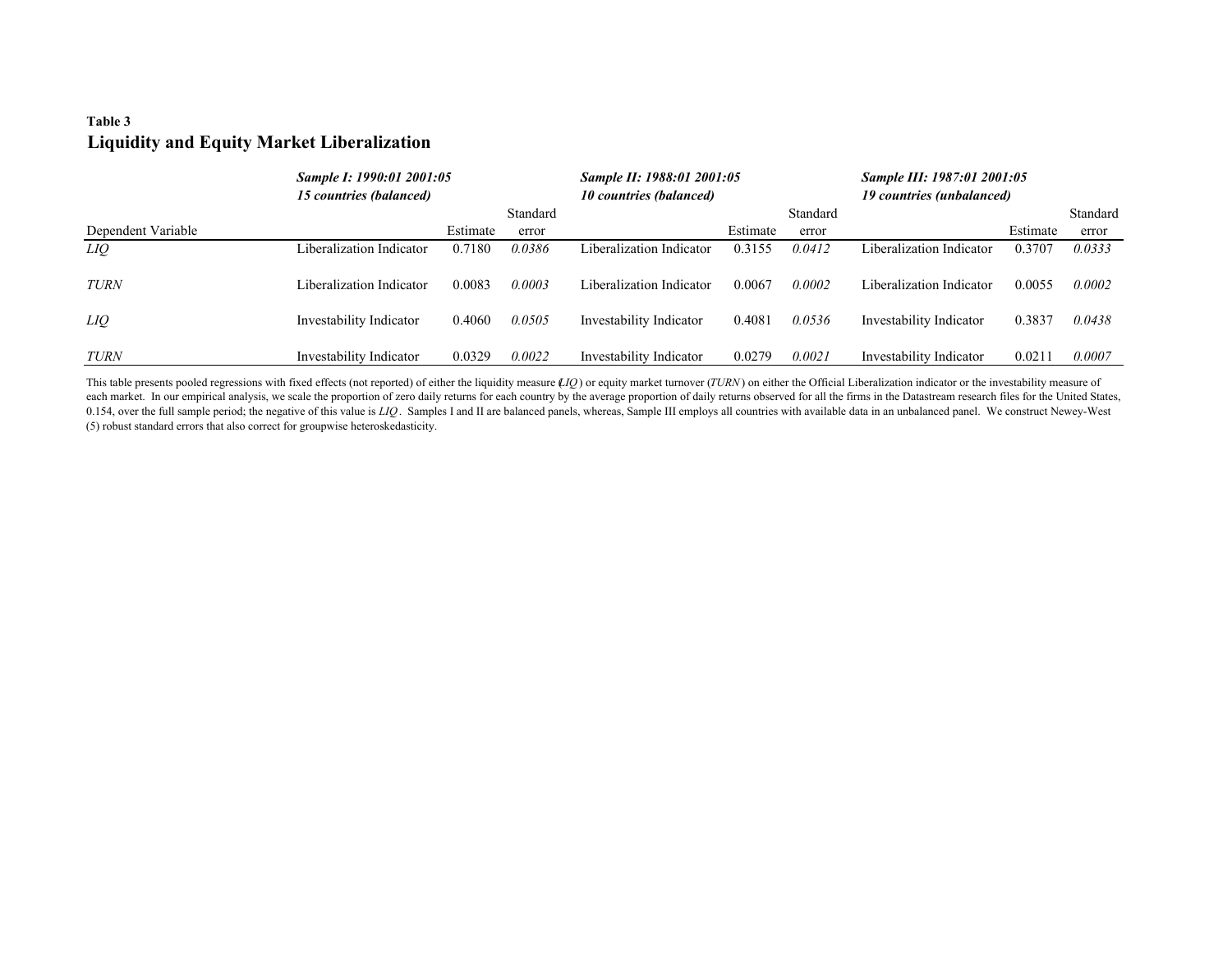**Table 3**

## Liquidity and Equity Market Liberalization

| Dependent Variable | *Sample I: 1990:01 2001:05* *15 countries (balanced)* | Estimate | Standard error | *Sample II: 1988:01 2001:05* *10 countries (balanced)* | Estimate | Standard error | *Sample III: 1987:01 2001:05* *19 countries (unbalanced)* | Estimate | Standard error |
|---|---|---|---|---|---|---|---|---|---|
| *LIQ* | Liberalization Indicator | 0.7180 | *0.0386* | Liberalization Indicator | 0.3155 | *0.0412* | Liberalization Indicator | 0.3707 | *0.0333* |
| *TURN* | Liberalization Indicator | 0.0083 | *0.0003* | Liberalization Indicator | 0.0067 | *0.0002* | Liberalization Indicator | 0.0055 | *0.0002* |
| *LIQ* | Investability Indicator | 0.4060 | *0.0505* | Investability Indicator | 0.4081 | *0.0536* | Investability Indicator | 0.3837 | *0.0438* |
| *TURN* | Investability Indicator | 0.0329 | *0.0022* | Investability Indicator | 0.0279 | *0.0021* | Investability Indicator | 0.0211 | *0.0007* |

This table presents pooled regressions with fixed effects (not reported) of either the liquidity measure (*LIQ*) or equity market turnover (*TURN*) on either the Official Liberalization indicator or the investability measure of each market. In our empirical analysis, we scale the proportion of zero daily returns for each country by the average proportion of daily returns observed for all the firms in the Datastream research files for the United States, 0.154, over the full sample period; the negative of this value is *LIQ*. Samples I and II are balanced panels, whereas, Sample III employs all countries with available data in an unbalanced panel. We construct Newey-West (5) robust standard errors that also correct for groupwise heteroskedasticity.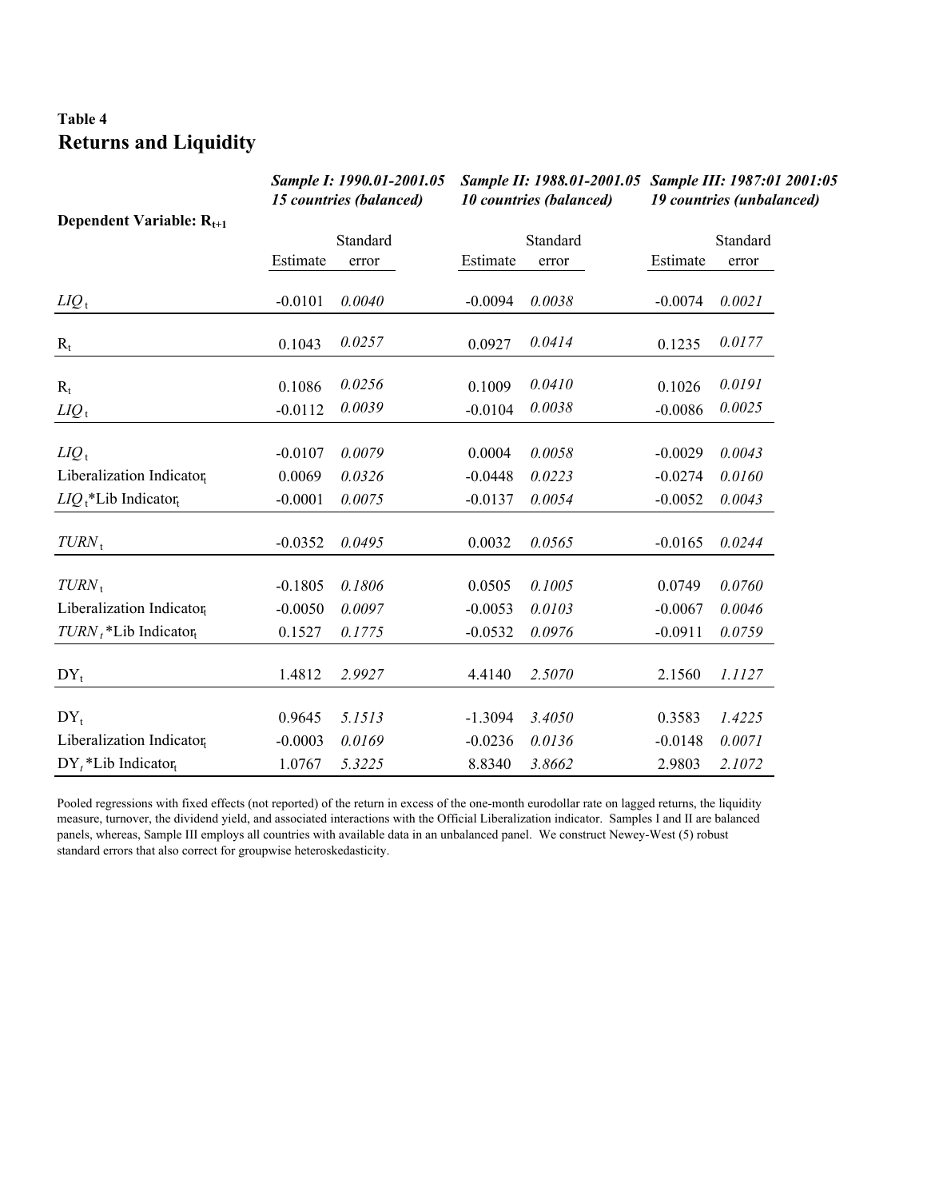**Table 4**

## Returns and Liquidity

| Dependent Variable: $R_{t+1}$ | *Sample I: 1990.01-2001.05 15 countries (balanced)* | | *Sample II: 1988.01-2001.05 10 countries (balanced)* | | *Sample III: 1987:01 2001:05 19 countries (unbalanced)* | |
|---|---|---|---|---|---|---|
| | Estimate | Standard error | Estimate | Standard error | Estimate | Standard error |
| $LIQ_t$ | -0.0101 | *0.0040* | -0.0094 | *0.0038* | -0.0074 | *0.0021* |
| $R_t$ | 0.1043 | *0.0257* | 0.0927 | *0.0414* | 0.1235 | *0.0177* |
| $R_t$ | 0.1086 | *0.0256* | 0.1009 | *0.0410* | 0.1026 | *0.0191* |
| $LIQ_t$ | -0.0112 | *0.0039* | -0.0104 | *0.0038* | -0.0086 | *0.0025* |
| $LIQ_t$ | -0.0107 | *0.0079* | 0.0004 | *0.0058* | -0.0029 | *0.0043* |
| Liberalization $\text{Indicator}_t$ | 0.0069 | *0.0326* | -0.0448 | *0.0223* | -0.0274 | *0.0160* |
| $LIQ_t$*Lib $\text{Indicator}_t$ | -0.0001 | *0.0075* | -0.0137 | *0.0054* | -0.0052 | *0.0043* |
| $TURN_t$ | -0.0352 | *0.0495* | 0.0032 | *0.0565* | -0.0165 | *0.0244* |
| $TURN_t$ | -0.1805 | *0.1806* | 0.0505 | *0.1005* | 0.0749 | *0.0760* |
| Liberalization $\text{Indicator}_t$ | -0.0050 | *0.0097* | -0.0053 | *0.0103* | -0.0067 | *0.0046* |
| $TURN_t$*Lib $\text{Indicator}_t$ | 0.1527 | *0.1775* | -0.0532 | *0.0976* | -0.0911 | *0.0759* |
| $DY_t$ | 1.4812 | *2.9927* | 4.4140 | *2.5070* | 2.1560 | *1.1127* |
| $DY_t$ | 0.9645 | *5.1513* | -1.3094 | *3.4050* | 0.3583 | *1.4225* |
| Liberalization $\text{Indicator}_t$ | -0.0003 | *0.0169* | -0.0236 | *0.0136* | -0.0148 | *0.0071* |
| $DY_t$*Lib $\text{Indicator}_t$ | 1.0767 | *5.3225* | 8.8340 | *3.8662* | 2.9803 | *2.1072* |

Pooled regressions with fixed effects (not reported) of the return in excess of the one-month eurodollar rate on lagged returns, the liquidity measure, turnover, the dividend yield, and associated interactions with the Official Liberalization indicator. Samples I and II are balanced panels, whereas, Sample III employs all countries with available data in an unbalanced panel. We construct Newey-West (5) robust standard errors that also correct for groupwise heteroskedasticity.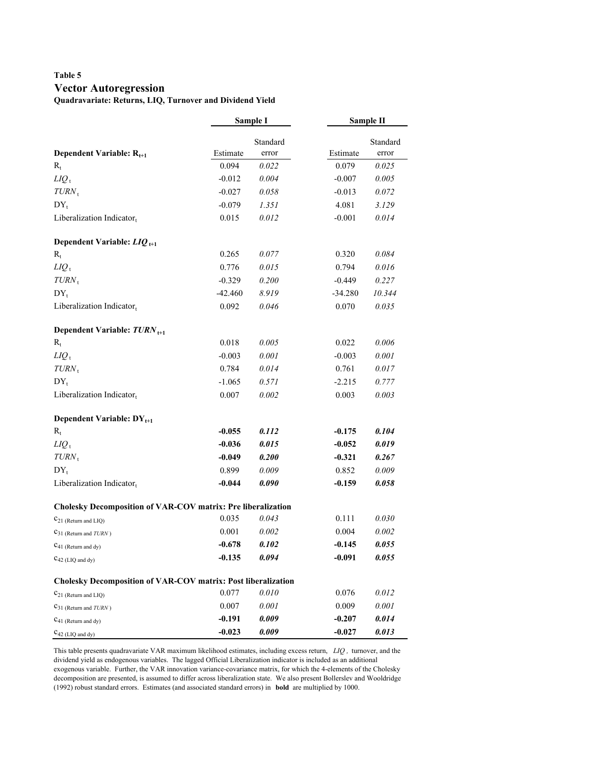**Table 5**

## Vector Autoregression

**Quadravariate: Returns, LIQ, Turnover and Dividend Yield**

| | Sample I | | Sample II | |
|---|---|---|---|---|
| **Dependent Variable: $R_{t+1}$** | Estimate | Standard error | Estimate | Standard error |
| $R_t$ | 0.094 | *0.022* | 0.079 | *0.025* |
| $LIQ_t$ | -0.012 | *0.004* | -0.007 | *0.005* |
| $TURN_t$ | -0.027 | *0.058* | -0.013 | *0.072* |
| $DY_t$ | -0.079 | *1.351* | 4.081 | *3.129* |
| Liberalization $\text{Indicator}_t$ | 0.015 | *0.012* | -0.001 | *0.014* |
| **Dependent Variable: $LIQ_{t+1}$** | | | | |
| $R_t$ | 0.265 | *0.077* | 0.320 | *0.084* |
| $LIQ_t$ | 0.776 | *0.015* | 0.794 | *0.016* |
| $TURN_t$ | -0.329 | *0.200* | -0.449 | *0.227* |
| $DY_t$ | -42.460 | *8.919* | -34.280 | *10.344* |
| Liberalization $\text{Indicator}_t$ | 0.092 | *0.046* | 0.070 | *0.035* |
| **Dependent Variable: $TURN_{t+1}$** | | | | |
| $R_t$ | 0.018 | *0.005* | 0.022 | *0.006* |
| $LIQ_t$ | -0.003 | *0.001* | -0.003 | *0.001* |
| $TURN_t$ | 0.784 | *0.014* | 0.761 | *0.017* |
| $DY_t$ | -1.065 | *0.571* | -2.215 | *0.777* |
| Liberalization $\text{Indicator}_t$ | 0.007 | *0.002* | 0.003 | *0.003* |
| **Dependent Variable: $DY_{t+1}$** | | | | |
| $R_t$ | **-0.055** | ***0.112*** | **-0.175** | ***0.104*** |
| $LIQ_t$ | **-0.036** | ***0.015*** | **-0.052** | ***0.019*** |
| $TURN_t$ | **-0.049** | ***0.200*** | **-0.321** | ***0.267*** |
| $DY_t$ | 0.899 | *0.009* | 0.852 | *0.009* |
| Liberalization $\text{Indicator}_t$ | **-0.044** | ***0.090*** | **-0.159** | ***0.058*** |
| **Cholesky Decomposition of VAR-COV matrix: Pre liberalization** | | | | |
| $c_{21}$ (Return and LIQ) | 0.035 | *0.043* | 0.111 | *0.030* |
| $c_{31}$ (Return and *TURN*) | 0.001 | *0.002* | 0.004 | *0.002* |
| $c_{41}$ (Return and dy) | **-0.678** | ***0.102*** | **-0.145** | ***0.055*** |
| $c_{42}$ (LIQ and dy) | **-0.135** | ***0.094*** | **-0.091** | ***0.055*** |
| **Cholesky Decomposition of VAR-COV matrix: Post liberalization** | | | | |
| $c_{21}$ (Return and LIQ) | 0.077 | *0.010* | 0.076 | *0.012* |
| $c_{31}$ (Return and *TURN*) | 0.007 | *0.001* | 0.009 | *0.001* |
| $c_{41}$ (Return and dy) | **-0.191** | ***0.009*** | **-0.207** | ***0.014*** |
| $c_{42}$ (LIQ and dy) | **-0.023** | ***0.009*** | **-0.027** | ***0.013*** |

This table presents quadravariate VAR maximum likelihood estimates, including excess return, *LIQ*, turnover, and the dividend yield as endogenous variables. The lagged Official Liberalization indicator is included as an additional exogenous variable. Further, the VAR innovation variance-covariance matrix, for which the 4-elements of the Cholesky decomposition are presented, is assumed to differ across liberalization state. We also present Bollerslev and Wooldridge (1992) robust standard errors. Estimates (and associated standard errors) in **bold** are multiplied by 1000.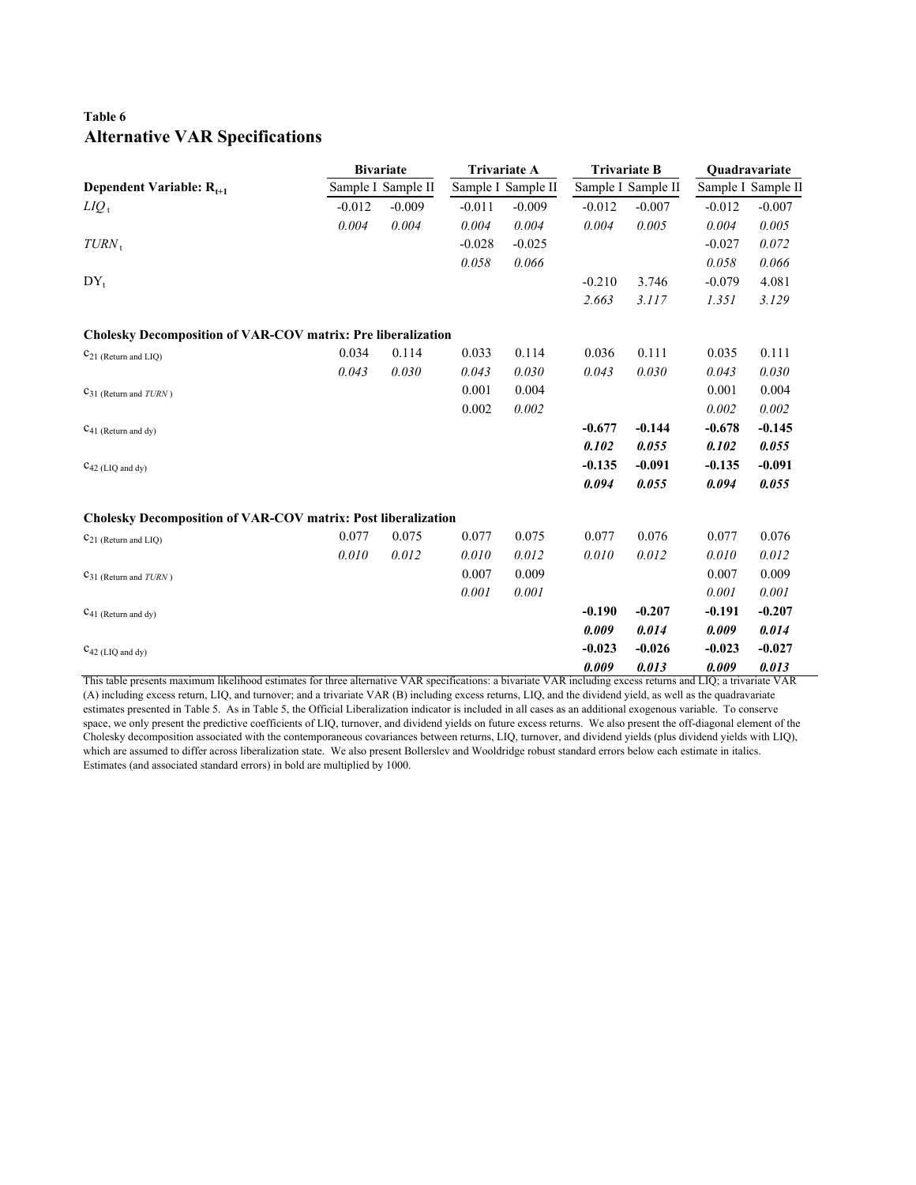**Table 6**
## Alternative VAR Specifications

| Dependent Variable: $R_{t+1}$ | Bivariate | | Trivariate A | | Trivariate B | | Quadravariate | |
|---|---|---|---|---|---|---|---|---|
| | Sample I | Sample II | Sample I | Sample II | Sample I | Sample II | Sample I | Sample II |
| $LIQ_t$ | -0.012 | -0.009 | -0.011 | -0.009 | -0.012 | -0.007 | -0.012 | -0.007 |
| | *0.004* | *0.004* | *0.004* | *0.004* | *0.004* | *0.005* | *0.004* | *0.005* |
| $TURN_t$ | | | -0.028 | -0.025 | | | -0.027 | 0.072 |
| | | | *0.058* | *0.066* | | | *0.058* | *0.066* |
| $DY_t$ | | | | | -0.210 | 3.746 | -0.079 | 4.081 |
| | | | | | *2.663* | *3.117* | *1.351* | *3.129* |
| **Cholesky Decomposition of VAR-COV matrix: Pre liberalization** | | | | | | | | |
| $c_{21}$ (Return and LIQ) | 0.034 | 0.114 | 0.033 | 0.114 | 0.036 | 0.111 | 0.035 | 0.111 |
| | *0.043* | *0.030* | *0.043* | *0.030* | *0.043* | *0.030* | *0.043* | *0.030* |
| $c_{31}$ (Return and *TURN*) | | | 0.001 | 0.004 | | | 0.001 | 0.004 |
| | | | 0.002 | *0.002* | | | *0.002* | *0.002* |
| $c_{41}$ (Return and dy) | | | | | **-0.677** | **-0.144** | **-0.678** | **-0.145** |
| | | | | | ***0.102*** | ***0.055*** | ***0.102*** | ***0.055*** |
| $c_{42}$ (LIQ and dy) | | | | | **-0.135** | **-0.091** | **-0.135** | **-0.091** |
| | | | | | ***0.094*** | ***0.055*** | ***0.094*** | ***0.055*** |
| **Cholesky Decomposition of VAR-COV matrix: Post liberalization** | | | | | | | | |
| $c_{21}$ (Return and LIQ) | 0.077 | 0.075 | 0.077 | 0.075 | 0.077 | 0.076 | 0.077 | 0.076 |
| | *0.010* | *0.012* | *0.010* | *0.012* | *0.010* | *0.012* | *0.010* | *0.012* |
| $c_{31}$ (Return and *TURN*) | | | 0.007 | 0.009 | | | 0.007 | 0.009 |
| | | | *0.001* | *0.001* | | | *0.001* | *0.001* |
| $c_{41}$ (Return and dy) | | | | | **-0.190** | **-0.207** | **-0.191** | **-0.207** |
| | | | | | ***0.009*** | ***0.014*** | ***0.009*** | ***0.014*** |
| $c_{42}$ (LIQ and dy) | | | | | **-0.023** | **-0.026** | **-0.023** | **-0.027** |
| | | | | | ***0.009*** | ***0.013*** | ***0.009*** | ***0.013*** |

This table presents maximum likelihood estimates for three alternative VAR specifications: a bivariate VAR including excess returns and LIQ; a trivariate VAR (A) including excess return, LIQ, and turnover; and a trivariate VAR (B) including excess returns, LIQ, and the dividend yield, as well as the quadravariate estimates presented in Table 5. As in Table 5, the Official Liberalization indicator is included in all cases as an additional exogenous variable. To conserve space, we only present the predictive coefficients of LIQ, turnover, and dividend yields on future excess returns. We also present the off-diagonal element of the Cholesky decomposition associated with the contemporaneous covariances between returns, LIQ, turnover, and dividend yields (plus dividend yields with LIQ), which are assumed to differ across liberalization state. We also present Bollerslev and Wooldridge robust standard errors below each estimate in italics. Estimates (and associated standard errors) in bold are multiplied by 1000.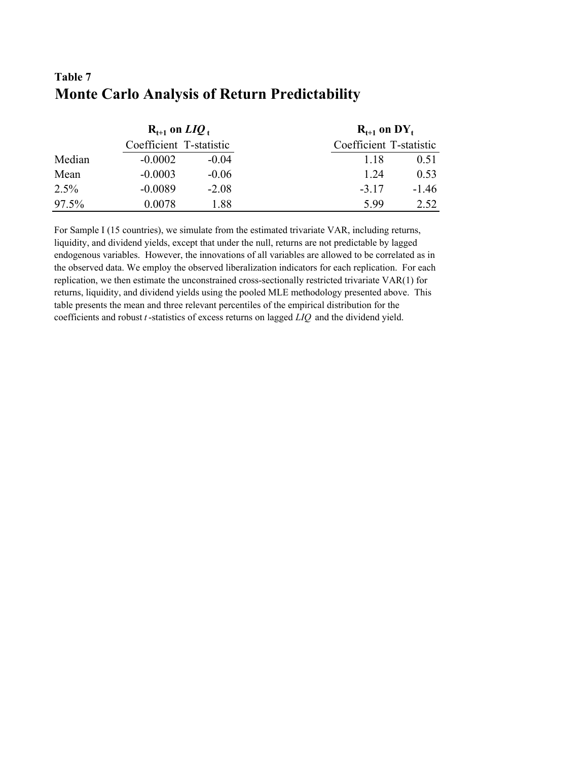**Table 7**

## Monte Carlo Analysis of Return Predictability

| | $R_{t+1}$ on $LIQ_t$ | | $R_{t+1}$ on $DY_t$ | |
|---|---|---|---|---|
| | Coefficient | T-statistic | Coefficient | T-statistic |
| Median | -0.0002 | -0.04 | 1.18 | 0.51 |
| Mean | -0.0003 | -0.06 | 1.24 | 0.53 |
| 2.5% | -0.0089 | -2.08 | -3.17 | -1.46 |
| 97.5% | 0.0078 | 1.88 | 5.99 | 2.52 |

For Sample I (15 countries), we simulate from the estimated trivariate VAR, including returns, liquidity, and dividend yields, except that under the null, returns are not predictable by lagged endogenous variables. However, the innovations of all variables are allowed to be correlated as in the observed data. We employ the observed liberalization indicators for each replication. For each replication, we then estimate the unconstrained cross-sectionally restricted trivariate VAR(1) for returns, liquidity, and dividend yields using the pooled MLE methodology presented above. This table presents the mean and three relevant percentiles of the empirical distribution for the coefficients and robust $t$-statistics of excess returns on lagged *LIQ* and the dividend yield.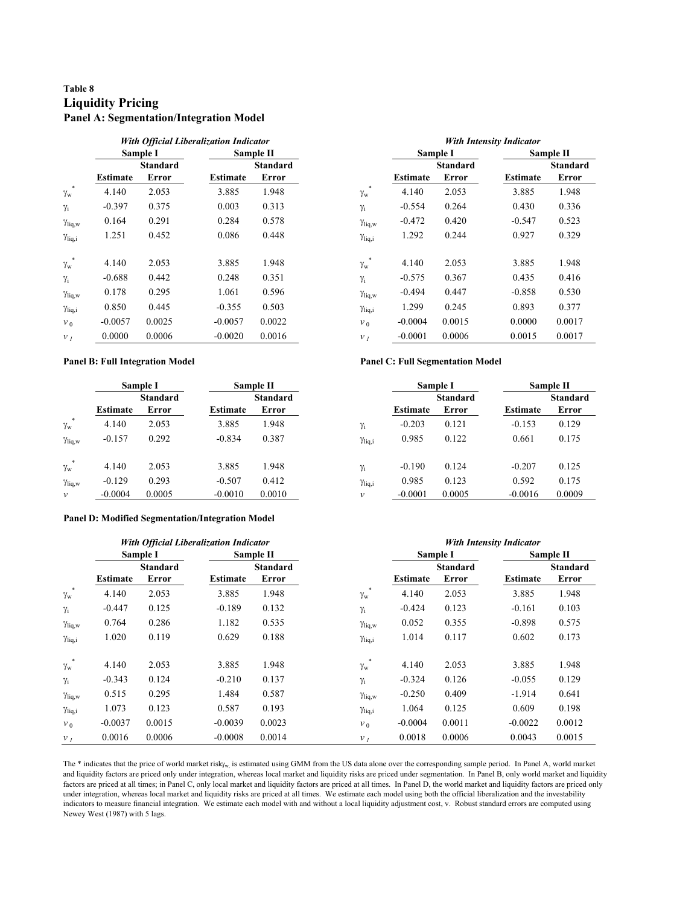**Table 8**

## Liquidity Pricing

### Panel A: Segmentation/Integration Model

| | *With Official Liberalization Indicator* | | | | | *With Intensity Indicator* | | | |
|---|---|---|---|---|---|---|---|---|---|
| | **Sample I** | | **Sample II** | | | **Sample I** | | **Sample II** | |
| | **Estimate** | **Standard Error** | **Estimate** | **Standard Error** | | **Estimate** | **Standard Error** | **Estimate** | **Standard Error** |
| $\gamma_w^*$ | 4.140 | 2.053 | 3.885 | 1.948 | $\gamma_w^*$ | 4.140 | 2.053 | 3.885 | 1.948 |
| $\gamma_i$ | -0.397 | 0.375 | 0.003 | 0.313 | $\gamma_i$ | -0.554 | 0.264 | 0.430 | 0.336 |
| $\gamma_{liq,w}$ | 0.164 | 0.291 | 0.284 | 0.578 | $\gamma_{liq,w}$ | -0.472 | 0.420 | -0.547 | 0.523 |
| $\gamma_{liq,i}$ | 1.251 | 0.452 | 0.086 | 0.448 | $\gamma_{liq,i}$ | 1.292 | 0.244 | 0.927 | 0.329 |
| | | | | | | | | | |
| $\gamma_w^*$ | 4.140 | 2.053 | 3.885 | 1.948 | $\gamma_w^*$ | 4.140 | 2.053 | 3.885 | 1.948 |
| $\gamma_i$ | -0.688 | 0.442 | 0.248 | 0.351 | $\gamma_i$ | -0.575 | 0.367 | 0.435 | 0.416 |
| $\gamma_{liq,w}$ | 0.178 | 0.295 | 1.061 | 0.596 | $\gamma_{liq,w}$ | -0.494 | 0.447 | -0.858 | 0.530 |
| $\gamma_{liq,i}$ | 0.850 | 0.445 | -0.355 | 0.503 | $\gamma_{liq,i}$ | 1.299 | 0.245 | 0.893 | 0.377 |
| $v_0$ | -0.0057 | 0.0025 | -0.0057 | 0.0022 | $v_0$ | -0.0004 | 0.0015 | 0.0000 | 0.0017 |
| $v_1$ | 0.0000 | 0.0006 | -0.0020 | 0.0016 | $v_1$ | -0.0001 | 0.0006 | 0.0015 | 0.0017 |

### Panel B: Full Integration Model

| | **Sample I** | | **Sample II** | |
|---|---|---|---|---|
| | **Estimate** | **Standard Error** | **Estimate** | **Standard Error** |
| $\gamma_w^*$ | 4.140 | 2.053 | 3.885 | 1.948 |
| $\gamma_{liq,w}$ | -0.157 | 0.292 | -0.834 | 0.387 |
| | | | | |
| $\gamma_w^*$ | 4.140 | 2.053 | 3.885 | 1.948 |
| $\gamma_{liq,w}$ | -0.129 | 0.293 | -0.507 | 0.412 |
| $v$ | -0.0004 | 0.0005 | -0.0010 | 0.0010 |

### Panel C: Full Segmentation Model

| | **Sample I** | | **Sample II** | |
|---|---|---|---|---|
| | **Estimate** | **Standard Error** | **Estimate** | **Standard Error** |
| $\gamma_i$ | -0.203 | 0.121 | -0.153 | 0.129 |
| $\gamma_{liq,i}$ | 0.985 | 0.122 | 0.661 | 0.175 |
| | | | | |
| $\gamma_i$ | -0.190 | 0.124 | -0.207 | 0.125 |
| $\gamma_{liq,i}$ | 0.985 | 0.123 | 0.592 | 0.175 |
| $v$ | -0.0001 | 0.0005 | -0.0016 | 0.0009 |

### Panel D: Modified Segmentation/Integration Model

| | *With Official Liberalization Indicator* | | | | | *With Intensity Indicator* | | | |
|---|---|---|---|---|---|---|---|---|---|
| | **Sample I** | | **Sample II** | | | **Sample I** | | **Sample II** | |
| | **Estimate** | **Standard Error** | **Estimate** | **Standard Error** | | **Estimate** | **Standard Error** | **Estimate** | **Standard Error** |
| $\gamma_w^*$ | 4.140 | 2.053 | 3.885 | 1.948 | $\gamma_w^*$ | 4.140 | 2.053 | 3.885 | 1.948 |
| $\gamma_i$ | -0.447 | 0.125 | -0.189 | 0.132 | $\gamma_i$ | -0.424 | 0.123 | -0.161 | 0.103 |
| $\gamma_{liq,w}$ | 0.764 | 0.286 | 1.182 | 0.535 | $\gamma_{liq,w}$ | 0.052 | 0.355 | -0.898 | 0.575 |
| $\gamma_{liq,i}$ | 1.020 | 0.119 | 0.629 | 0.188 | $\gamma_{liq,i}$ | 1.014 | 0.117 | 0.602 | 0.173 |
| | | | | | | | | | |
| $\gamma_w^*$ | 4.140 | 2.053 | 3.885 | 1.948 | $\gamma_w^*$ | 4.140 | 2.053 | 3.885 | 1.948 |
| $\gamma_i$ | -0.343 | 0.124 | -0.210 | 0.137 | $\gamma_i$ | -0.324 | 0.126 | -0.055 | 0.129 |
| $\gamma_{liq,w}$ | 0.515 | 0.295 | 1.484 | 0.587 | $\gamma_{liq,w}$ | -0.250 | 0.409 | -1.914 | 0.641 |
| $\gamma_{liq,i}$ | 1.073 | 0.123 | 0.587 | 0.193 | $\gamma_{liq,i}$ | 1.064 | 0.125 | 0.609 | 0.198 |
| $v_0$ | -0.0037 | 0.0015 | -0.0039 | 0.0023 | $v_0$ | -0.0004 | 0.0011 | -0.0022 | 0.0012 |
| $v_1$ | 0.0016 | 0.0006 | -0.0008 | 0.0014 | $v_1$ | 0.0018 | 0.0006 | 0.0043 | 0.0015 |

The * indicates that the price of world market risk $\gamma_w$ is estimated using GMM from the US data alone over the corresponding sample period. In Panel A, world market and liquidity factors are priced only under integration, whereas local market and liquidity risks are priced under segmentation. In Panel B, only world market and liquidity factors are priced at all times; in Panel C, only local market and liquidity factors are priced at all times. In Panel D, the world market and liquidity factors are priced only under integration, whereas local market and liquidity risks are priced at all times. We estimate each model using both the official liberalization and the investability indicators to measure financial integration. We estimate each model with and without a local liquidity adjustment cost, v. Robust standard errors are computed using Newey West (1987) with 5 lags.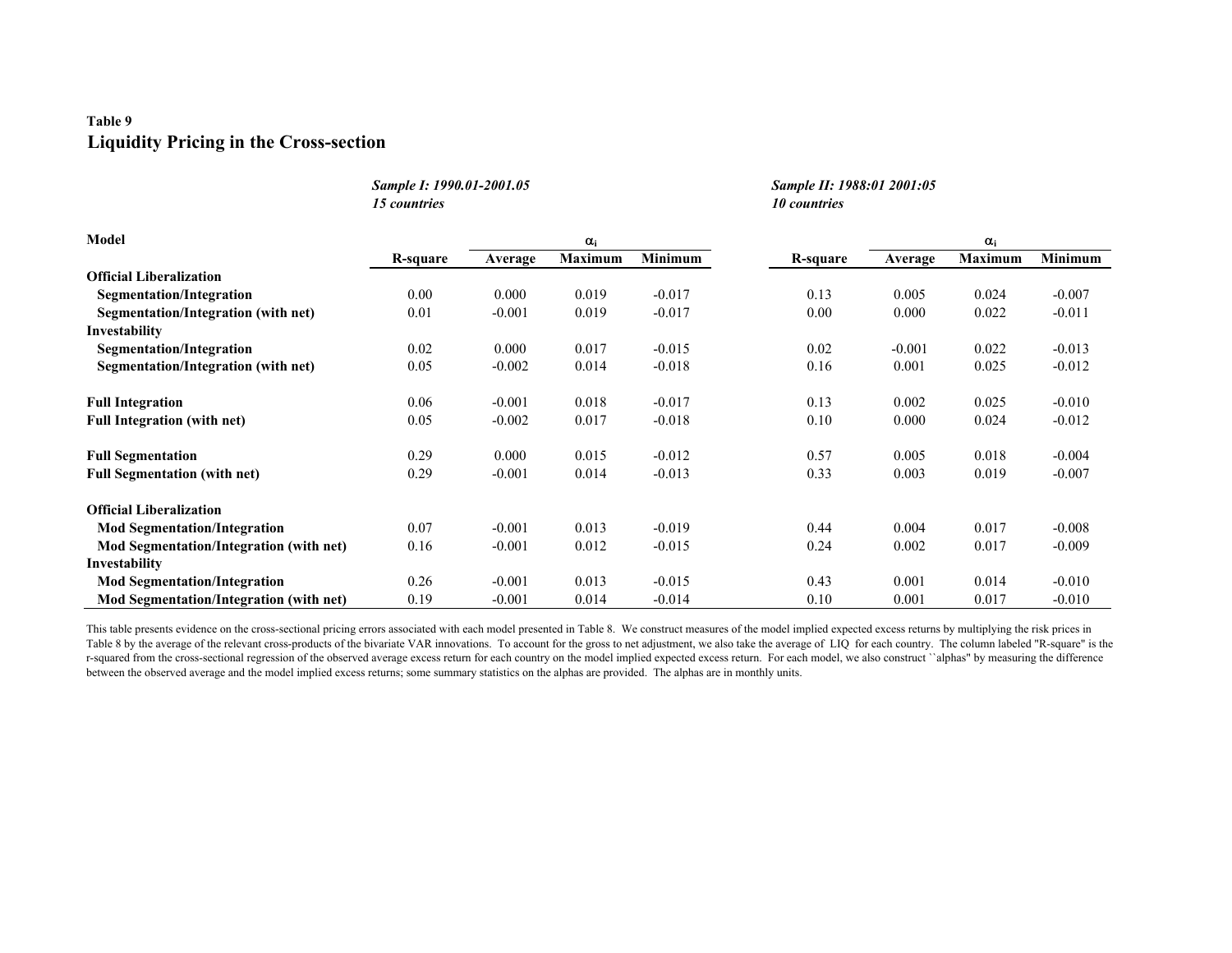**Table 9**
## Liquidity Pricing in the Cross-section

| Model | *Sample I: 1990.01-2001.05 15 countries* | | | | *Sample II: 1988:01 2001:05 10 countries* | | | |
|---|---|---|---|---|---|---|---|---|
| | | $\alpha_i$ | | | | $\alpha_i$ | | |
| | **R-square** | **Average** | **Maximum** | **Minimum** | **R-square** | **Average** | **Maximum** | **Minimum** |
| **Official Liberalization** | | | | | | | | |
| **Segmentation/Integration** | 0.00 | 0.000 | 0.019 | -0.017 | 0.13 | 0.005 | 0.024 | -0.007 |
| **Segmentation/Integration (with net)** | 0.01 | -0.001 | 0.019 | -0.017 | 0.00 | 0.000 | 0.022 | -0.011 |
| **Investability** | | | | | | | | |
| **Segmentation/Integration** | 0.02 | 0.000 | 0.017 | -0.015 | 0.02 | -0.001 | 0.022 | -0.013 |
| **Segmentation/Integration (with net)** | 0.05 | -0.002 | 0.014 | -0.018 | 0.16 | 0.001 | 0.025 | -0.012 |
| | | | | | | | | |
| **Full Integration** | 0.06 | -0.001 | 0.018 | -0.017 | 0.13 | 0.002 | 0.025 | -0.010 |
| **Full Integration (with net)** | 0.05 | -0.002 | 0.017 | -0.018 | 0.10 | 0.000 | 0.024 | -0.012 |
| | | | | | | | | |
| **Full Segmentation** | 0.29 | 0.000 | 0.015 | -0.012 | 0.57 | 0.005 | 0.018 | -0.004 |
| **Full Segmentation (with net)** | 0.29 | -0.001 | 0.014 | -0.013 | 0.33 | 0.003 | 0.019 | -0.007 |
| | | | | | | | | |
| **Official Liberalization** | | | | | | | | |
| **Mod Segmentation/Integration** | 0.07 | -0.001 | 0.013 | -0.019 | 0.44 | 0.004 | 0.017 | -0.008 |
| **Mod Segmentation/Integration (with net)** | 0.16 | -0.001 | 0.012 | -0.015 | 0.24 | 0.002 | 0.017 | -0.009 |
| **Investability** | | | | | | | | |
| **Mod Segmentation/Integration** | 0.26 | -0.001 | 0.013 | -0.015 | 0.43 | 0.001 | 0.014 | -0.010 |
| **Mod Segmentation/Integration (with net)** | 0.19 | -0.001 | 0.014 | -0.014 | 0.10 | 0.001 | 0.017 | -0.010 |

This table presents evidence on the cross-sectional pricing errors associated with each model presented in Table 8. We construct measures of the model implied expected excess returns by multiplying the risk prices in Table 8 by the average of the relevant cross-products of the bivariate VAR innovations. To account for the gross to net adjustment, we also take the average of LIQ for each country. The column labeled "R-square" is the r-squared from the cross-sectional regression of the observed average excess return for each country on the model implied expected excess return. For each model, we also construct ``alphas" by measuring the difference between the observed average and the model implied excess returns; some summary statistics on the alphas are provided. The alphas are in monthly units.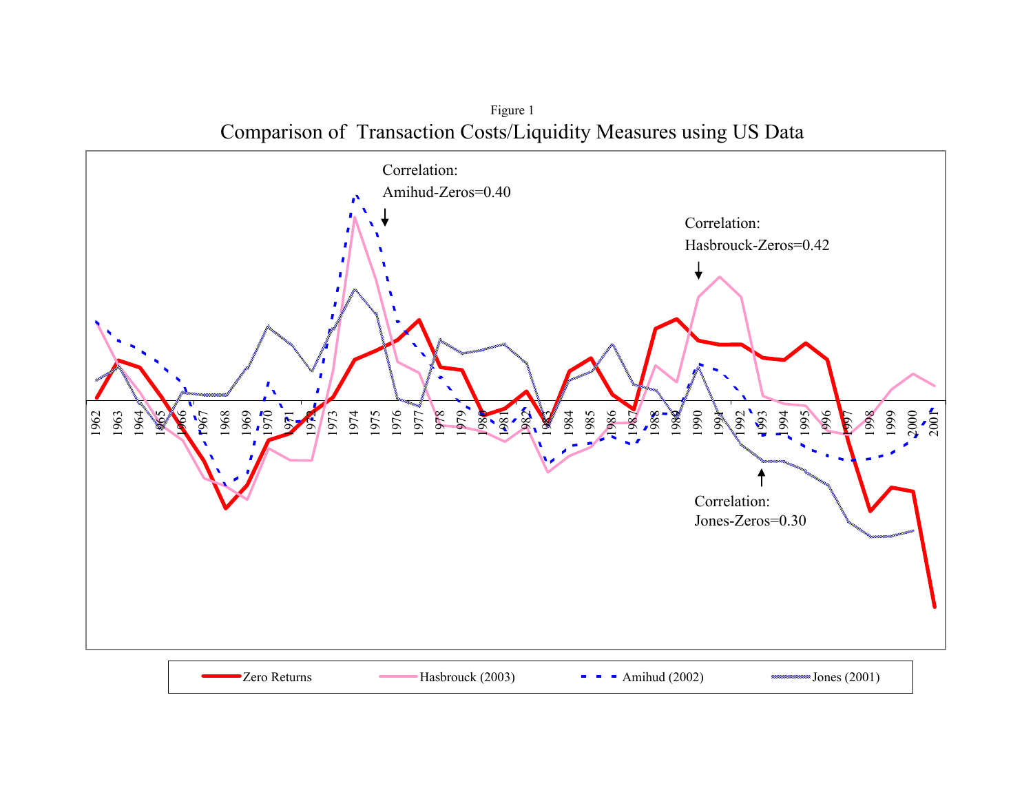Figure 1

# Comparison of Transaction Costs/Liquidity Measures using US Data

Correlation:
Amihud-Zeros=0.40

Correlation:
Hasbrouck-Zeros=0.42

Correlation:
Jones-Zeros=0.30

1962 1963 1964 1965 1966 1967 1968 1969 1970 1971 1972 1973 1974 1975 1976 1977 1978 1979 1980 1981 1982 1983 1984 1985 1986 1987 1988 1989 1990 1991 1992 1993 1994 1995 1996 1997 1998 1999 2000 2001

Zero Returns — Hasbrouck (2003) — Amihud (2002) — Jones (2001)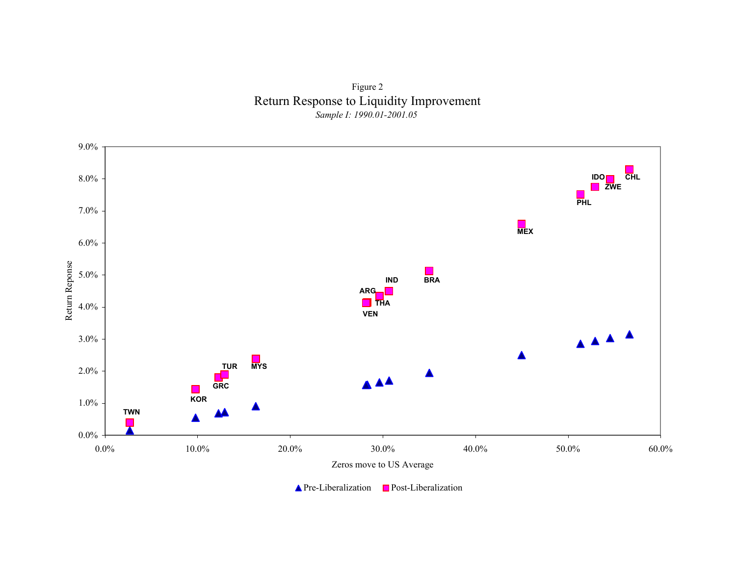Figure 2

Return Response to Liquidity Improvement

*Sample I: 1990.01-2001.05*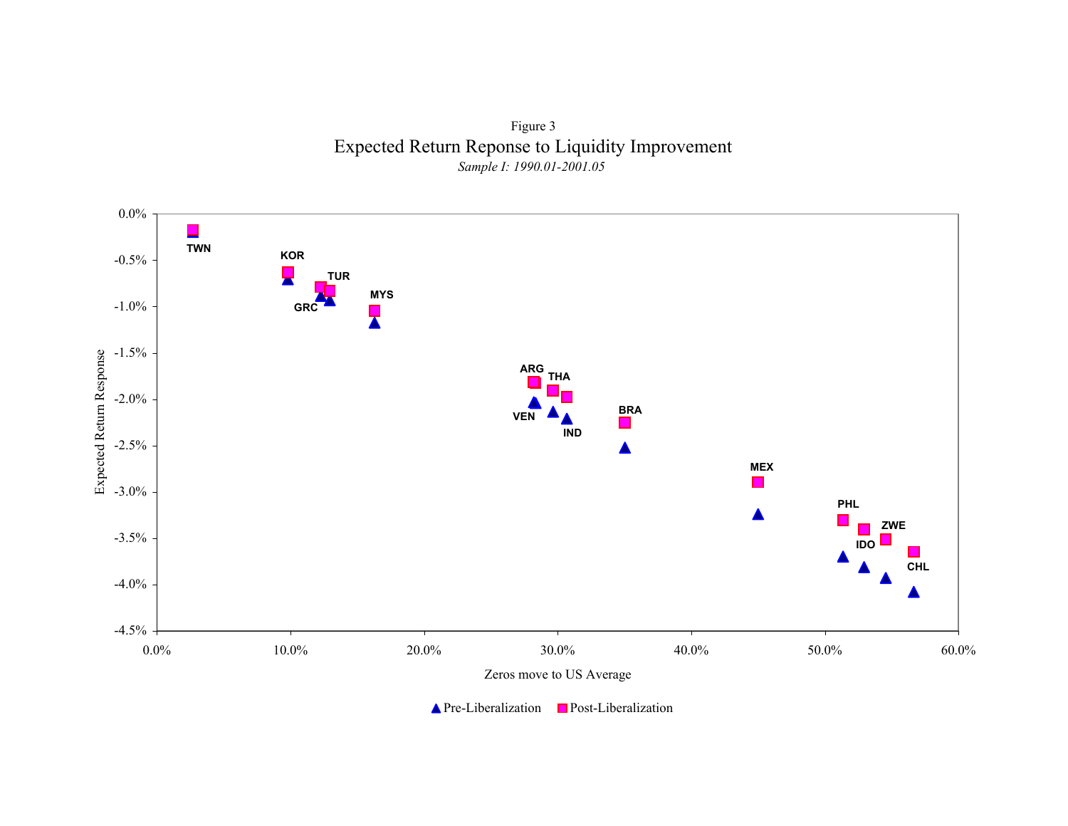Figure 3

Expected Return Reponse to Liquidity Improvement

*Sample I: 1990.01-2001.05*

0.0%
-0.5%
-1.0%
-1.5%
-2.0%
-2.5%
-3.0%
-3.5%
-4.0%
-4.5%

Expected Return Response

TWN
KOR
TUR
GRC
MYS
ARG
THA
VEN
IND
BRA
MEX
PHL
ZWE
IDO
CHL

0.0% 10.0% 20.0% 30.0% 40.0% 50.0% 60.0%

Zeros move to US Average

Pre-Liberalization
Post-Liberalization